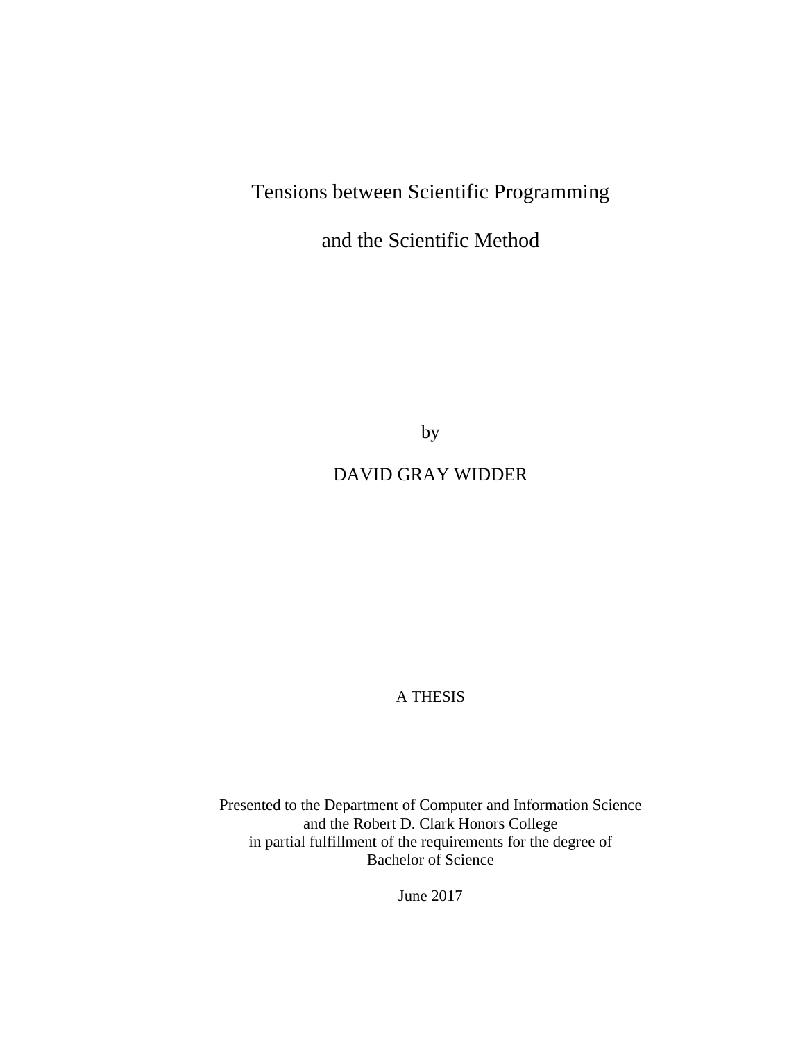# Tensions between Scientific Programming and the Scientific Method

by

DAVID GRAY WIDDER

A THESIS

Presented to the Department of Computer and Information Science
and the Robert D. Clark Honors College
in partial fulfillment of the requirements for the degree of
Bachelor of Science

June 2017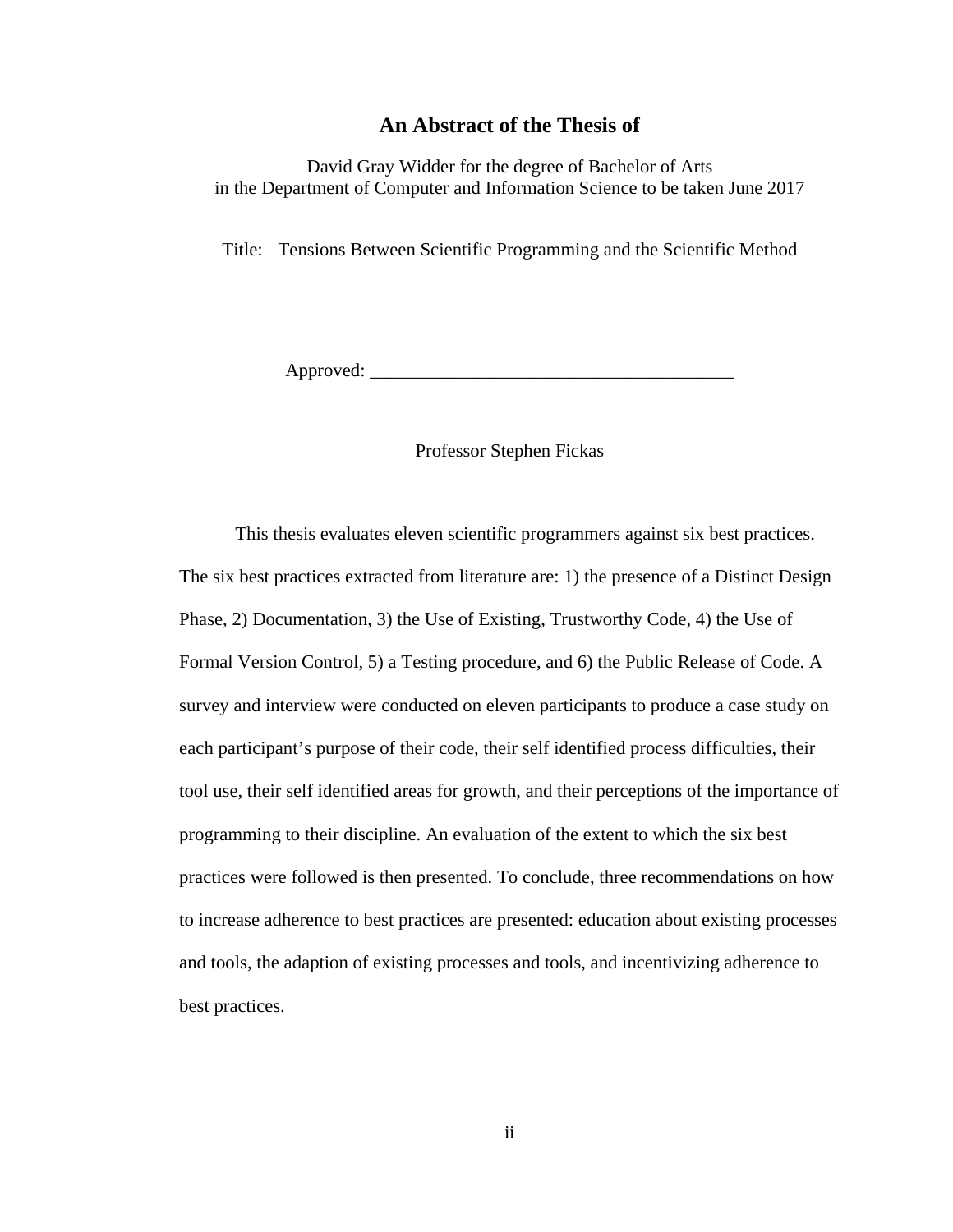## An Abstract of the Thesis of

David Gray Widder for the degree of Bachelor of Arts
in the Department of Computer and Information Science to be taken June 2017

Title: Tensions Between Scientific Programming and the Scientific Method

Approved: _______________________________________

Professor Stephen Fickas

This thesis evaluates eleven scientific programmers against six best practices. The six best practices extracted from literature are: 1) the presence of a Distinct Design Phase, 2) Documentation, 3) the Use of Existing, Trustworthy Code, 4) the Use of Formal Version Control, 5) a Testing procedure, and 6) the Public Release of Code. A survey and interview were conducted on eleven participants to produce a case study on each participant's purpose of their code, their self identified process difficulties, their tool use, their self identified areas for growth, and their perceptions of the importance of programming to their discipline. An evaluation of the extent to which the six best practices were followed is then presented. To conclude, three recommendations on how to increase adherence to best practices are presented: education about existing processes and tools, the adaption of existing processes and tools, and incentivizing adherence to best practices.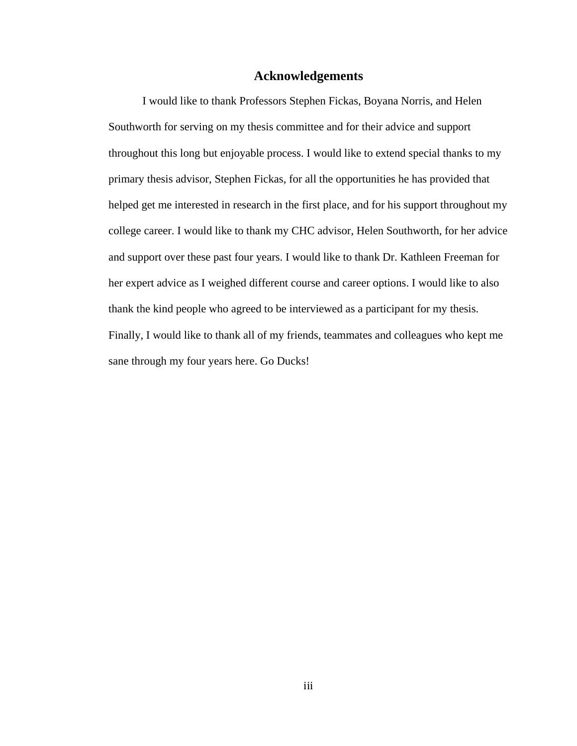# Acknowledgements

I would like to thank Professors Stephen Fickas, Boyana Norris, and Helen Southworth for serving on my thesis committee and for their advice and support throughout this long but enjoyable process. I would like to extend special thanks to my primary thesis advisor, Stephen Fickas, for all the opportunities he has provided that helped get me interested in research in the first place, and for his support throughout my college career. I would like to thank my CHC advisor, Helen Southworth, for her advice and support over these past four years. I would like to thank Dr. Kathleen Freeman for her expert advice as I weighed different course and career options. I would like to also thank the kind people who agreed to be interviewed as a participant for my thesis. Finally, I would like to thank all of my friends, teammates and colleagues who kept me sane through my four years here. Go Ducks!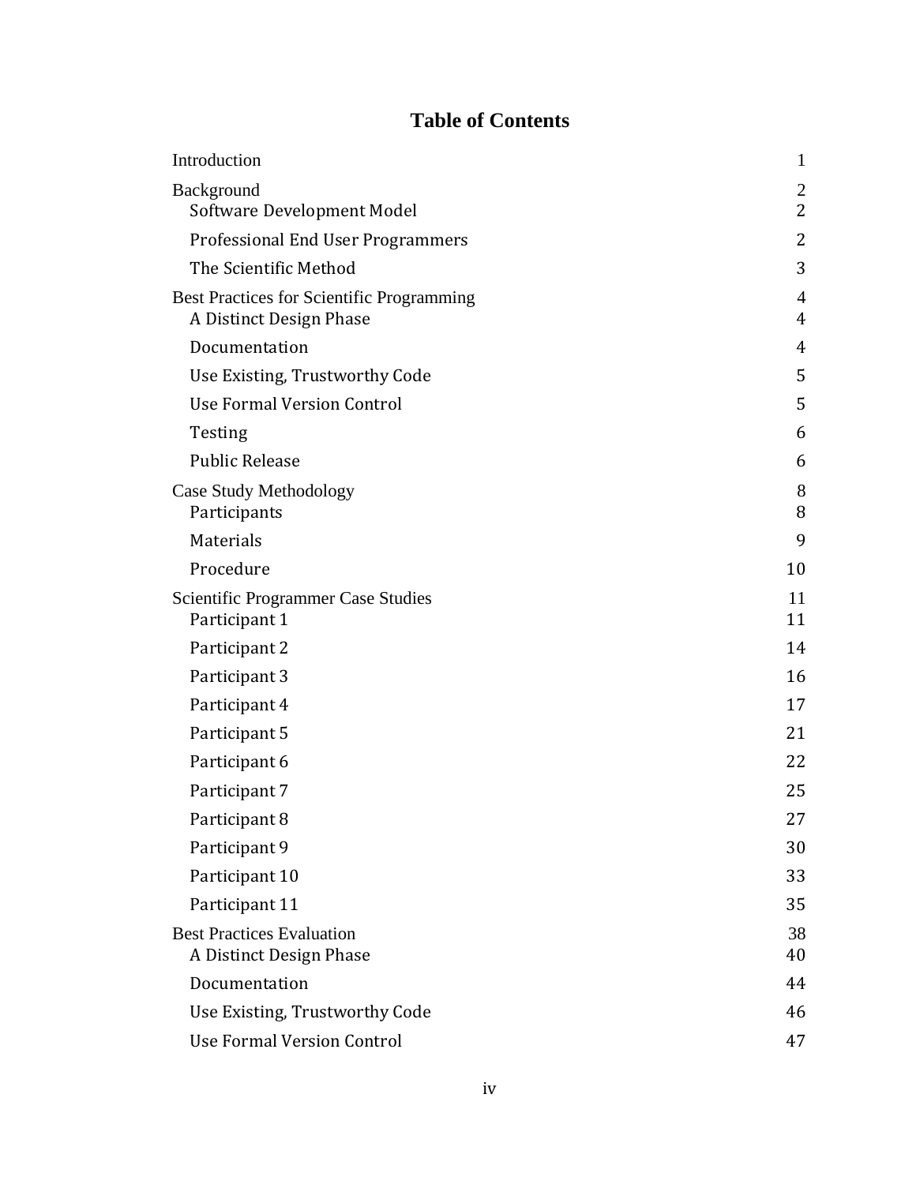# Table of Contents

| | |
|---|---|
| Introduction | 1 |
| Background | 2 |
| Software Development Model | 2 |
| Professional End User Programmers | 2 |
| The Scientific Method | 3 |
| Best Practices for Scientific Programming | 4 |
| A Distinct Design Phase | 4 |
| Documentation | 4 |
| Use Existing, Trustworthy Code | 5 |
| Use Formal Version Control | 5 |
| Testing | 6 |
| Public Release | 6 |
| Case Study Methodology | 8 |
| Participants | 8 |
| Materials | 9 |
| Procedure | 10 |
| Scientific Programmer Case Studies | 11 |
| Participant 1 | 11 |
| Participant 2 | 14 |
| Participant 3 | 16 |
| Participant 4 | 17 |
| Participant 5 | 21 |
| Participant 6 | 22 |
| Participant 7 | 25 |
| Participant 8 | 27 |
| Participant 9 | 30 |
| Participant 10 | 33 |
| Participant 11 | 35 |
| Best Practices Evaluation | 38 |
| A Distinct Design Phase | 40 |
| Documentation | 44 |
| Use Existing, Trustworthy Code | 46 |
| Use Formal Version Control | 47 |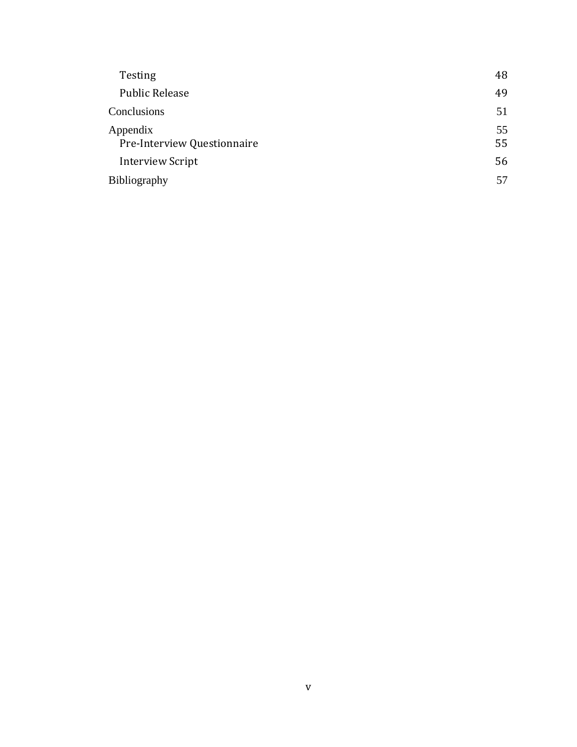- Testing 48
- Public Release 49

Conclusions 51

Appendix 55

- Pre-Interview Questionnaire 55
- Interview Script 56

Bibliography 57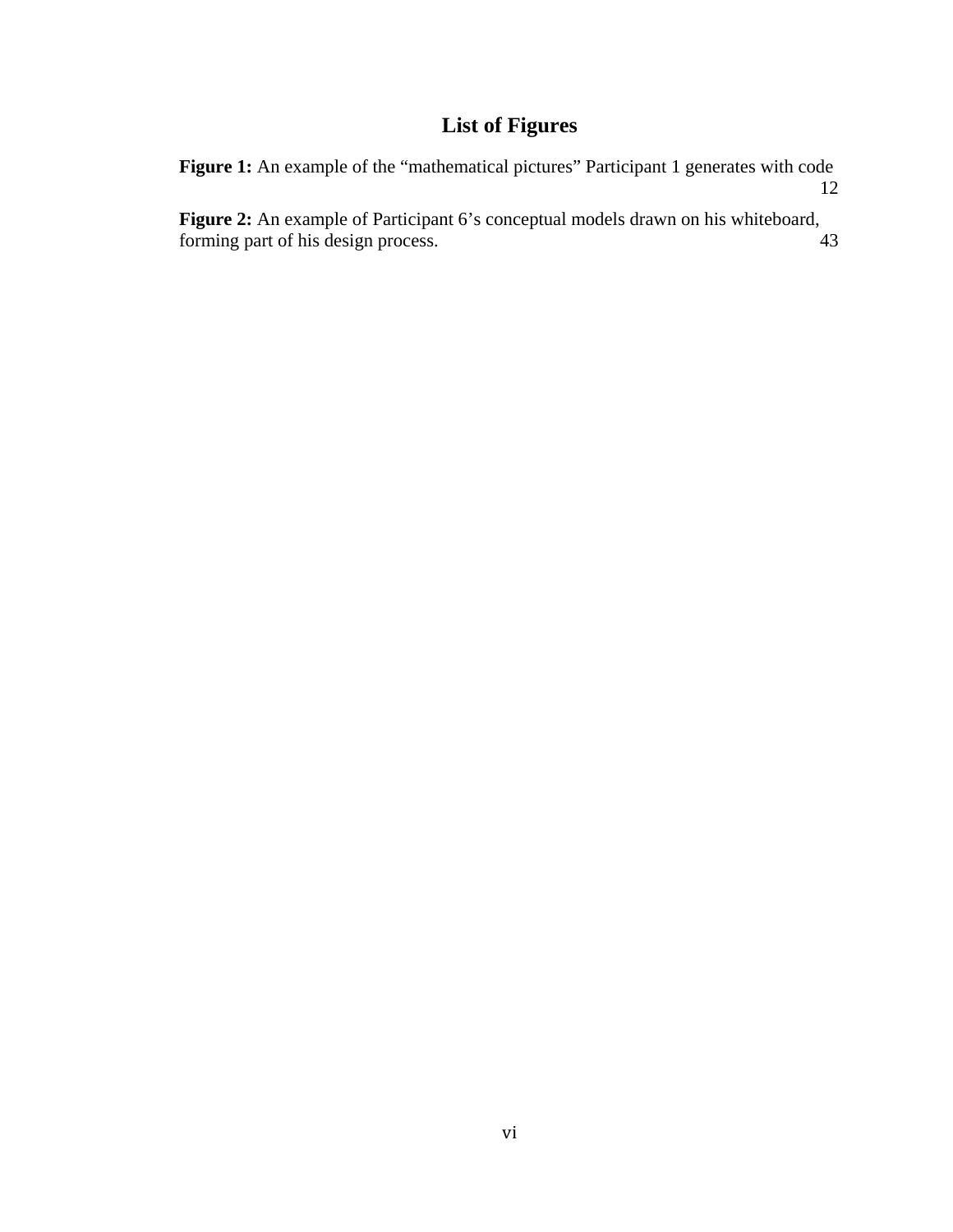# List of Figures

**Figure 1:** An example of the "mathematical pictures" Participant 1 generates with code 12

**Figure 2:** An example of Participant 6's conceptual models drawn on his whiteboard, forming part of his design process. 43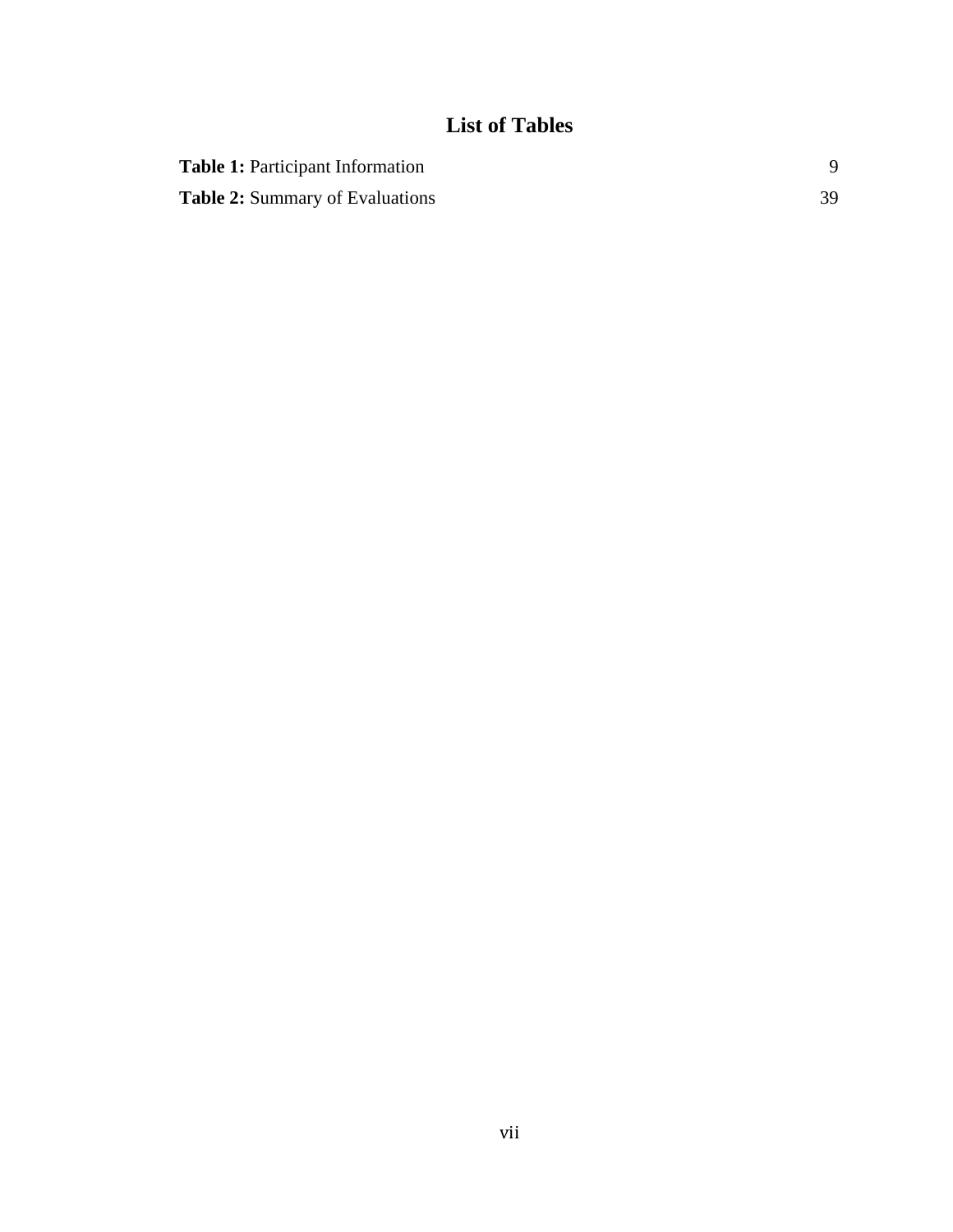# List of Tables

**Table 1:** Participant Information 9

**Table 2:** Summary of Evaluations 39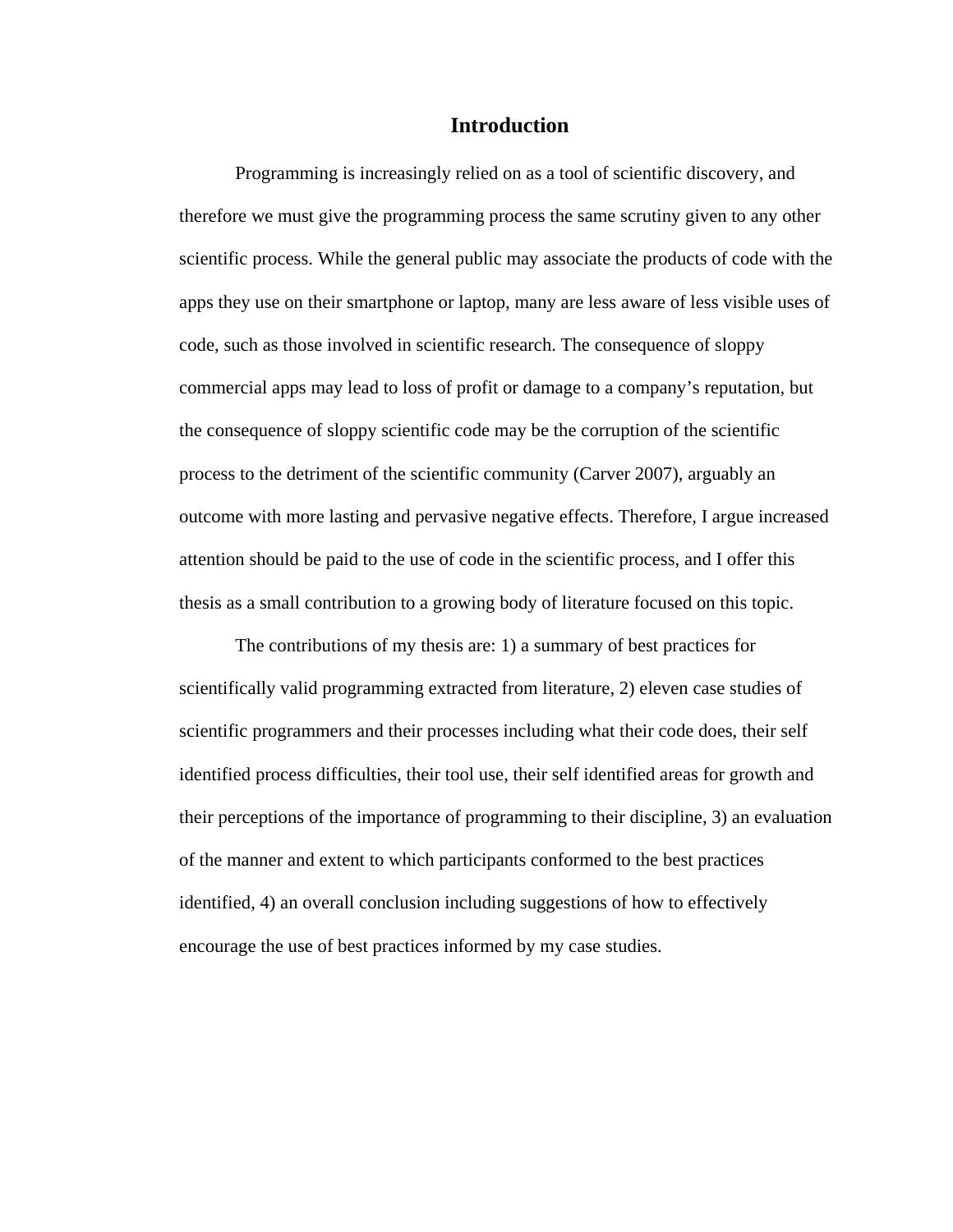# Introduction

Programming is increasingly relied on as a tool of scientific discovery, and therefore we must give the programming process the same scrutiny given to any other scientific process. While the general public may associate the products of code with the apps they use on their smartphone or laptop, many are less aware of less visible uses of code, such as those involved in scientific research. The consequence of sloppy commercial apps may lead to loss of profit or damage to a company's reputation, but the consequence of sloppy scientific code may be the corruption of the scientific process to the detriment of the scientific community (Carver 2007), arguably an outcome with more lasting and pervasive negative effects. Therefore, I argue increased attention should be paid to the use of code in the scientific process, and I offer this thesis as a small contribution to a growing body of literature focused on this topic.

The contributions of my thesis are: 1) a summary of best practices for scientifically valid programming extracted from literature, 2) eleven case studies of scientific programmers and their processes including what their code does, their self identified process difficulties, their tool use, their self identified areas for growth and their perceptions of the importance of programming to their discipline, 3) an evaluation of the manner and extent to which participants conformed to the best practices identified, 4) an overall conclusion including suggestions of how to effectively encourage the use of best practices informed by my case studies.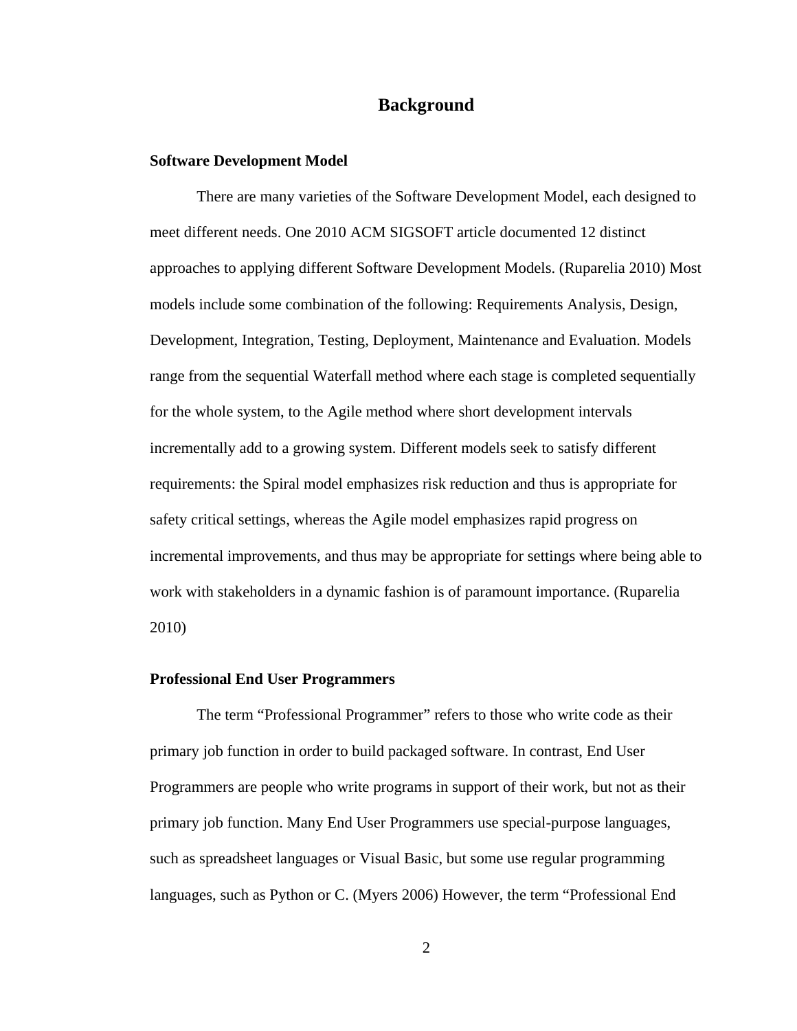# Background

## Software Development Model

There are many varieties of the Software Development Model, each designed to meet different needs. One 2010 ACM SIGSOFT article documented 12 distinct approaches to applying different Software Development Models. (Ruparelia 2010) Most models include some combination of the following: Requirements Analysis, Design, Development, Integration, Testing, Deployment, Maintenance and Evaluation. Models range from the sequential Waterfall method where each stage is completed sequentially for the whole system, to the Agile method where short development intervals incrementally add to a growing system. Different models seek to satisfy different requirements: the Spiral model emphasizes risk reduction and thus is appropriate for safety critical settings, whereas the Agile model emphasizes rapid progress on incremental improvements, and thus may be appropriate for settings where being able to work with stakeholders in a dynamic fashion is of paramount importance. (Ruparelia 2010)

## Professional End User Programmers

The term "Professional Programmer" refers to those who write code as their primary job function in order to build packaged software. In contrast, End User Programmers are people who write programs in support of their work, but not as their primary job function. Many End User Programmers use special-purpose languages, such as spreadsheet languages or Visual Basic, but some use regular programming languages, such as Python or C. (Myers 2006) However, the term "Professional End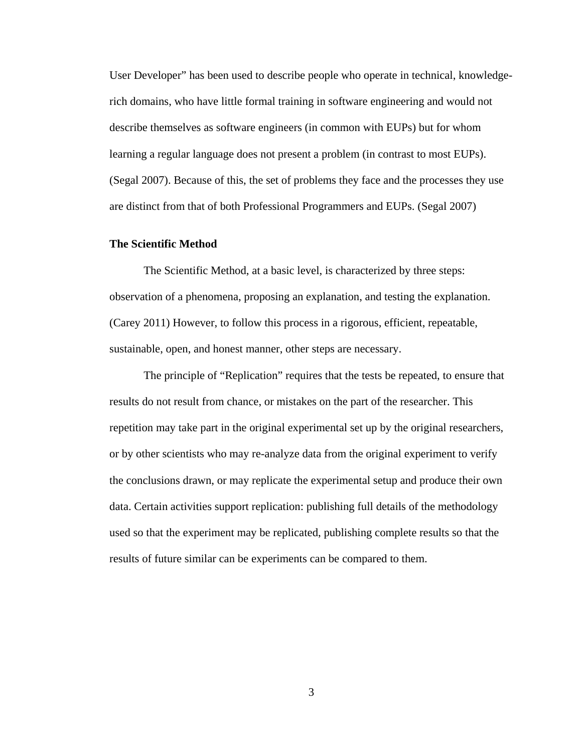User Developer" has been used to describe people who operate in technical, knowledge-rich domains, who have little formal training in software engineering and would not describe themselves as software engineers (in common with EUPs) but for whom learning a regular language does not present a problem (in contrast to most EUPs). (Segal 2007). Because of this, the set of problems they face and the processes they use are distinct from that of both Professional Programmers and EUPs. (Segal 2007)

### The Scientific Method

The Scientific Method, at a basic level, is characterized by three steps: observation of a phenomena, proposing an explanation, and testing the explanation. (Carey 2011) However, to follow this process in a rigorous, efficient, repeatable, sustainable, open, and honest manner, other steps are necessary.

The principle of "Replication" requires that the tests be repeated, to ensure that results do not result from chance, or mistakes on the part of the researcher. This repetition may take part in the original experimental set up by the original researchers, or by other scientists who may re-analyze data from the original experiment to verify the conclusions drawn, or may replicate the experimental setup and produce their own data. Certain activities support replication: publishing full details of the methodology used so that the experiment may be replicated, publishing complete results so that the results of future similar can be experiments can be compared to them.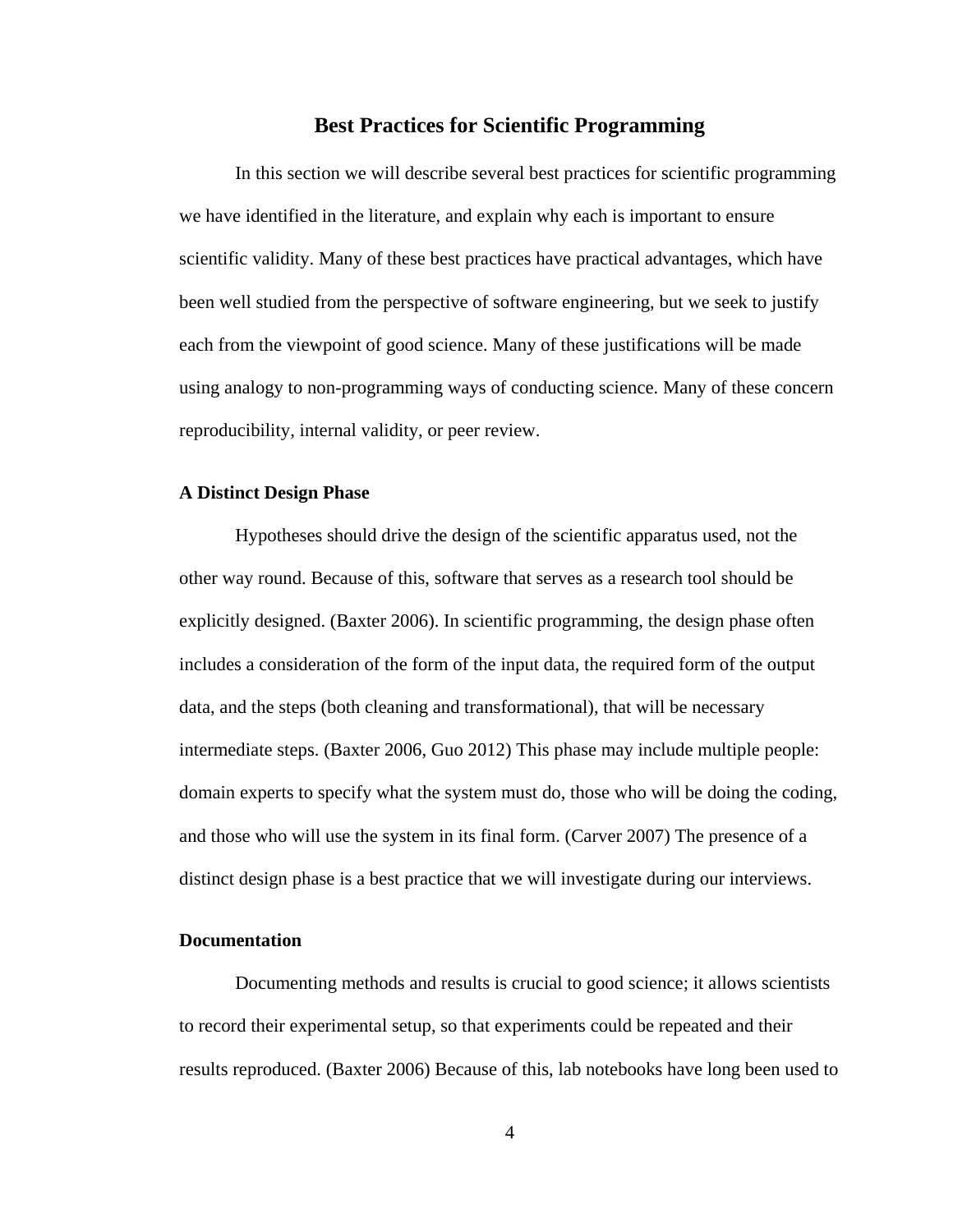## Best Practices for Scientific Programming

In this section we will describe several best practices for scientific programming we have identified in the literature, and explain why each is important to ensure scientific validity. Many of these best practices have practical advantages, which have been well studied from the perspective of software engineering, but we seek to justify each from the viewpoint of good science. Many of these justifications will be made using analogy to non-programming ways of conducting science. Many of these concern reproducibility, internal validity, or peer review.

### A Distinct Design Phase

Hypotheses should drive the design of the scientific apparatus used, not the other way round. Because of this, software that serves as a research tool should be explicitly designed. (Baxter 2006). In scientific programming, the design phase often includes a consideration of the form of the input data, the required form of the output data, and the steps (both cleaning and transformational), that will be necessary intermediate steps. (Baxter 2006, Guo 2012) This phase may include multiple people: domain experts to specify what the system must do, those who will be doing the coding, and those who will use the system in its final form. (Carver 2007) The presence of a distinct design phase is a best practice that we will investigate during our interviews.

### Documentation

Documenting methods and results is crucial to good science; it allows scientists to record their experimental setup, so that experiments could be repeated and their results reproduced. (Baxter 2006) Because of this, lab notebooks have long been used to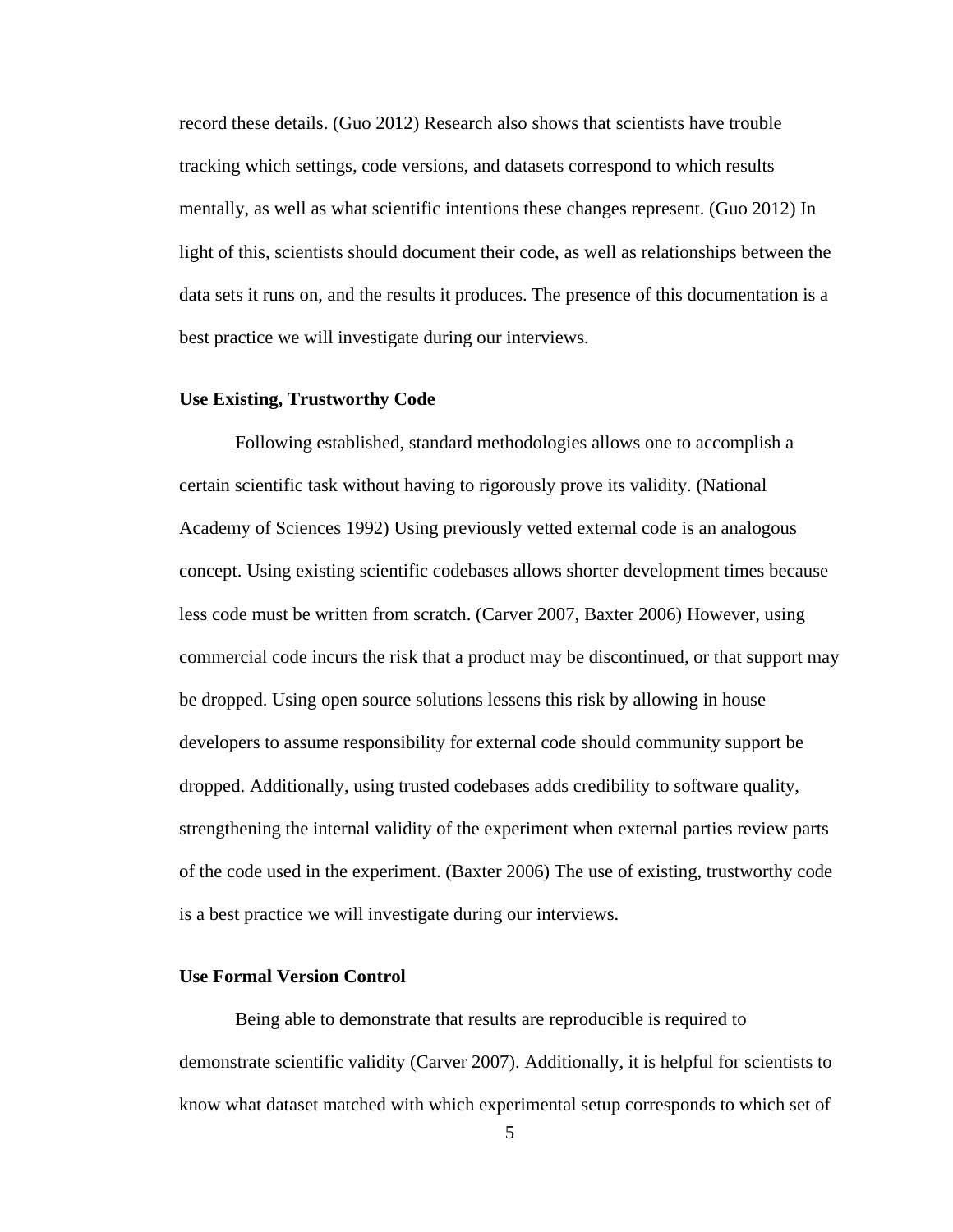record these details. (Guo 2012) Research also shows that scientists have trouble tracking which settings, code versions, and datasets correspond to which results mentally, as well as what scientific intentions these changes represent. (Guo 2012) In light of this, scientists should document their code, as well as relationships between the data sets it runs on, and the results it produces. The presence of this documentation is a best practice we will investigate during our interviews.

### Use Existing, Trustworthy Code

Following established, standard methodologies allows one to accomplish a certain scientific task without having to rigorously prove its validity. (National Academy of Sciences 1992) Using previously vetted external code is an analogous concept. Using existing scientific codebases allows shorter development times because less code must be written from scratch. (Carver 2007, Baxter 2006) However, using commercial code incurs the risk that a product may be discontinued, or that support may be dropped. Using open source solutions lessens this risk by allowing in house developers to assume responsibility for external code should community support be dropped. Additionally, using trusted codebases adds credibility to software quality, strengthening the internal validity of the experiment when external parties review parts of the code used in the experiment. (Baxter 2006) The use of existing, trustworthy code is a best practice we will investigate during our interviews.

### Use Formal Version Control

Being able to demonstrate that results are reproducible is required to demonstrate scientific validity (Carver 2007). Additionally, it is helpful for scientists to know what dataset matched with which experimental setup corresponds to which set of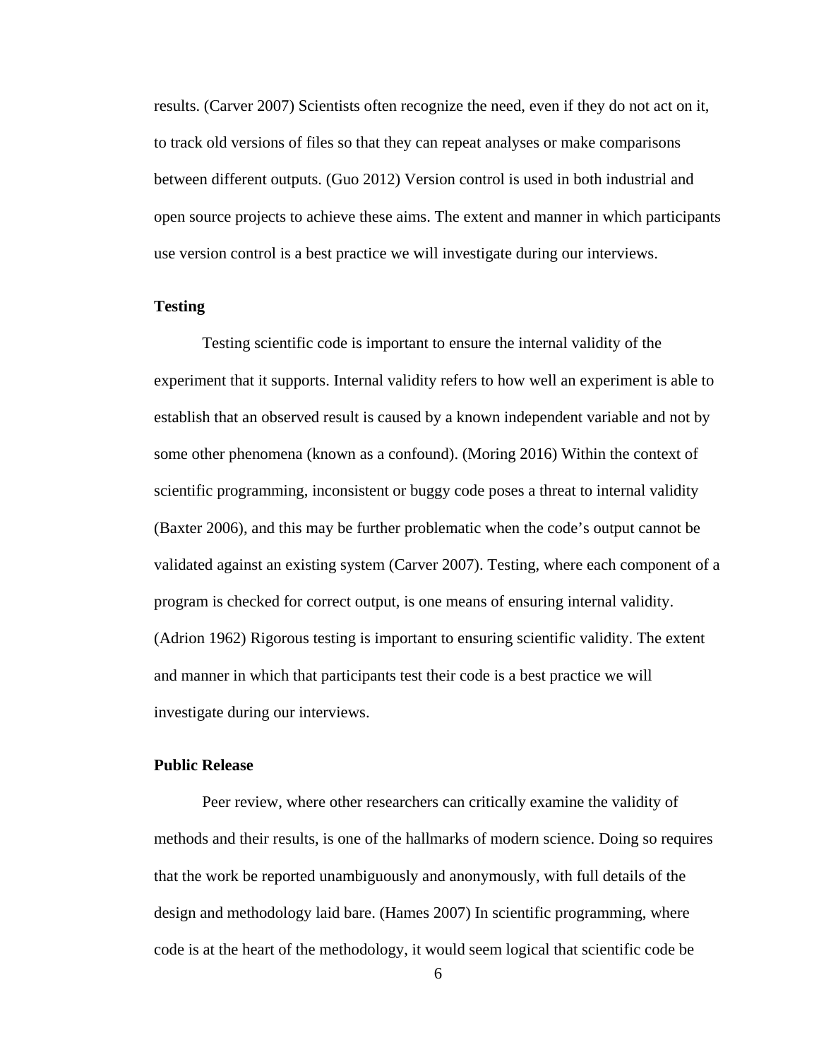results. (Carver 2007) Scientists often recognize the need, even if they do not act on it, to track old versions of files so that they can repeat analyses or make comparisons between different outputs. (Guo 2012) Version control is used in both industrial and open source projects to achieve these aims. The extent and manner in which participants use version control is a best practice we will investigate during our interviews.

### Testing

Testing scientific code is important to ensure the internal validity of the experiment that it supports. Internal validity refers to how well an experiment is able to establish that an observed result is caused by a known independent variable and not by some other phenomena (known as a confound). (Moring 2016) Within the context of scientific programming, inconsistent or buggy code poses a threat to internal validity (Baxter 2006), and this may be further problematic when the code's output cannot be validated against an existing system (Carver 2007). Testing, where each component of a program is checked for correct output, is one means of ensuring internal validity. (Adrion 1962) Rigorous testing is important to ensuring scientific validity. The extent and manner in which that participants test their code is a best practice we will investigate during our interviews.

### Public Release

Peer review, where other researchers can critically examine the validity of methods and their results, is one of the hallmarks of modern science. Doing so requires that the work be reported unambiguously and anonymously, with full details of the design and methodology laid bare. (Hames 2007) In scientific programming, where code is at the heart of the methodology, it would seem logical that scientific code be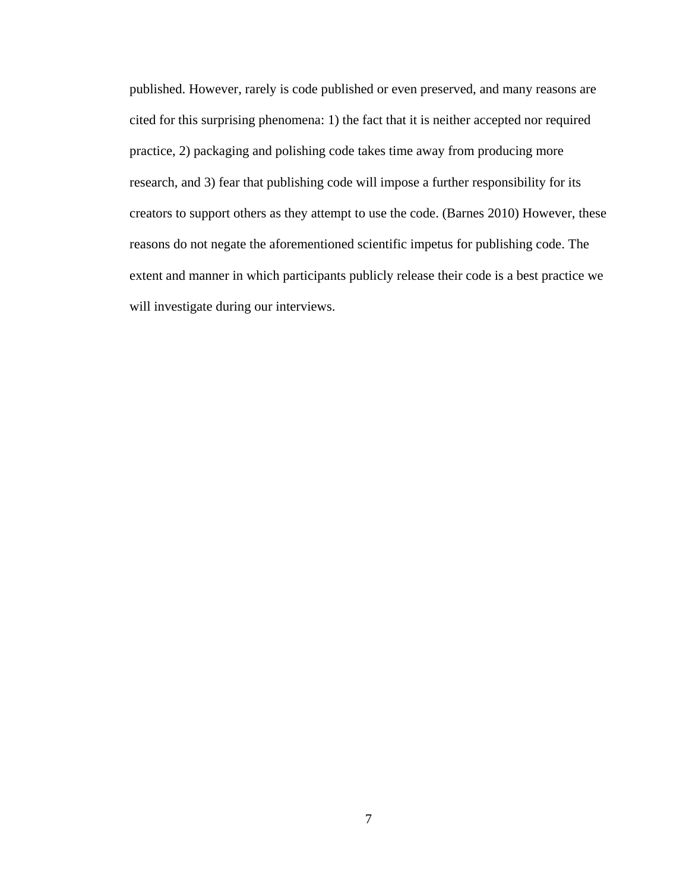published. However, rarely is code published or even preserved, and many reasons are cited for this surprising phenomena: 1) the fact that it is neither accepted nor required practice, 2) packaging and polishing code takes time away from producing more research, and 3) fear that publishing code will impose a further responsibility for its creators to support others as they attempt to use the code. (Barnes 2010) However, these reasons do not negate the aforementioned scientific impetus for publishing code. The extent and manner in which participants publicly release their code is a best practice we will investigate during our interviews.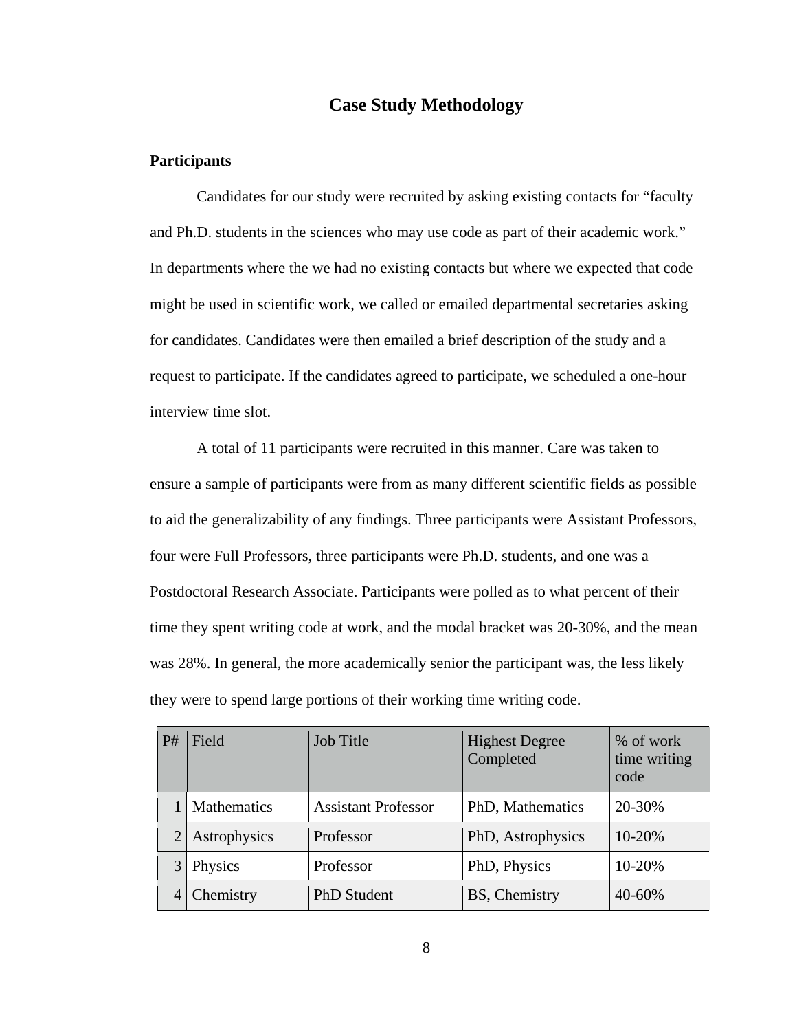# Case Study Methodology

## Participants

Candidates for our study were recruited by asking existing contacts for "faculty and Ph.D. students in the sciences who may use code as part of their academic work." In departments where the we had no existing contacts but where we expected that code might be used in scientific work, we called or emailed departmental secretaries asking for candidates. Candidates were then emailed a brief description of the study and a request to participate. If the candidates agreed to participate, we scheduled a one-hour interview time slot.

A total of 11 participants were recruited in this manner. Care was taken to ensure a sample of participants were from as many different scientific fields as possible to aid the generalizability of any findings. Three participants were Assistant Professors, four were Full Professors, three participants were Ph.D. students, and one was a Postdoctoral Research Associate. Participants were polled as to what percent of their time they spent writing code at work, and the modal bracket was 20-30%, and the mean was 28%. In general, the more academically senior the participant was, the less likely they were to spend large portions of their working time writing code.

| P# | Field | Job Title | Highest Degree Completed | % of work time writing code |
|---|---|---|---|---|
| 1 | Mathematics | Assistant Professor | PhD, Mathematics | 20-30% |
| 2 | Astrophysics | Professor | PhD, Astrophysics | 10-20% |
| 3 | Physics | Professor | PhD, Physics | 10-20% |
| 4 | Chemistry | PhD Student | BS, Chemistry | 40-60% |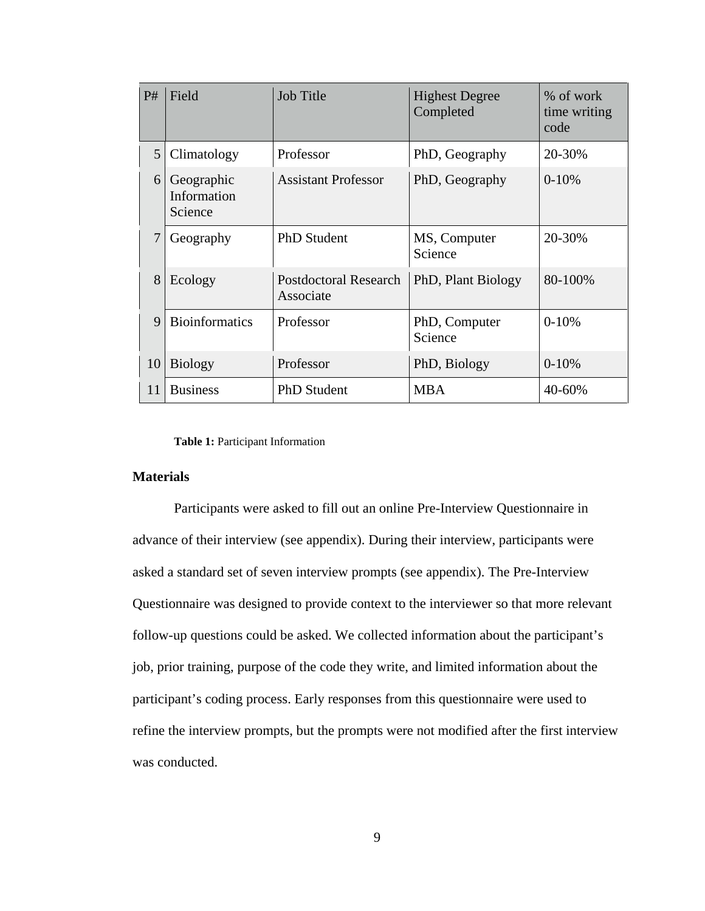| P# | Field | Job Title | Highest Degree Completed | % of work time writing code |
|---|---|---|---|---|
| 5 | Climatology | Professor | PhD, Geography | 20-30% |
| 6 | Geographic Information Science | Assistant Professor | PhD, Geography | 0-10% |
| 7 | Geography | PhD Student | MS, Computer Science | 20-30% |
| 8 | Ecology | Postdoctoral Research Associate | PhD, Plant Biology | 80-100% |
| 9 | Bioinformatics | Professor | PhD, Computer Science | 0-10% |
| 10 | Biology | Professor | PhD, Biology | 0-10% |
| 11 | Business | PhD Student | MBA | 40-60% |

**Table 1:** Participant Information

## Materials

Participants were asked to fill out an online Pre-Interview Questionnaire in advance of their interview (see appendix). During their interview, participants were asked a standard set of seven interview prompts (see appendix). The Pre-Interview Questionnaire was designed to provide context to the interviewer so that more relevant follow-up questions could be asked. We collected information about the participant's job, prior training, purpose of the code they write, and limited information about the participant's coding process. Early responses from this questionnaire were used to refine the interview prompts, but the prompts were not modified after the first interview was conducted.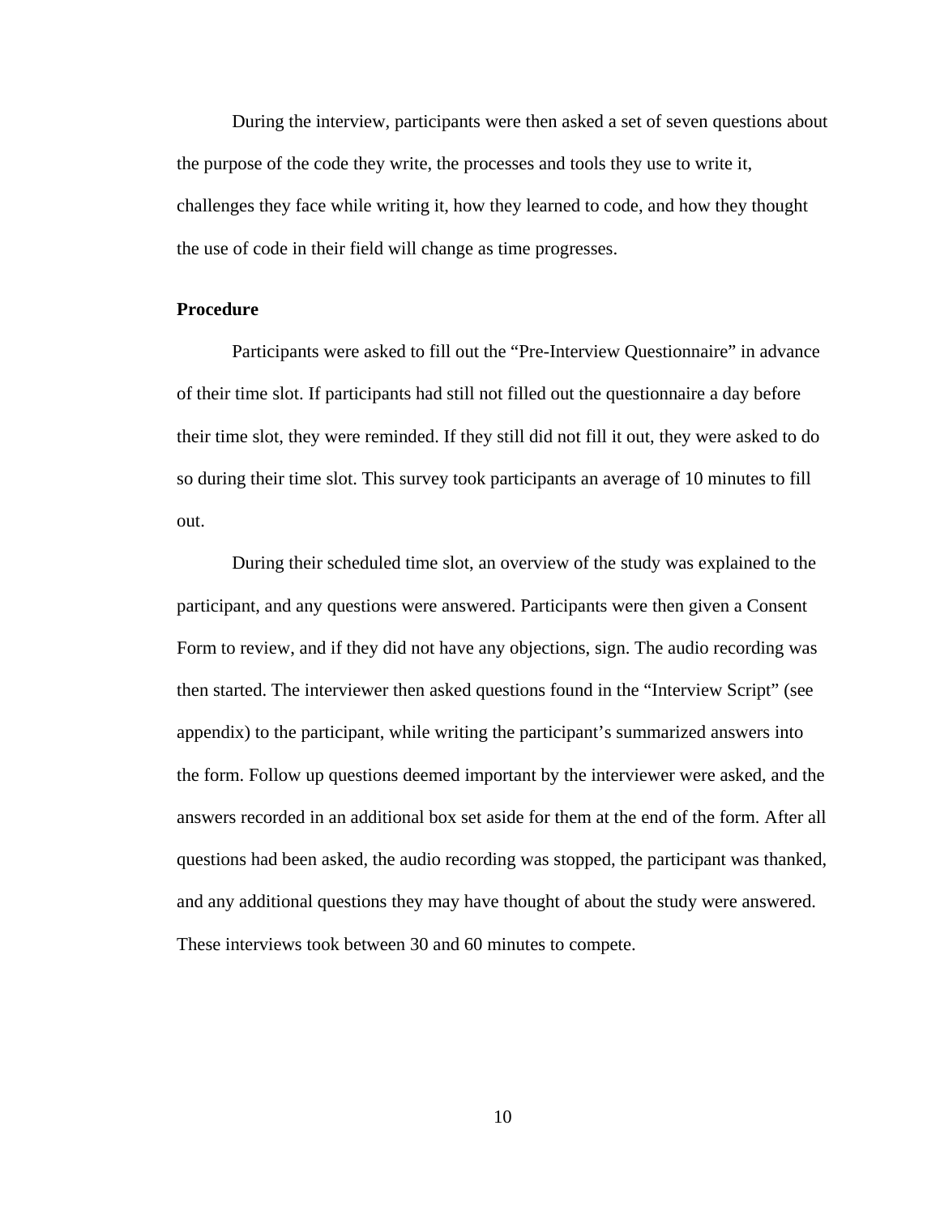During the interview, participants were then asked a set of seven questions about the purpose of the code they write, the processes and tools they use to write it, challenges they face while writing it, how they learned to code, and how they thought the use of code in their field will change as time progresses.

**Procedure**

Participants were asked to fill out the "Pre-Interview Questionnaire" in advance of their time slot. If participants had still not filled out the questionnaire a day before their time slot, they were reminded. If they still did not fill it out, they were asked to do so during their time slot. This survey took participants an average of 10 minutes to fill out.

During their scheduled time slot, an overview of the study was explained to the participant, and any questions were answered. Participants were then given a Consent Form to review, and if they did not have any objections, sign. The audio recording was then started. The interviewer then asked questions found in the "Interview Script" (see appendix) to the participant, while writing the participant's summarized answers into the form. Follow up questions deemed important by the interviewer were asked, and the answers recorded in an additional box set aside for them at the end of the form. After all questions had been asked, the audio recording was stopped, the participant was thanked, and any additional questions they may have thought of about the study were answered. These interviews took between 30 and 60 minutes to compete.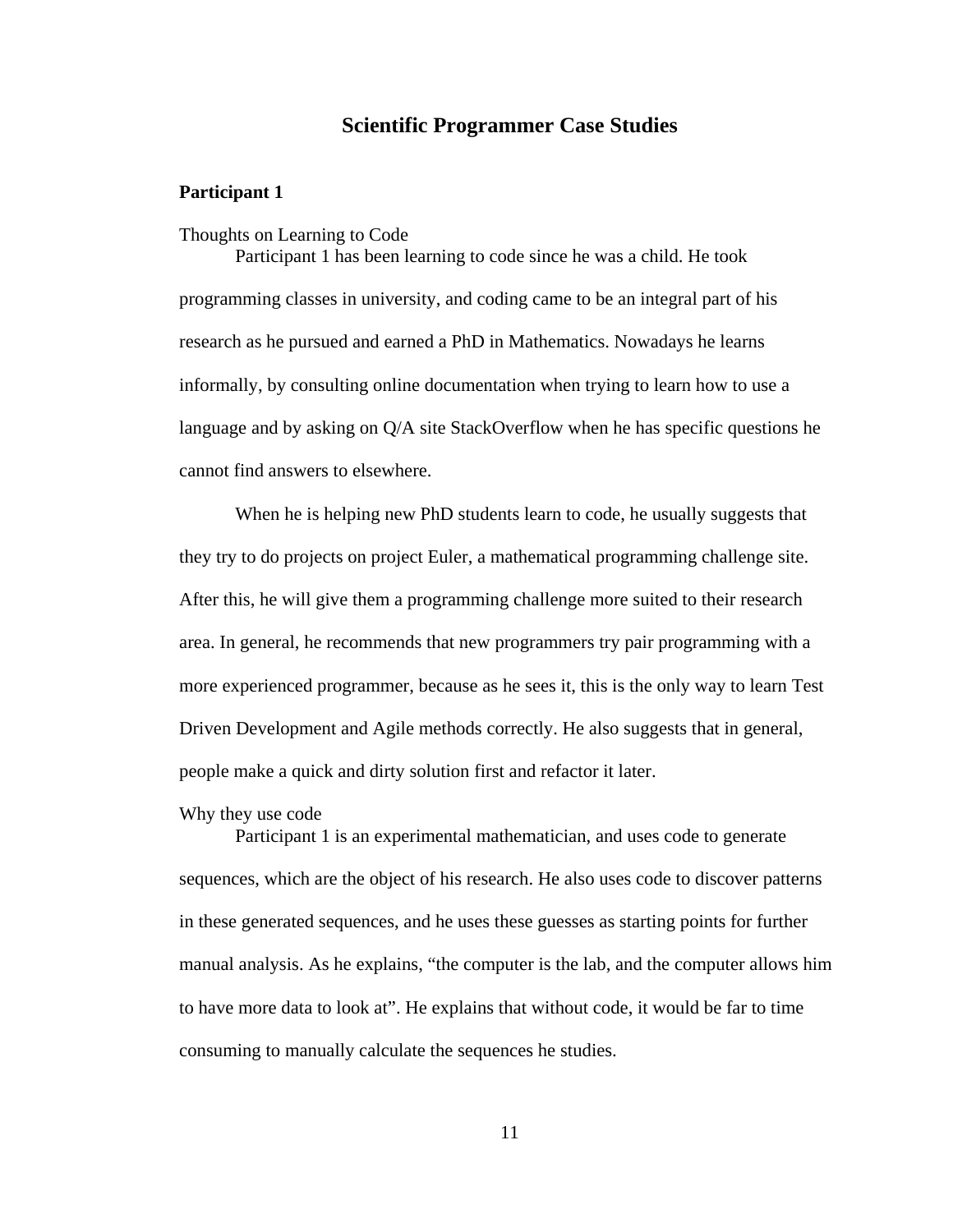# Scientific Programmer Case Studies

## Participant 1

### Thoughts on Learning to Code

Participant 1 has been learning to code since he was a child. He took programming classes in university, and coding came to be an integral part of his research as he pursued and earned a PhD in Mathematics. Nowadays he learns informally, by consulting online documentation when trying to learn how to use a language and by asking on Q/A site StackOverflow when he has specific questions he cannot find answers to elsewhere.

When he is helping new PhD students learn to code, he usually suggests that they try to do projects on project Euler, a mathematical programming challenge site. After this, he will give them a programming challenge more suited to their research area. In general, he recommends that new programmers try pair programming with a more experienced programmer, because as he sees it, this is the only way to learn Test Driven Development and Agile methods correctly. He also suggests that in general, people make a quick and dirty solution first and refactor it later.

### Why they use code

Participant 1 is an experimental mathematician, and uses code to generate sequences, which are the object of his research. He also uses code to discover patterns in these generated sequences, and he uses these guesses as starting points for further manual analysis. As he explains, "the computer is the lab, and the computer allows him to have more data to look at". He explains that without code, it would be far to time consuming to manually calculate the sequences he studies.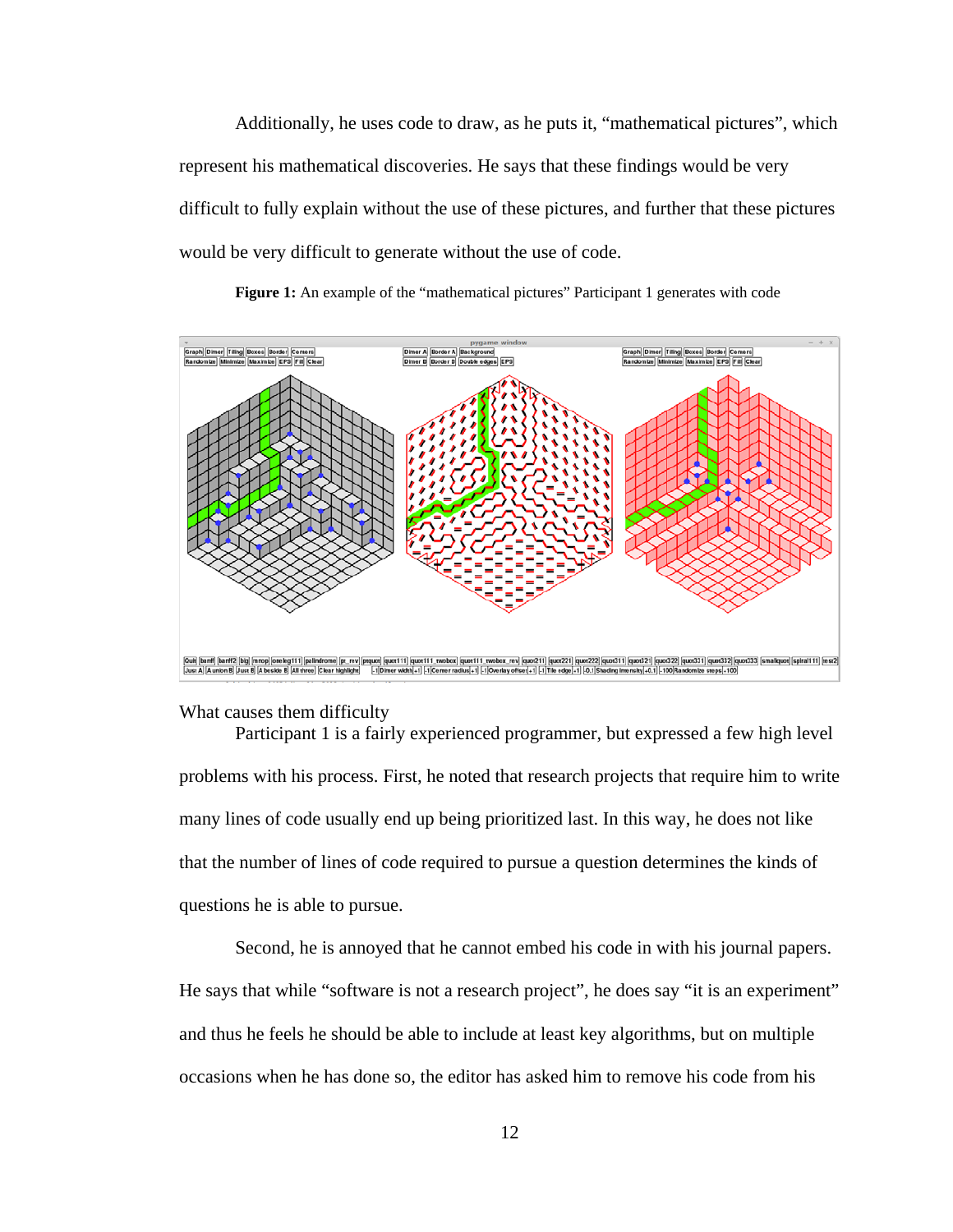Additionally, he uses code to draw, as he puts it, "mathematical pictures", which represent his mathematical discoveries. He says that these findings would be very difficult to fully explain without the use of these pictures, and further that these pictures would be very difficult to generate without the use of code.

**Figure 1:** An example of the "mathematical pictures" Participant 1 generates with code

What causes them difficulty

Participant 1 is a fairly experienced programmer, but expressed a few high level problems with his process. First, he noted that research projects that require him to write many lines of code usually end up being prioritized last. In this way, he does not like that the number of lines of code required to pursue a question determines the kinds of questions he is able to pursue.

Second, he is annoyed that he cannot embed his code in with his journal papers. He says that while "software is not a research project", he does say "it is an experiment" and thus he feels he should be able to include at least key algorithms, but on multiple occasions when he has done so, the editor has asked him to remove his code from his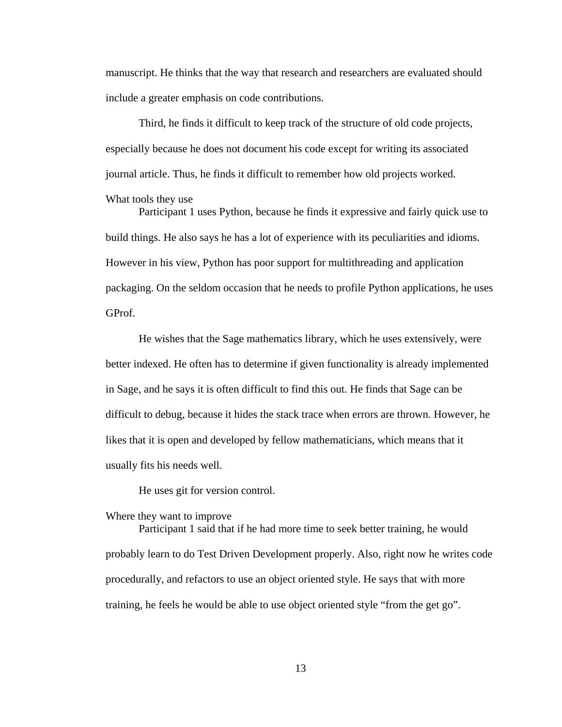manuscript. He thinks that the way that research and researchers are evaluated should include a greater emphasis on code contributions.

Third, he finds it difficult to keep track of the structure of old code projects, especially because he does not document his code except for writing its associated journal article. Thus, he finds it difficult to remember how old projects worked.

### What tools they use

Participant 1 uses Python, because he finds it expressive and fairly quick use to build things. He also says he has a lot of experience with its peculiarities and idioms. However in his view, Python has poor support for multithreading and application packaging. On the seldom occasion that he needs to profile Python applications, he uses GProf.

He wishes that the Sage mathematics library, which he uses extensively, were better indexed. He often has to determine if given functionality is already implemented in Sage, and he says it is often difficult to find this out. He finds that Sage can be difficult to debug, because it hides the stack trace when errors are thrown. However, he likes that it is open and developed by fellow mathematicians, which means that it usually fits his needs well.

He uses git for version control.

### Where they want to improve

Participant 1 said that if he had more time to seek better training, he would probably learn to do Test Driven Development properly. Also, right now he writes code procedurally, and refactors to use an object oriented style. He says that with more training, he feels he would be able to use object oriented style "from the get go".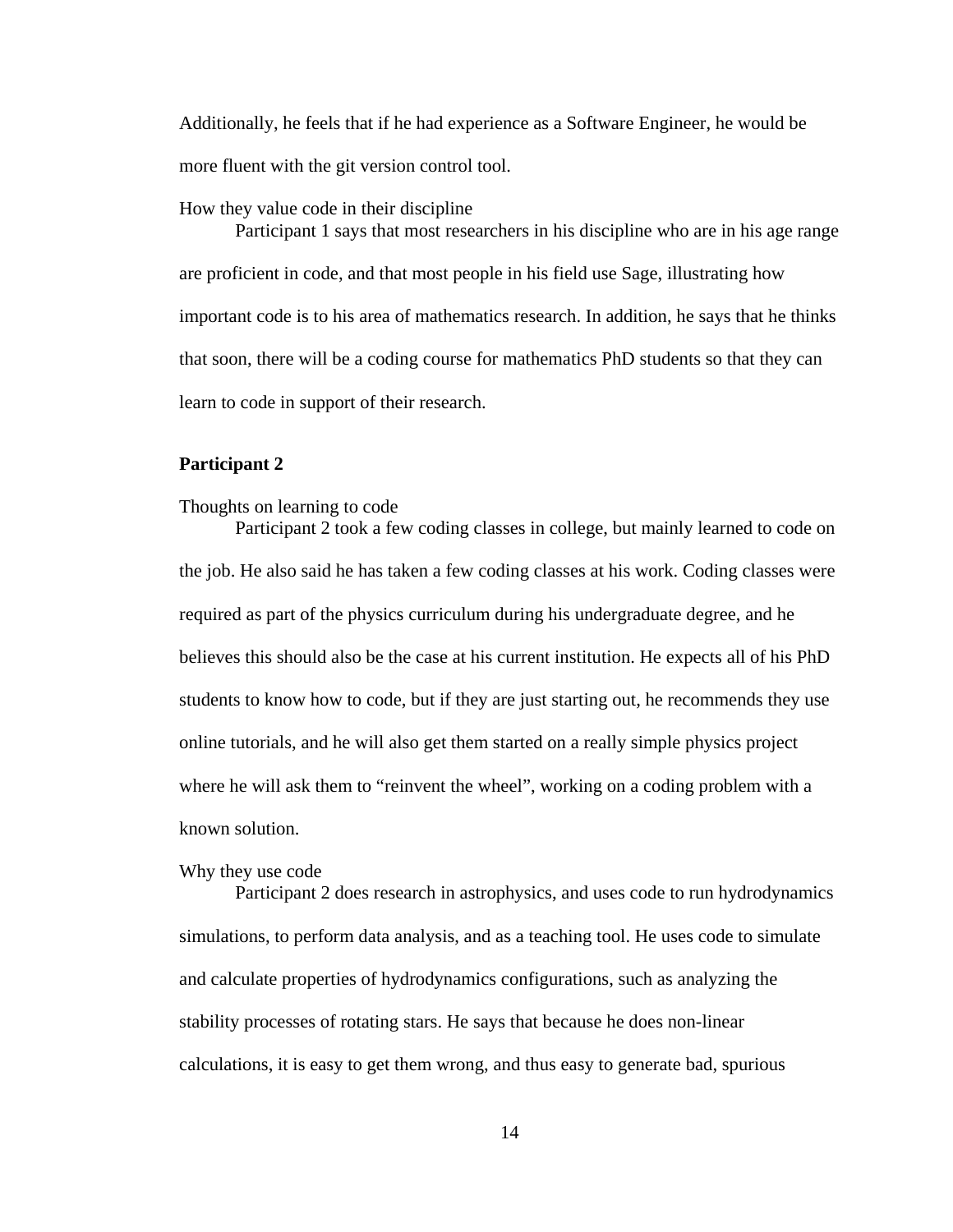Additionally, he feels that if he had experience as a Software Engineer, he would be more fluent with the git version control tool.

How they value code in their discipline

Participant 1 says that most researchers in his discipline who are in his age range are proficient in code, and that most people in his field use Sage, illustrating how important code is to his area of mathematics research. In addition, he says that he thinks that soon, there will be a coding course for mathematics PhD students so that they can learn to code in support of their research.

**Participant 2**

Thoughts on learning to code

Participant 2 took a few coding classes in college, but mainly learned to code on the job. He also said he has taken a few coding classes at his work. Coding classes were required as part of the physics curriculum during his undergraduate degree, and he believes this should also be the case at his current institution. He expects all of his PhD students to know how to code, but if they are just starting out, he recommends they use online tutorials, and he will also get them started on a really simple physics project where he will ask them to "reinvent the wheel", working on a coding problem with a known solution.

Why they use code

Participant 2 does research in astrophysics, and uses code to run hydrodynamics simulations, to perform data analysis, and as a teaching tool. He uses code to simulate and calculate properties of hydrodynamics configurations, such as analyzing the stability processes of rotating stars. He says that because he does non-linear calculations, it is easy to get them wrong, and thus easy to generate bad, spurious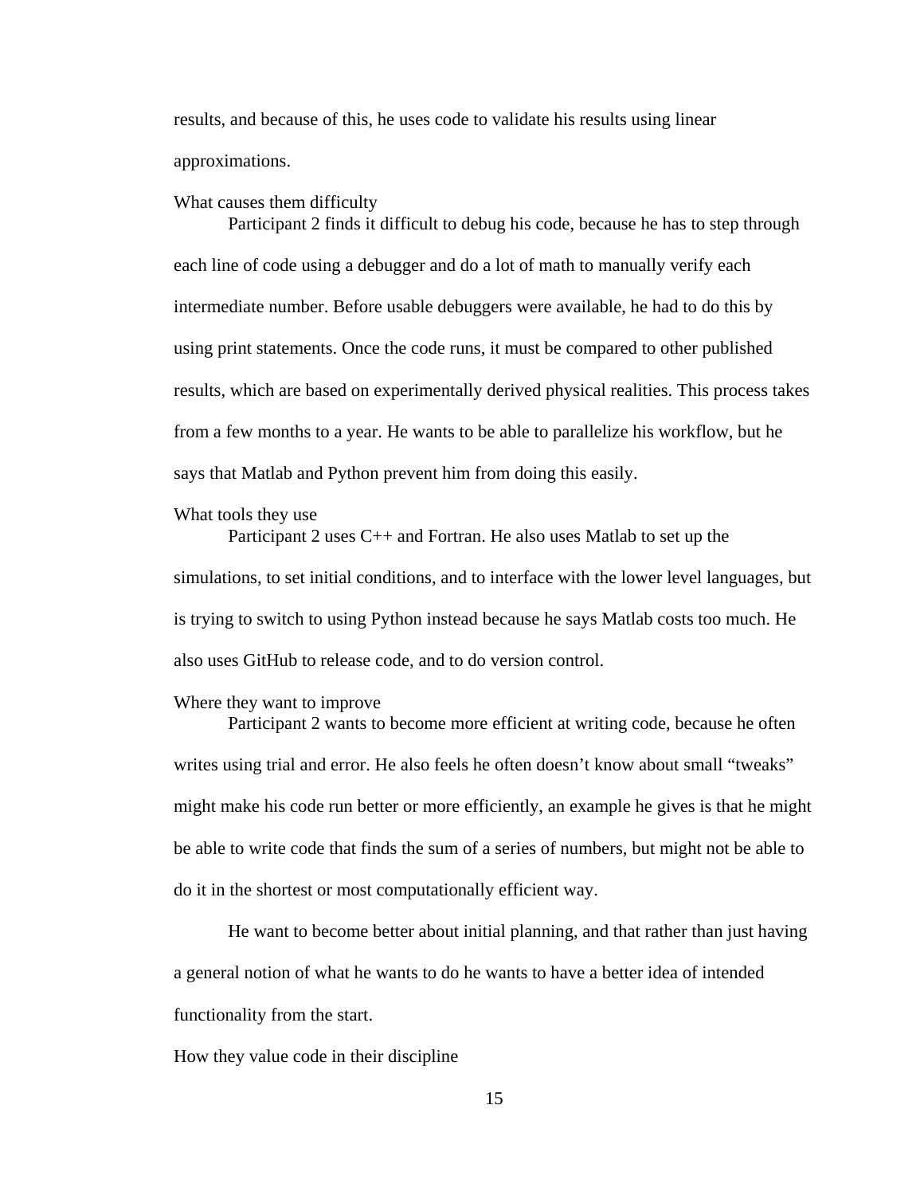results, and because of this, he uses code to validate his results using linear approximations.

### What causes them difficulty

Participant 2 finds it difficult to debug his code, because he has to step through each line of code using a debugger and do a lot of math to manually verify each intermediate number. Before usable debuggers were available, he had to do this by using print statements. Once the code runs, it must be compared to other published results, which are based on experimentally derived physical realities. This process takes from a few months to a year. He wants to be able to parallelize his workflow, but he says that Matlab and Python prevent him from doing this easily.

### What tools they use

Participant 2 uses C++ and Fortran. He also uses Matlab to set up the simulations, to set initial conditions, and to interface with the lower level languages, but is trying to switch to using Python instead because he says Matlab costs too much. He also uses GitHub to release code, and to do version control.

### Where they want to improve

Participant 2 wants to become more efficient at writing code, because he often writes using trial and error. He also feels he often doesn't know about small "tweaks" might make his code run better or more efficiently, an example he gives is that he might be able to write code that finds the sum of a series of numbers, but might not be able to do it in the shortest or most computationally efficient way.

He want to become better about initial planning, and that rather than just having a general notion of what he wants to do he wants to have a better idea of intended functionality from the start.

### How they value code in their discipline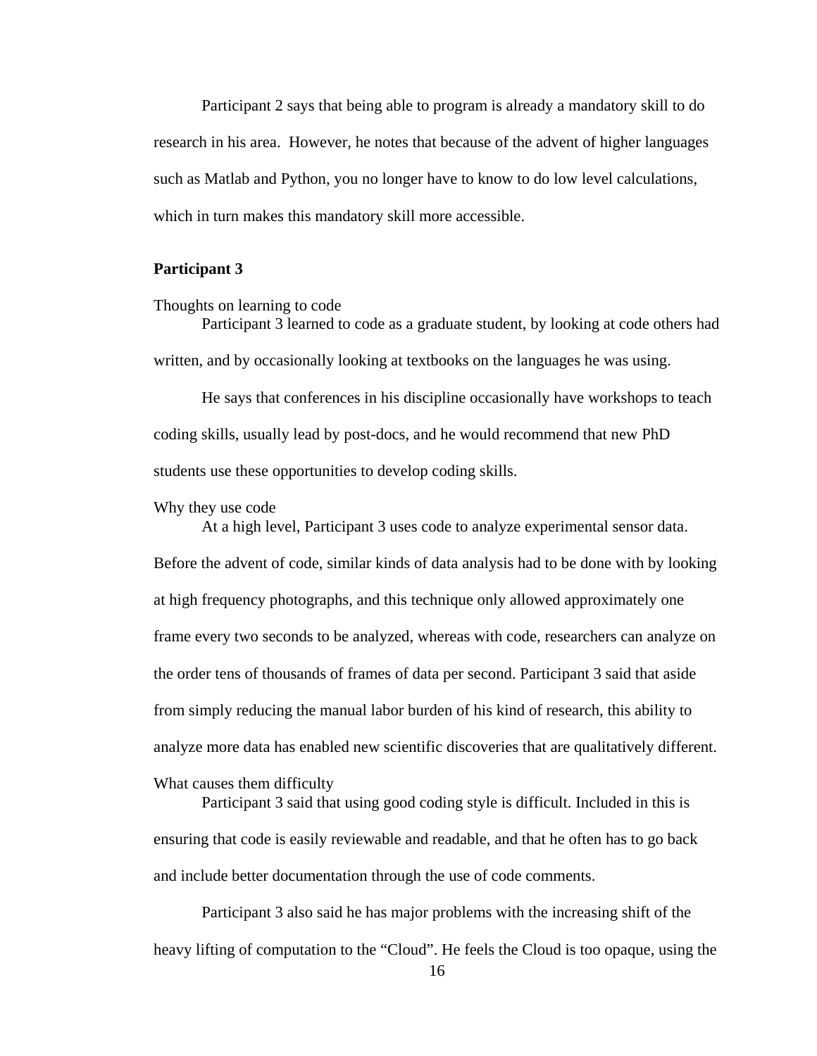Participant 2 says that being able to program is already a mandatory skill to do research in his area. However, he notes that because of the advent of higher languages such as Matlab and Python, you no longer have to know to do low level calculations, which in turn makes this mandatory skill more accessible.

## Participant 3

### Thoughts on learning to code

Participant 3 learned to code as a graduate student, by looking at code others had written, and by occasionally looking at textbooks on the languages he was using.

He says that conferences in his discipline occasionally have workshops to teach coding skills, usually lead by post-docs, and he would recommend that new PhD students use these opportunities to develop coding skills.

### Why they use code

At a high level, Participant 3 uses code to analyze experimental sensor data. Before the advent of code, similar kinds of data analysis had to be done with by looking at high frequency photographs, and this technique only allowed approximately one frame every two seconds to be analyzed, whereas with code, researchers can analyze on the order tens of thousands of frames of data per second. Participant 3 said that aside from simply reducing the manual labor burden of his kind of research, this ability to analyze more data has enabled new scientific discoveries that are qualitatively different.

### What causes them difficulty

Participant 3 said that using good coding style is difficult. Included in this is ensuring that code is easily reviewable and readable, and that he often has to go back and include better documentation through the use of code comments.

Participant 3 also said he has major problems with the increasing shift of the heavy lifting of computation to the “Cloud”. He feels the Cloud is too opaque, using the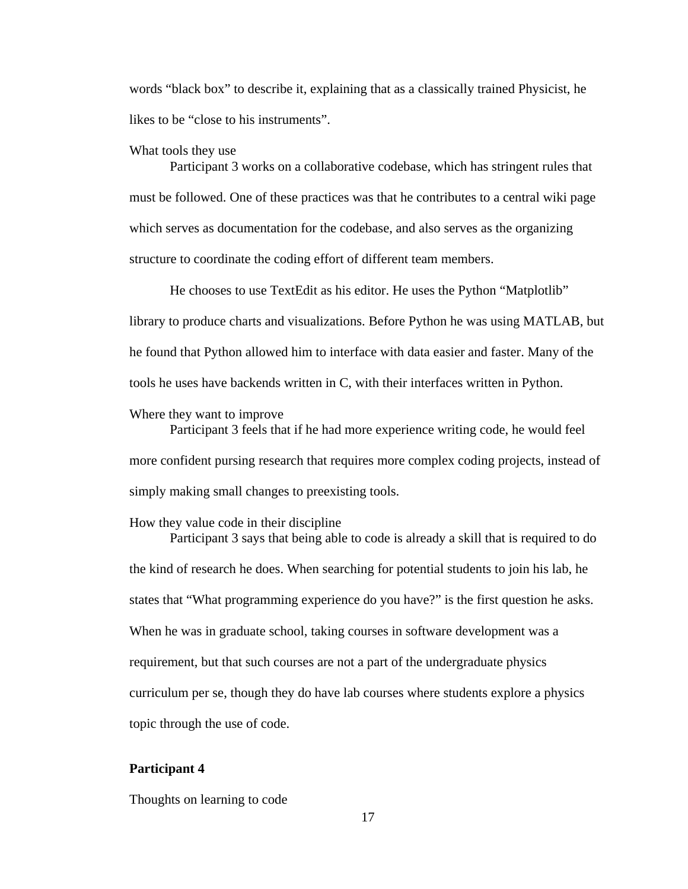words “black box” to describe it, explaining that as a classically trained Physicist, he likes to be “close to his instruments”.

What tools they use

Participant 3 works on a collaborative codebase, which has stringent rules that must be followed. One of these practices was that he contributes to a central wiki page which serves as documentation for the codebase, and also serves as the organizing structure to coordinate the coding effort of different team members.

He chooses to use TextEdit as his editor. He uses the Python “Matplotlib” library to produce charts and visualizations. Before Python he was using MATLAB, but he found that Python allowed him to interface with data easier and faster. Many of the tools he uses have backends written in C, with their interfaces written in Python.

Where they want to improve

Participant 3 feels that if he had more experience writing code, he would feel more confident pursing research that requires more complex coding projects, instead of simply making small changes to preexisting tools.

How they value code in their discipline

Participant 3 says that being able to code is already a skill that is required to do the kind of research he does. When searching for potential students to join his lab, he states that “What programming experience do you have?” is the first question he asks. When he was in graduate school, taking courses in software development was a requirement, but that such courses are not a part of the undergraduate physics curriculum per se, though they do have lab courses where students explore a physics topic through the use of code.

**Participant 4**

Thoughts on learning to code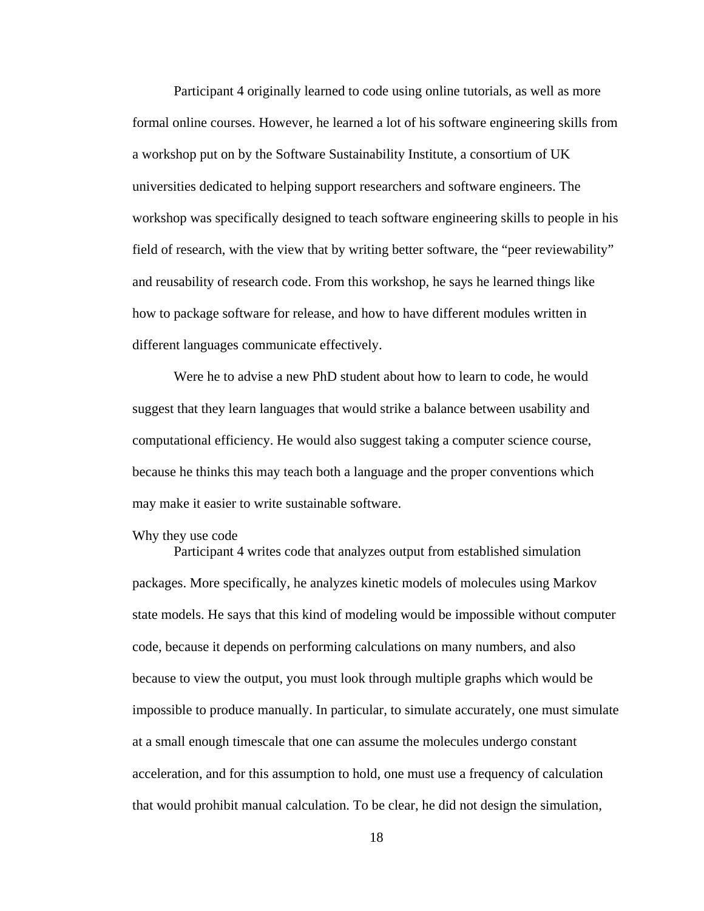Participant 4 originally learned to code using online tutorials, as well as more formal online courses. However, he learned a lot of his software engineering skills from a workshop put on by the Software Sustainability Institute, a consortium of UK universities dedicated to helping support researchers and software engineers. The workshop was specifically designed to teach software engineering skills to people in his field of research, with the view that by writing better software, the "peer reviewability" and reusability of research code. From this workshop, he says he learned things like how to package software for release, and how to have different modules written in different languages communicate effectively.

Were he to advise a new PhD student about how to learn to code, he would suggest that they learn languages that would strike a balance between usability and computational efficiency. He would also suggest taking a computer science course, because he thinks this may teach both a language and the proper conventions which may make it easier to write sustainable software.

### Why they use code

Participant 4 writes code that analyzes output from established simulation packages. More specifically, he analyzes kinetic models of molecules using Markov state models. He says that this kind of modeling would be impossible without computer code, because it depends on performing calculations on many numbers, and also because to view the output, you must look through multiple graphs which would be impossible to produce manually. In particular, to simulate accurately, one must simulate at a small enough timescale that one can assume the molecules undergo constant acceleration, and for this assumption to hold, one must use a frequency of calculation that would prohibit manual calculation. To be clear, he did not design the simulation,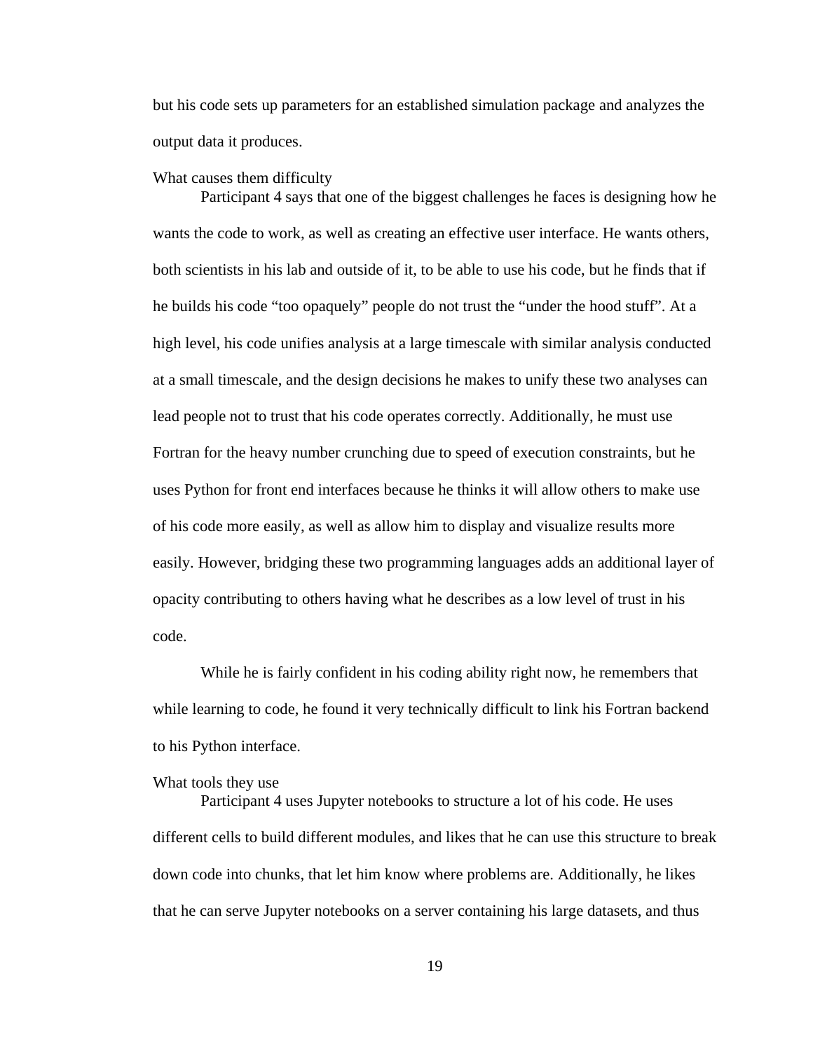but his code sets up parameters for an established simulation package and analyzes the output data it produces.

### What causes them difficulty

Participant 4 says that one of the biggest challenges he faces is designing how he wants the code to work, as well as creating an effective user interface. He wants others, both scientists in his lab and outside of it, to be able to use his code, but he finds that if he builds his code “too opaquely” people do not trust the “under the hood stuff”. At a high level, his code unifies analysis at a large timescale with similar analysis conducted at a small timescale, and the design decisions he makes to unify these two analyses can lead people not to trust that his code operates correctly. Additionally, he must use Fortran for the heavy number crunching due to speed of execution constraints, but he uses Python for front end interfaces because he thinks it will allow others to make use of his code more easily, as well as allow him to display and visualize results more easily. However, bridging these two programming languages adds an additional layer of opacity contributing to others having what he describes as a low level of trust in his code.

While he is fairly confident in his coding ability right now, he remembers that while learning to code, he found it very technically difficult to link his Fortran backend to his Python interface.

### What tools they use

Participant 4 uses Jupyter notebooks to structure a lot of his code. He uses different cells to build different modules, and likes that he can use this structure to break down code into chunks, that let him know where problems are. Additionally, he likes that he can serve Jupyter notebooks on a server containing his large datasets, and thus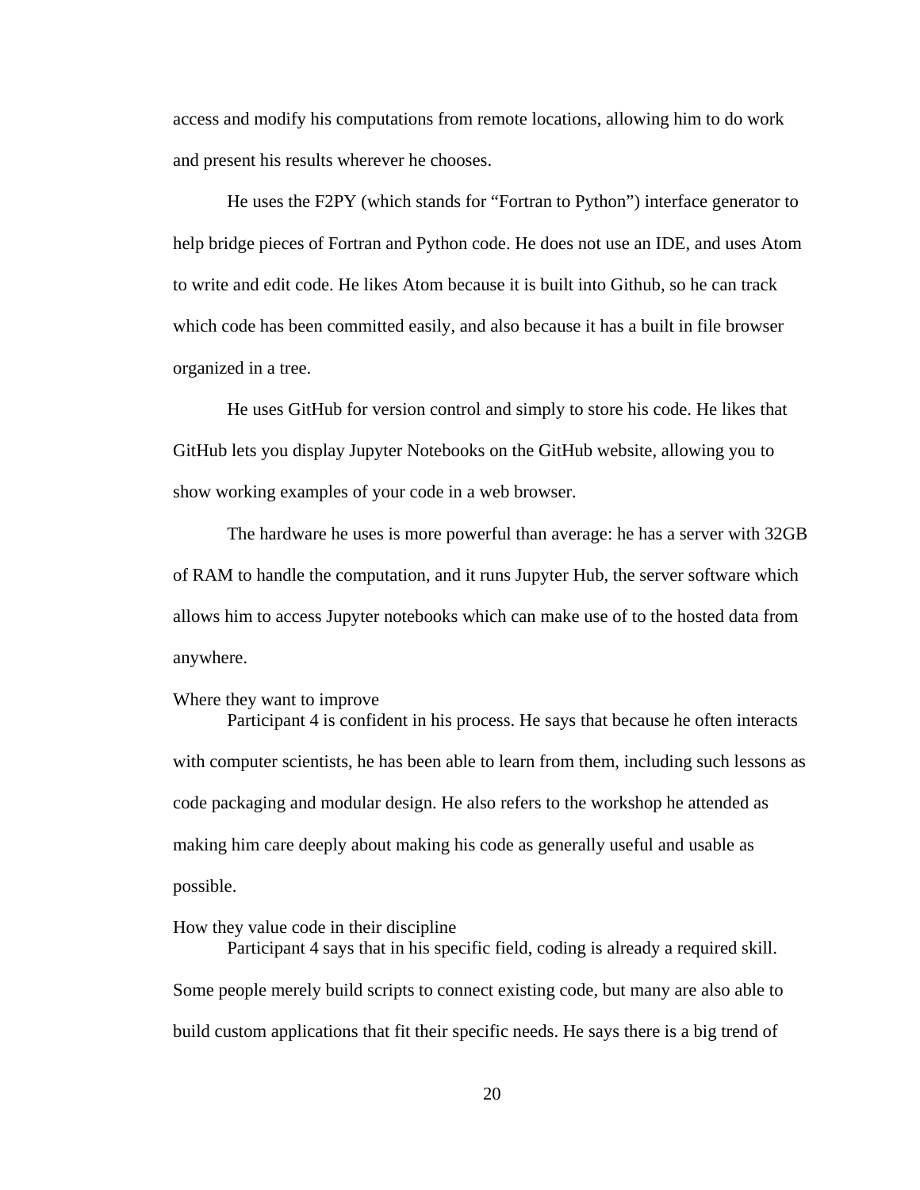access and modify his computations from remote locations, allowing him to do work and present his results wherever he chooses.

He uses the F2PY (which stands for "Fortran to Python") interface generator to help bridge pieces of Fortran and Python code. He does not use an IDE, and uses Atom to write and edit code. He likes Atom because it is built into Github, so he can track which code has been committed easily, and also because it has a built in file browser organized in a tree.

He uses GitHub for version control and simply to store his code. He likes that GitHub lets you display Jupyter Notebooks on the GitHub website, allowing you to show working examples of your code in a web browser.

The hardware he uses is more powerful than average: he has a server with 32GB of RAM to handle the computation, and it runs Jupyter Hub, the server software which allows him to access Jupyter notebooks which can make use of to the hosted data from anywhere.

### Where they want to improve

Participant 4 is confident in his process. He says that because he often interacts with computer scientists, he has been able to learn from them, including such lessons as code packaging and modular design. He also refers to the workshop he attended as making him care deeply about making his code as generally useful and usable as possible.

### How they value code in their discipline

Participant 4 says that in his specific field, coding is already a required skill. Some people merely build scripts to connect existing code, but many are also able to build custom applications that fit their specific needs. He says there is a big trend of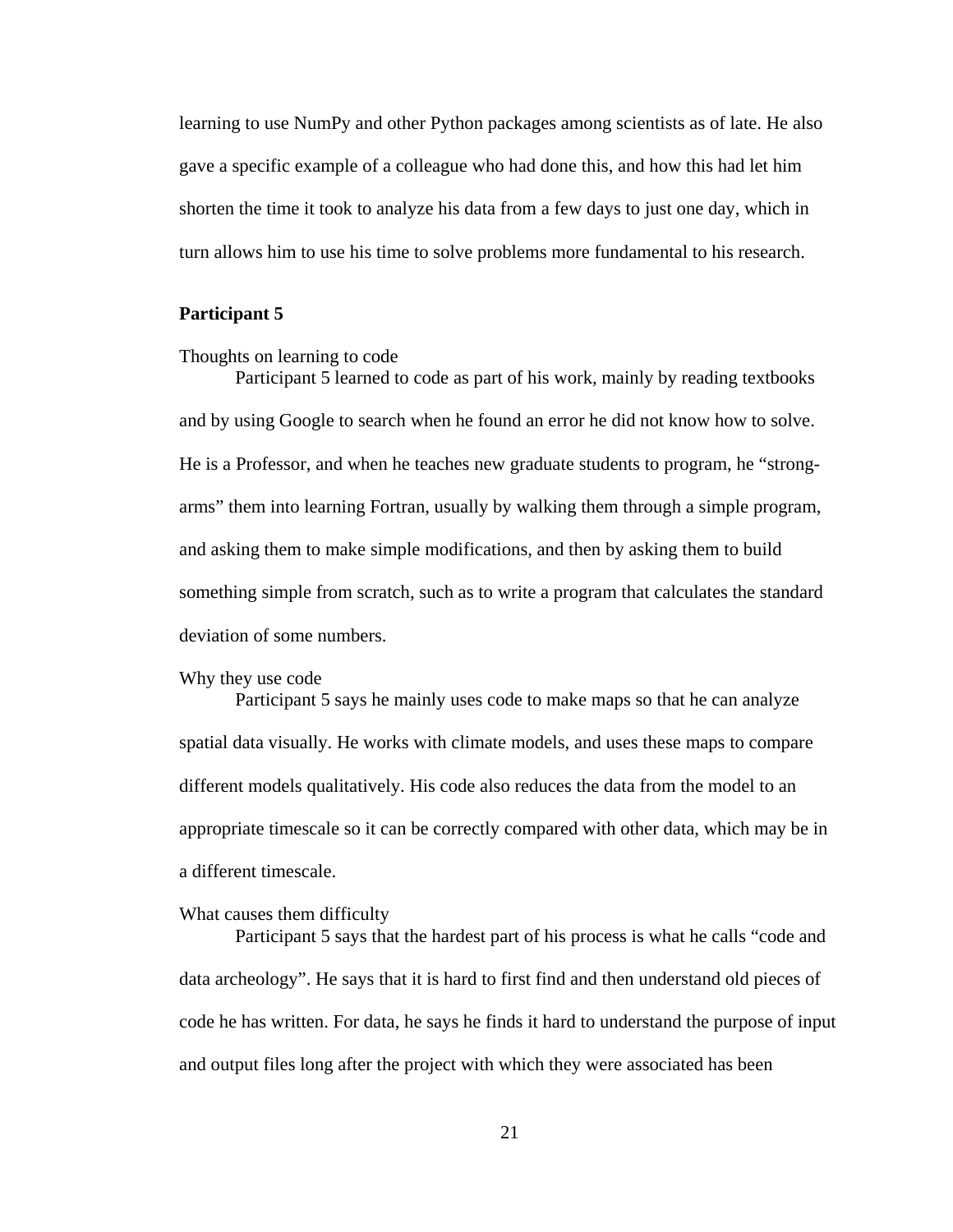learning to use NumPy and other Python packages among scientists as of late. He also gave a specific example of a colleague who had done this, and how this had let him shorten the time it took to analyze his data from a few days to just one day, which in turn allows him to use his time to solve problems more fundamental to his research.

**Participant 5**

Thoughts on learning to code

Participant 5 learned to code as part of his work, mainly by reading textbooks and by using Google to search when he found an error he did not know how to solve. He is a Professor, and when he teaches new graduate students to program, he "strong-arms" them into learning Fortran, usually by walking them through a simple program, and asking them to make simple modifications, and then by asking them to build something simple from scratch, such as to write a program that calculates the standard deviation of some numbers.

Why they use code

Participant 5 says he mainly uses code to make maps so that he can analyze spatial data visually. He works with climate models, and uses these maps to compare different models qualitatively. His code also reduces the data from the model to an appropriate timescale so it can be correctly compared with other data, which may be in a different timescale.

What causes them difficulty

Participant 5 says that the hardest part of his process is what he calls "code and data archeology". He says that it is hard to first find and then understand old pieces of code he has written. For data, he says he finds it hard to understand the purpose of input and output files long after the project with which they were associated has been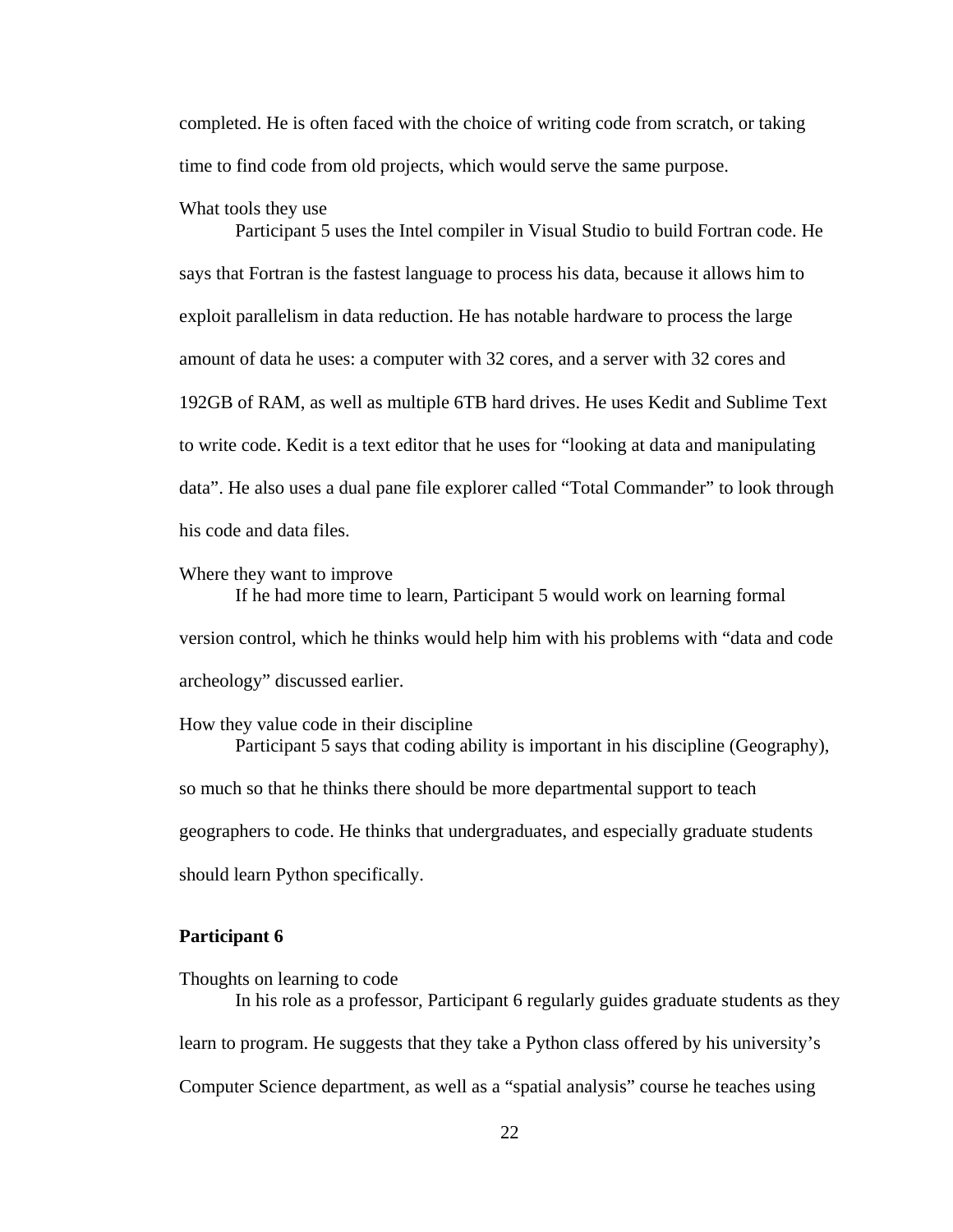completed. He is often faced with the choice of writing code from scratch, or taking time to find code from old projects, which would serve the same purpose.

What tools they use

Participant 5 uses the Intel compiler in Visual Studio to build Fortran code. He says that Fortran is the fastest language to process his data, because it allows him to exploit parallelism in data reduction. He has notable hardware to process the large amount of data he uses: a computer with 32 cores, and a server with 32 cores and 192GB of RAM, as well as multiple 6TB hard drives. He uses Kedit and Sublime Text to write code. Kedit is a text editor that he uses for “looking at data and manipulating data”. He also uses a dual pane file explorer called “Total Commander” to look through his code and data files.

Where they want to improve

If he had more time to learn, Participant 5 would work on learning formal version control, which he thinks would help him with his problems with “data and code archeology” discussed earlier.

How they value code in their discipline

Participant 5 says that coding ability is important in his discipline (Geography), so much so that he thinks there should be more departmental support to teach geographers to code. He thinks that undergraduates, and especially graduate students should learn Python specifically.

**Participant 6**

Thoughts on learning to code

In his role as a professor, Participant 6 regularly guides graduate students as they learn to program. He suggests that they take a Python class offered by his university’s Computer Science department, as well as a “spatial analysis” course he teaches using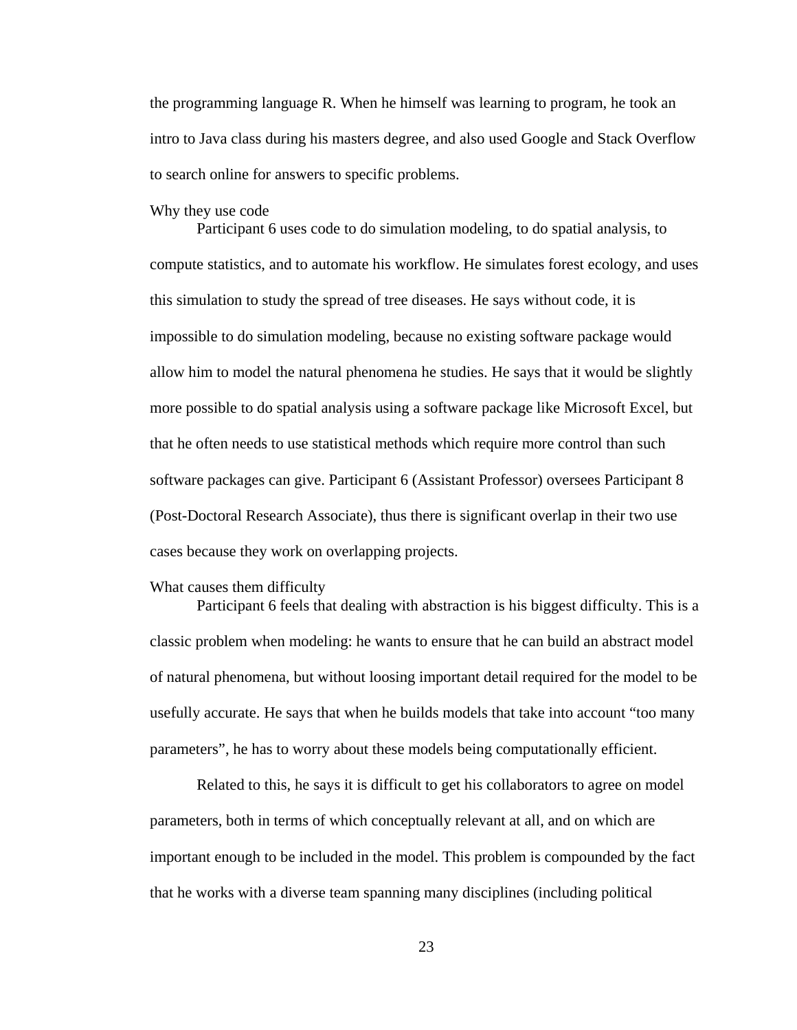the programming language R. When he himself was learning to program, he took an intro to Java class during his masters degree, and also used Google and Stack Overflow to search online for answers to specific problems.

### Why they use code

Participant 6 uses code to do simulation modeling, to do spatial analysis, to compute statistics, and to automate his workflow. He simulates forest ecology, and uses this simulation to study the spread of tree diseases. He says without code, it is impossible to do simulation modeling, because no existing software package would allow him to model the natural phenomena he studies. He says that it would be slightly more possible to do spatial analysis using a software package like Microsoft Excel, but that he often needs to use statistical methods which require more control than such software packages can give. Participant 6 (Assistant Professor) oversees Participant 8 (Post-Doctoral Research Associate), thus there is significant overlap in their two use cases because they work on overlapping projects.

### What causes them difficulty

Participant 6 feels that dealing with abstraction is his biggest difficulty. This is a classic problem when modeling: he wants to ensure that he can build an abstract model of natural phenomena, but without loosing important detail required for the model to be usefully accurate. He says that when he builds models that take into account “too many parameters”, he has to worry about these models being computationally efficient.

Related to this, he says it is difficult to get his collaborators to agree on model parameters, both in terms of which conceptually relevant at all, and on which are important enough to be included in the model. This problem is compounded by the fact that he works with a diverse team spanning many disciplines (including political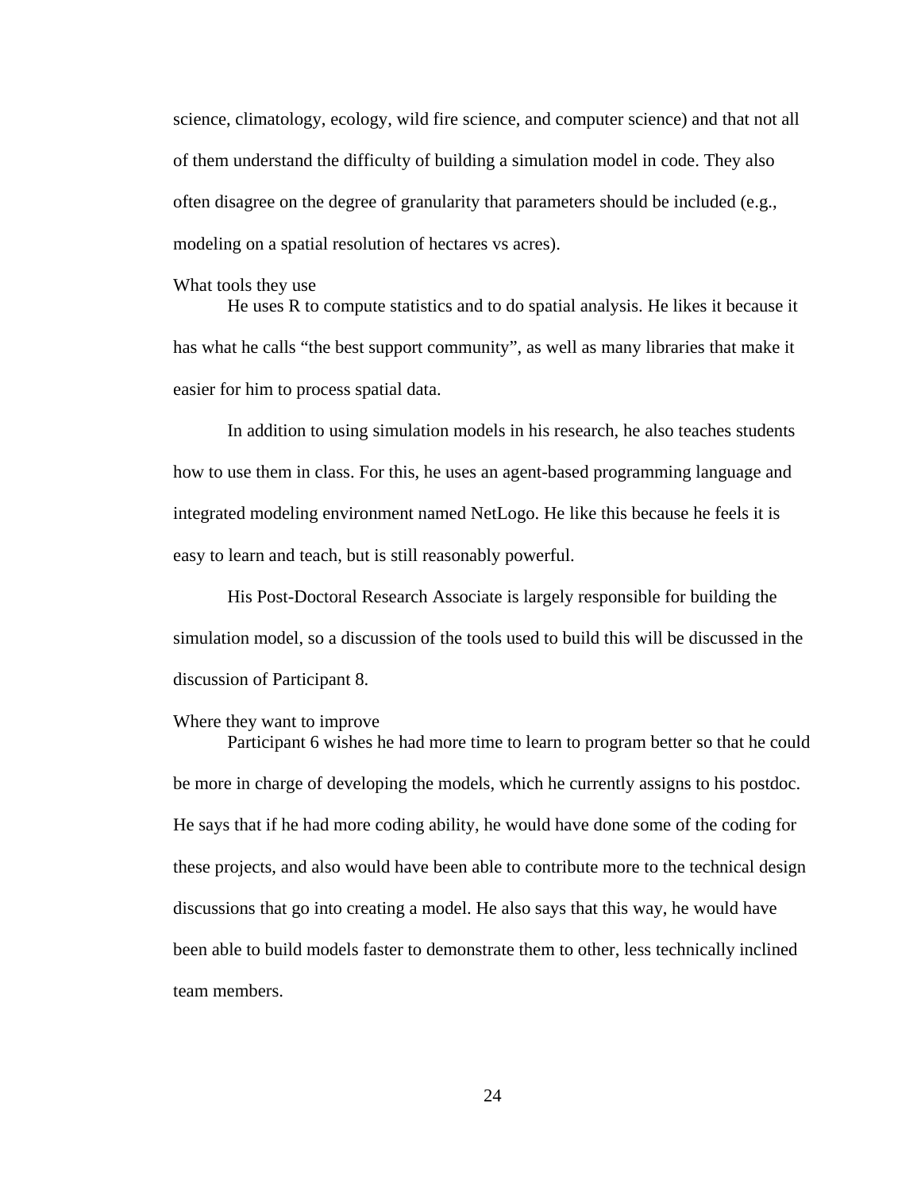science, climatology, ecology, wild fire science, and computer science) and that not all of them understand the difficulty of building a simulation model in code. They also often disagree on the degree of granularity that parameters should be included (e.g., modeling on a spatial resolution of hectares vs acres).

### What tools they use

He uses R to compute statistics and to do spatial analysis. He likes it because it has what he calls "the best support community", as well as many libraries that make it easier for him to process spatial data.

In addition to using simulation models in his research, he also teaches students how to use them in class. For this, he uses an agent-based programming language and integrated modeling environment named NetLogo. He like this because he feels it is easy to learn and teach, but is still reasonably powerful.

His Post-Doctoral Research Associate is largely responsible for building the simulation model, so a discussion of the tools used to build this will be discussed in the discussion of Participant 8.

### Where they want to improve

Participant 6 wishes he had more time to learn to program better so that he could be more in charge of developing the models, which he currently assigns to his postdoc. He says that if he had more coding ability, he would have done some of the coding for these projects, and also would have been able to contribute more to the technical design discussions that go into creating a model. He also says that this way, he would have been able to build models faster to demonstrate them to other, less technically inclined team members.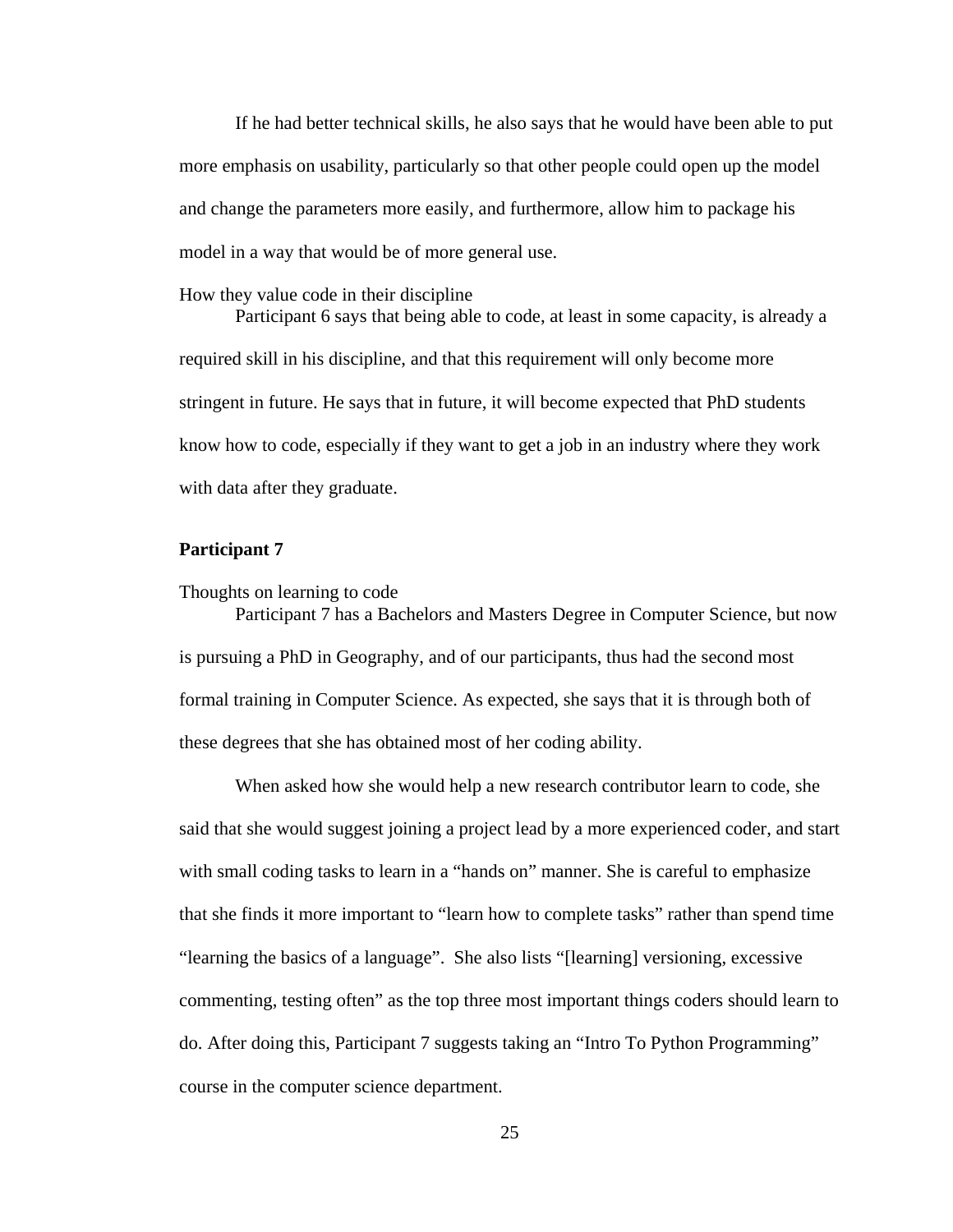If he had better technical skills, he also says that he would have been able to put more emphasis on usability, particularly so that other people could open up the model and change the parameters more easily, and furthermore, allow him to package his model in a way that would be of more general use.

How they value code in their discipline

Participant 6 says that being able to code, at least in some capacity, is already a required skill in his discipline, and that this requirement will only become more stringent in future. He says that in future, it will become expected that PhD students know how to code, especially if they want to get a job in an industry where they work with data after they graduate.

**Participant 7**

Thoughts on learning to code

Participant 7 has a Bachelors and Masters Degree in Computer Science, but now is pursuing a PhD in Geography, and of our participants, thus had the second most formal training in Computer Science. As expected, she says that it is through both of these degrees that she has obtained most of her coding ability.

When asked how she would help a new research contributor learn to code, she said that she would suggest joining a project lead by a more experienced coder, and start with small coding tasks to learn in a "hands on" manner. She is careful to emphasize that she finds it more important to "learn how to complete tasks" rather than spend time "learning the basics of a language". She also lists "[learning] versioning, excessive commenting, testing often" as the top three most important things coders should learn to do. After doing this, Participant 7 suggests taking an "Intro To Python Programming" course in the computer science department.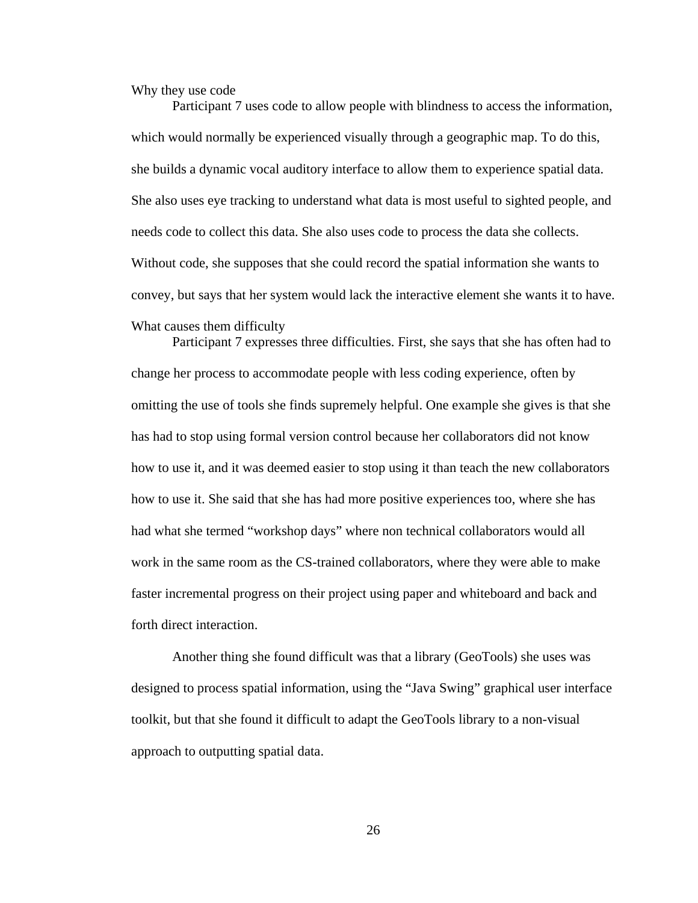### Why they use code

Participant 7 uses code to allow people with blindness to access the information, which would normally be experienced visually through a geographic map. To do this, she builds a dynamic vocal auditory interface to allow them to experience spatial data. She also uses eye tracking to understand what data is most useful to sighted people, and needs code to collect this data. She also uses code to process the data she collects. Without code, she supposes that she could record the spatial information she wants to convey, but says that her system would lack the interactive element she wants it to have.

### What causes them difficulty

Participant 7 expresses three difficulties. First, she says that she has often had to change her process to accommodate people with less coding experience, often by omitting the use of tools she finds supremely helpful. One example she gives is that she has had to stop using formal version control because her collaborators did not know how to use it, and it was deemed easier to stop using it than teach the new collaborators how to use it. She said that she has had more positive experiences too, where she has had what she termed “workshop days” where non technical collaborators would all work in the same room as the CS-trained collaborators, where they were able to make faster incremental progress on their project using paper and whiteboard and back and forth direct interaction.

Another thing she found difficult was that a library (GeoTools) she uses was designed to process spatial information, using the “Java Swing” graphical user interface toolkit, but that she found it difficult to adapt the GeoTools library to a non-visual approach to outputting spatial data.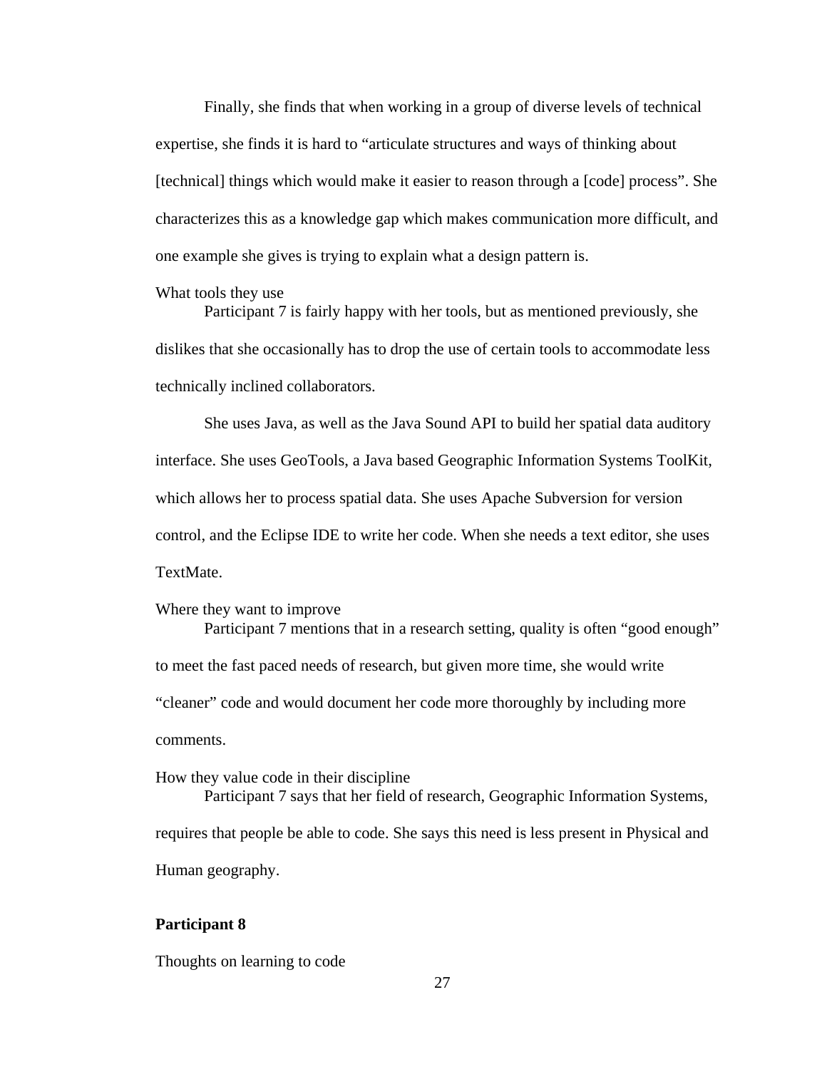Finally, she finds that when working in a group of diverse levels of technical expertise, she finds it is hard to “articulate structures and ways of thinking about [technical] things which would make it easier to reason through a [code] process”. She characterizes this as a knowledge gap which makes communication more difficult, and one example she gives is trying to explain what a design pattern is.

What tools they use

Participant 7 is fairly happy with her tools, but as mentioned previously, she dislikes that she occasionally has to drop the use of certain tools to accommodate less technically inclined collaborators.

She uses Java, as well as the Java Sound API to build her spatial data auditory interface. She uses GeoTools, a Java based Geographic Information Systems ToolKit, which allows her to process spatial data. She uses Apache Subversion for version control, and the Eclipse IDE to write her code. When she needs a text editor, she uses TextMate.

Where they want to improve

Participant 7 mentions that in a research setting, quality is often “good enough” to meet the fast paced needs of research, but given more time, she would write “cleaner” code and would document her code more thoroughly by including more comments.

How they value code in their discipline

Participant 7 says that her field of research, Geographic Information Systems, requires that people be able to code. She says this need is less present in Physical and Human geography.

**Participant 8**

Thoughts on learning to code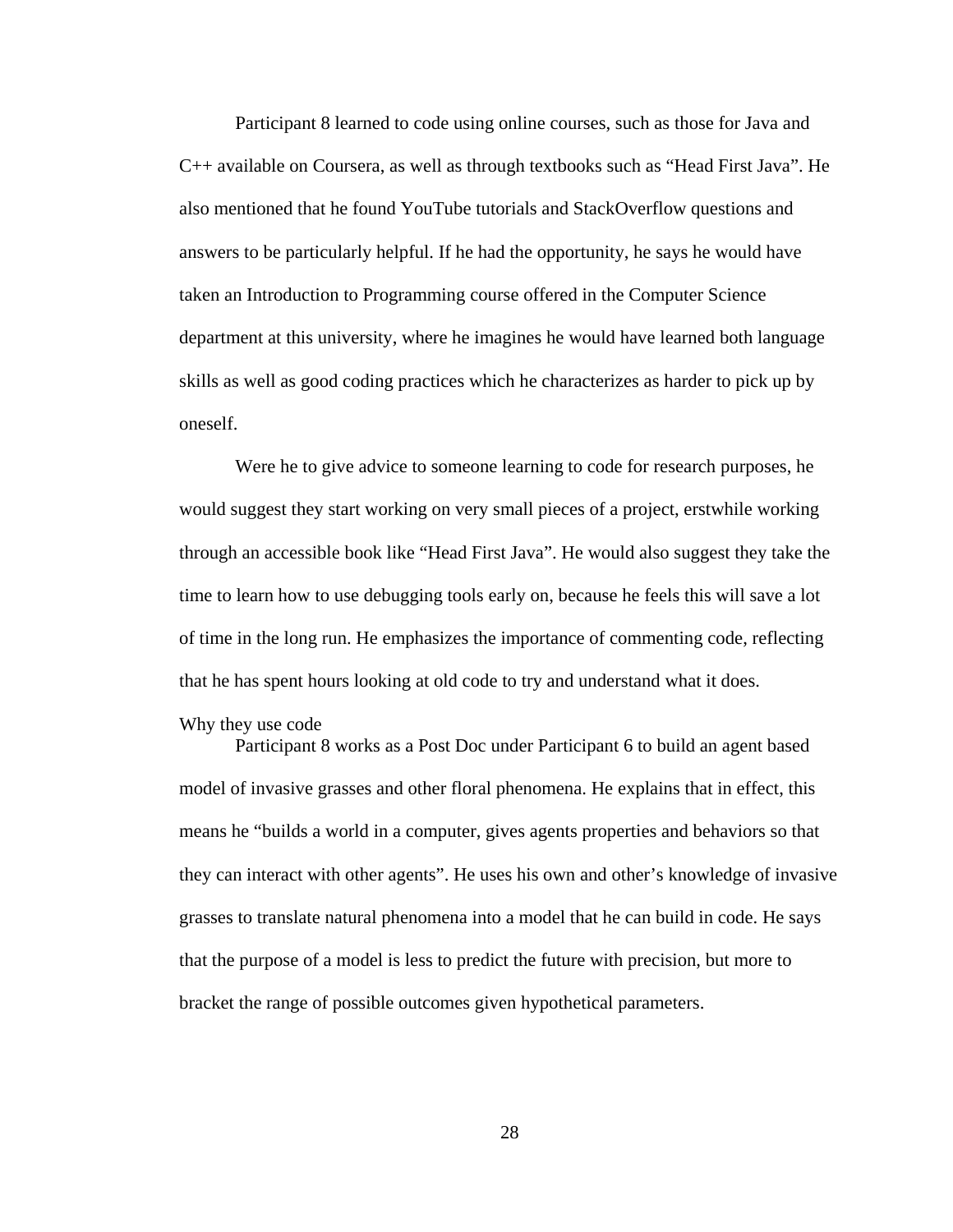Participant 8 learned to code using online courses, such as those for Java and C++ available on Coursera, as well as through textbooks such as “Head First Java”. He also mentioned that he found YouTube tutorials and StackOverflow questions and answers to be particularly helpful. If he had the opportunity, he says he would have taken an Introduction to Programming course offered in the Computer Science department at this university, where he imagines he would have learned both language skills as well as good coding practices which he characterizes as harder to pick up by oneself.

Were he to give advice to someone learning to code for research purposes, he would suggest they start working on very small pieces of a project, erstwhile working through an accessible book like “Head First Java”. He would also suggest they take the time to learn how to use debugging tools early on, because he feels this will save a lot of time in the long run. He emphasizes the importance of commenting code, reflecting that he has spent hours looking at old code to try and understand what it does.

### Why they use code

Participant 8 works as a Post Doc under Participant 6 to build an agent based model of invasive grasses and other floral phenomena. He explains that in effect, this means he “builds a world in a computer, gives agents properties and behaviors so that they can interact with other agents”. He uses his own and other’s knowledge of invasive grasses to translate natural phenomena into a model that he can build in code. He says that the purpose of a model is less to predict the future with precision, but more to bracket the range of possible outcomes given hypothetical parameters.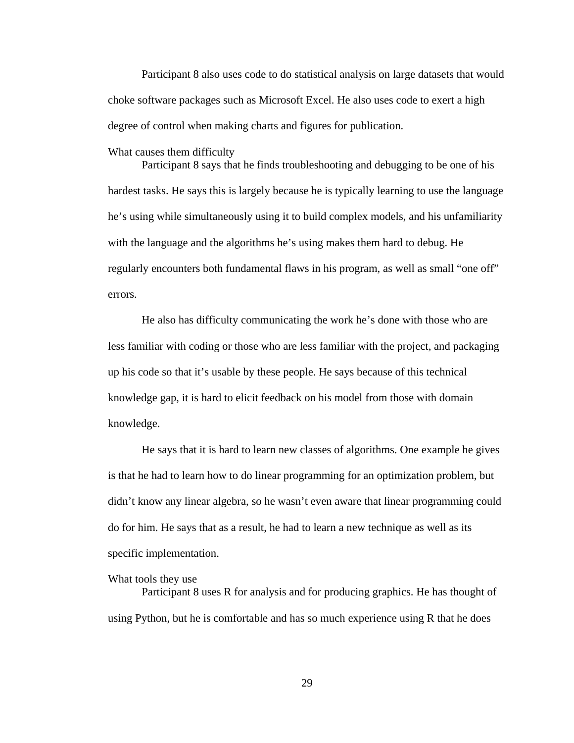Participant 8 also uses code to do statistical analysis on large datasets that would choke software packages such as Microsoft Excel. He also uses code to exert a high degree of control when making charts and figures for publication.

### What causes them difficulty

Participant 8 says that he finds troubleshooting and debugging to be one of his hardest tasks. He says this is largely because he is typically learning to use the language he's using while simultaneously using it to build complex models, and his unfamiliarity with the language and the algorithms he's using makes them hard to debug. He regularly encounters both fundamental flaws in his program, as well as small "one off" errors.

He also has difficulty communicating the work he's done with those who are less familiar with coding or those who are less familiar with the project, and packaging up his code so that it's usable by these people. He says because of this technical knowledge gap, it is hard to elicit feedback on his model from those with domain knowledge.

He says that it is hard to learn new classes of algorithms. One example he gives is that he had to learn how to do linear programming for an optimization problem, but didn't know any linear algebra, so he wasn't even aware that linear programming could do for him. He says that as a result, he had to learn a new technique as well as its specific implementation.

### What tools they use

Participant 8 uses R for analysis and for producing graphics. He has thought of using Python, but he is comfortable and has so much experience using R that he does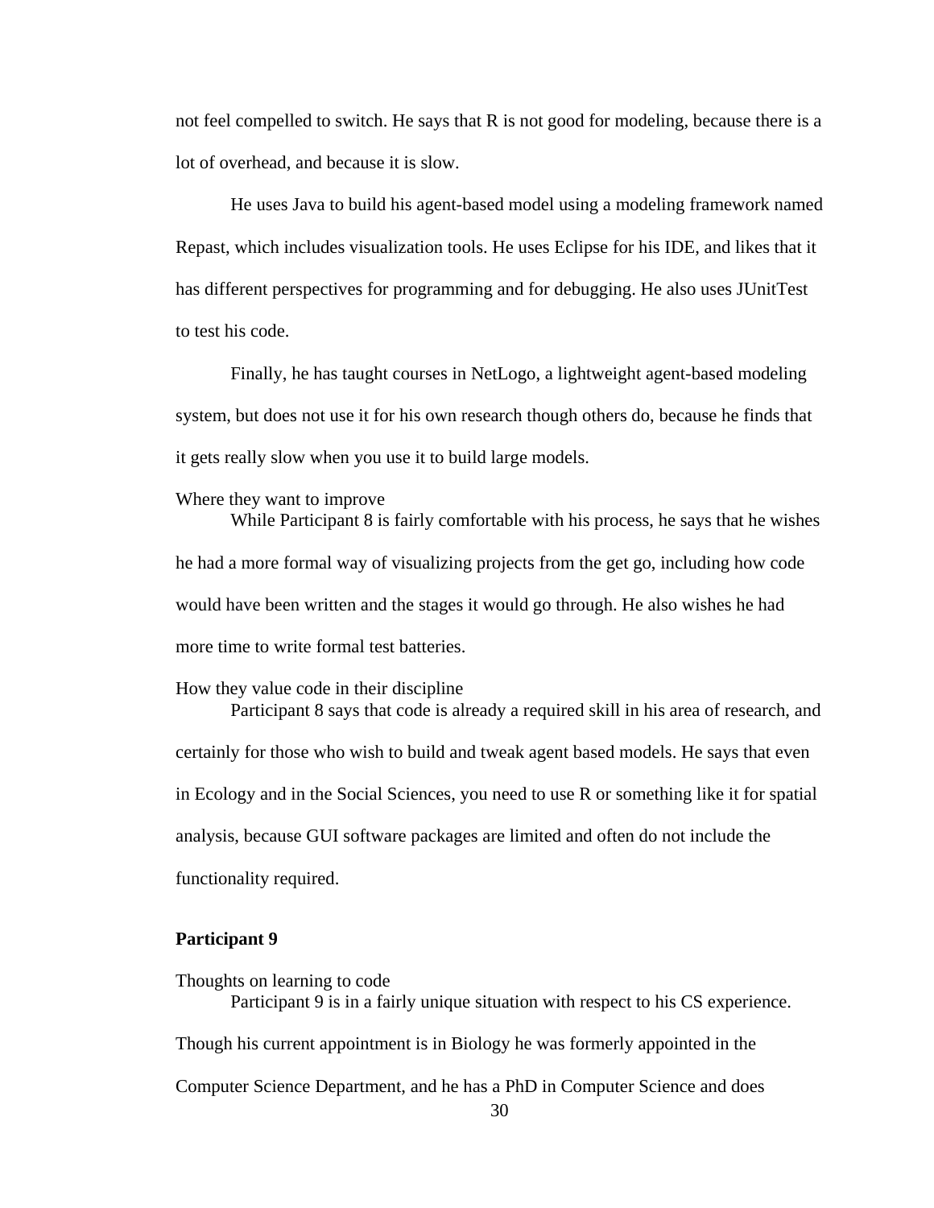not feel compelled to switch. He says that R is not good for modeling, because there is a lot of overhead, and because it is slow.

He uses Java to build his agent-based model using a modeling framework named Repast, which includes visualization tools. He uses Eclipse for his IDE, and likes that it has different perspectives for programming and for debugging. He also uses JUnitTest to test his code.

Finally, he has taught courses in NetLogo, a lightweight agent-based modeling system, but does not use it for his own research though others do, because he finds that it gets really slow when you use it to build large models.

Where they want to improve

While Participant 8 is fairly comfortable with his process, he says that he wishes he had a more formal way of visualizing projects from the get go, including how code would have been written and the stages it would go through. He also wishes he had more time to write formal test batteries.

How they value code in their discipline

Participant 8 says that code is already a required skill in his area of research, and certainly for those who wish to build and tweak agent based models. He says that even in Ecology and in the Social Sciences, you need to use R or something like it for spatial analysis, because GUI software packages are limited and often do not include the functionality required.

**Participant 9**

Thoughts on learning to code

Participant 9 is in a fairly unique situation with respect to his CS experience. Though his current appointment is in Biology he was formerly appointed in the Computer Science Department, and he has a PhD in Computer Science and does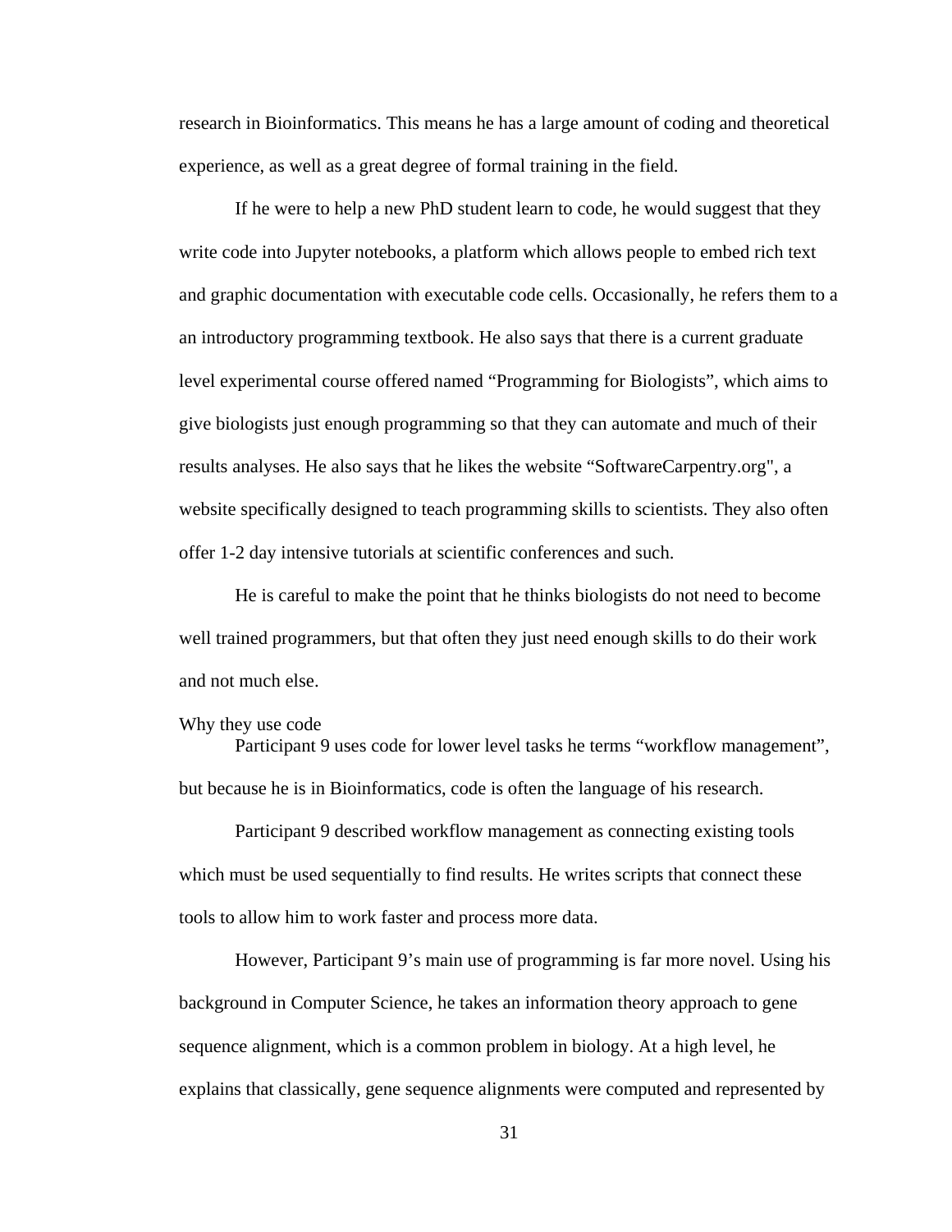research in Bioinformatics. This means he has a large amount of coding and theoretical experience, as well as a great degree of formal training in the field.

If he were to help a new PhD student learn to code, he would suggest that they write code into Jupyter notebooks, a platform which allows people to embed rich text and graphic documentation with executable code cells. Occasionally, he refers them to a an introductory programming textbook. He also says that there is a current graduate level experimental course offered named "Programming for Biologists", which aims to give biologists just enough programming so that they can automate and much of their results analyses. He also says that he likes the website "SoftwareCarpentry.org", a website specifically designed to teach programming skills to scientists. They also often offer 1-2 day intensive tutorials at scientific conferences and such.

He is careful to make the point that he thinks biologists do not need to become well trained programmers, but that often they just need enough skills to do their work and not much else.

### Why they use code

Participant 9 uses code for lower level tasks he terms "workflow management", but because he is in Bioinformatics, code is often the language of his research.

Participant 9 described workflow management as connecting existing tools which must be used sequentially to find results. He writes scripts that connect these tools to allow him to work faster and process more data.

However, Participant 9's main use of programming is far more novel. Using his background in Computer Science, he takes an information theory approach to gene sequence alignment, which is a common problem in biology. At a high level, he explains that classically, gene sequence alignments were computed and represented by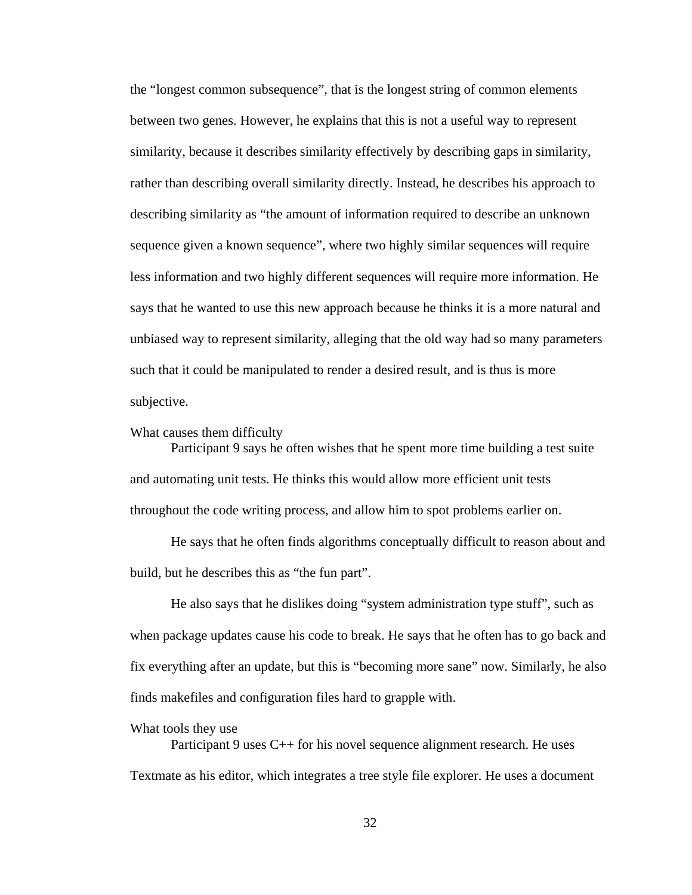the "longest common subsequence", that is the longest string of common elements between two genes. However, he explains that this is not a useful way to represent similarity, because it describes similarity effectively by describing gaps in similarity, rather than describing overall similarity directly. Instead, he describes his approach to describing similarity as "the amount of information required to describe an unknown sequence given a known sequence", where two highly similar sequences will require less information and two highly different sequences will require more information. He says that he wanted to use this new approach because he thinks it is a more natural and unbiased way to represent similarity, alleging that the old way had so many parameters such that it could be manipulated to render a desired result, and is thus is more subjective.

### What causes them difficulty

Participant 9 says he often wishes that he spent more time building a test suite and automating unit tests. He thinks this would allow more efficient unit tests throughout the code writing process, and allow him to spot problems earlier on.

He says that he often finds algorithms conceptually difficult to reason about and build, but he describes this as "the fun part".

He also says that he dislikes doing "system administration type stuff", such as when package updates cause his code to break. He says that he often has to go back and fix everything after an update, but this is "becoming more sane" now. Similarly, he also finds makefiles and configuration files hard to grapple with.

### What tools they use

Participant 9 uses C++ for his novel sequence alignment research. He uses Textmate as his editor, which integrates a tree style file explorer. He uses a document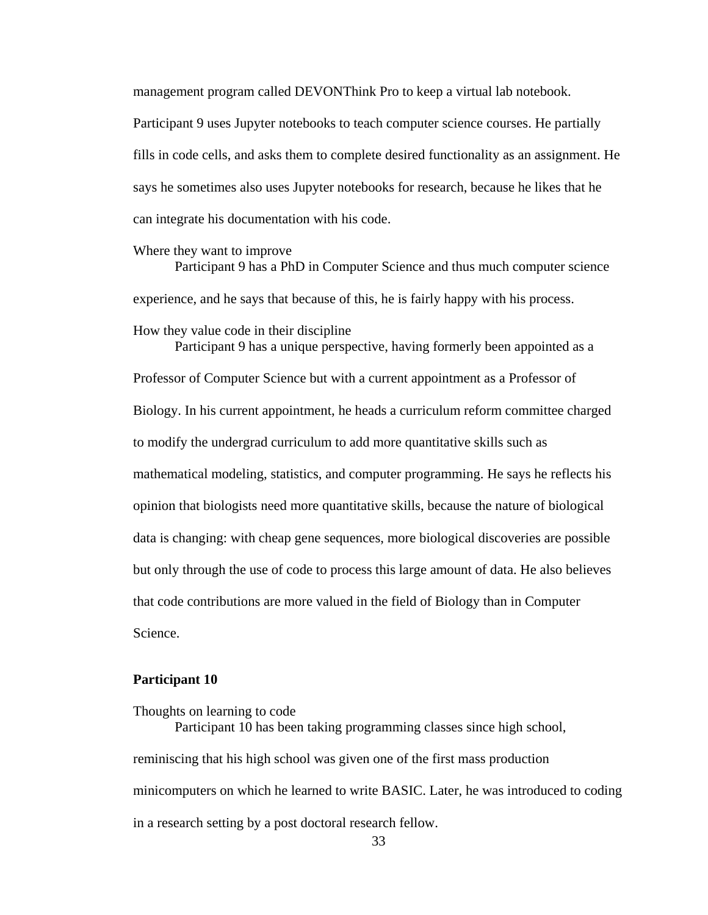management program called DEVONThink Pro to keep a virtual lab notebook. Participant 9 uses Jupyter notebooks to teach computer science courses. He partially fills in code cells, and asks them to complete desired functionality as an assignment. He says he sometimes also uses Jupyter notebooks for research, because he likes that he can integrate his documentation with his code.

Where they want to improve

Participant 9 has a PhD in Computer Science and thus much computer science experience, and he says that because of this, he is fairly happy with his process.

How they value code in their discipline

Participant 9 has a unique perspective, having formerly been appointed as a Professor of Computer Science but with a current appointment as a Professor of Biology. In his current appointment, he heads a curriculum reform committee charged to modify the undergrad curriculum to add more quantitative skills such as mathematical modeling, statistics, and computer programming. He says he reflects his opinion that biologists need more quantitative skills, because the nature of biological data is changing: with cheap gene sequences, more biological discoveries are possible but only through the use of code to process this large amount of data. He also believes that code contributions are more valued in the field of Biology than in Computer Science.

**Participant 10**

Thoughts on learning to code

Participant 10 has been taking programming classes since high school, reminiscing that his high school was given one of the first mass production minicomputers on which he learned to write BASIC. Later, he was introduced to coding in a research setting by a post doctoral research fellow.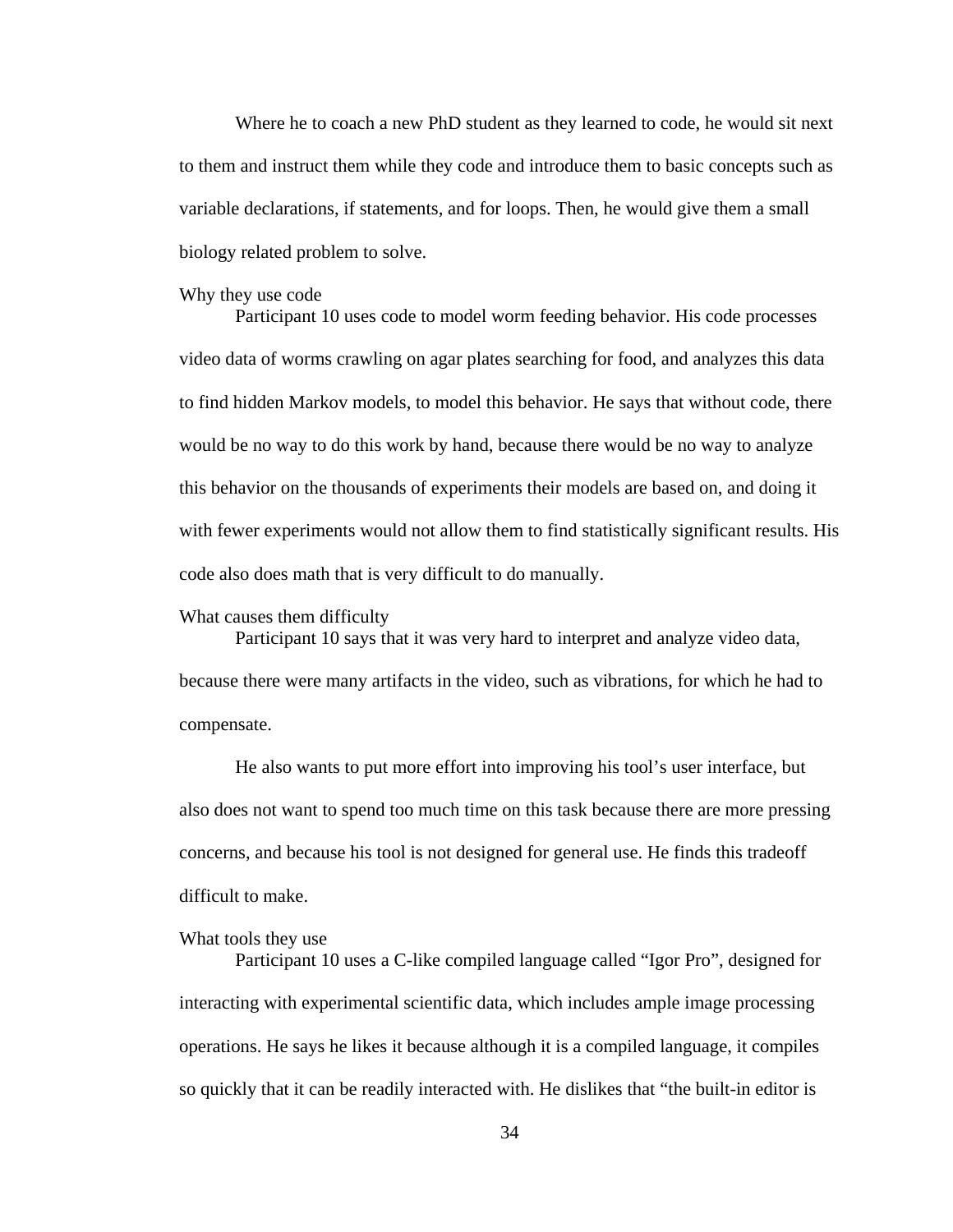Where he to coach a new PhD student as they learned to code, he would sit next to them and instruct them while they code and introduce them to basic concepts such as variable declarations, if statements, and for loops. Then, he would give them a small biology related problem to solve.

#### Why they use code

Participant 10 uses code to model worm feeding behavior. His code processes video data of worms crawling on agar plates searching for food, and analyzes this data to find hidden Markov models, to model this behavior. He says that without code, there would be no way to do this work by hand, because there would be no way to analyze this behavior on the thousands of experiments their models are based on, and doing it with fewer experiments would not allow them to find statistically significant results. His code also does math that is very difficult to do manually.

#### What causes them difficulty

Participant 10 says that it was very hard to interpret and analyze video data, because there were many artifacts in the video, such as vibrations, for which he had to compensate.

He also wants to put more effort into improving his tool's user interface, but also does not want to spend too much time on this task because there are more pressing concerns, and because his tool is not designed for general use. He finds this tradeoff difficult to make.

#### What tools they use

Participant 10 uses a C-like compiled language called "Igor Pro", designed for interacting with experimental scientific data, which includes ample image processing operations. He says he likes it because although it is a compiled language, it compiles so quickly that it can be readily interacted with. He dislikes that "the built-in editor is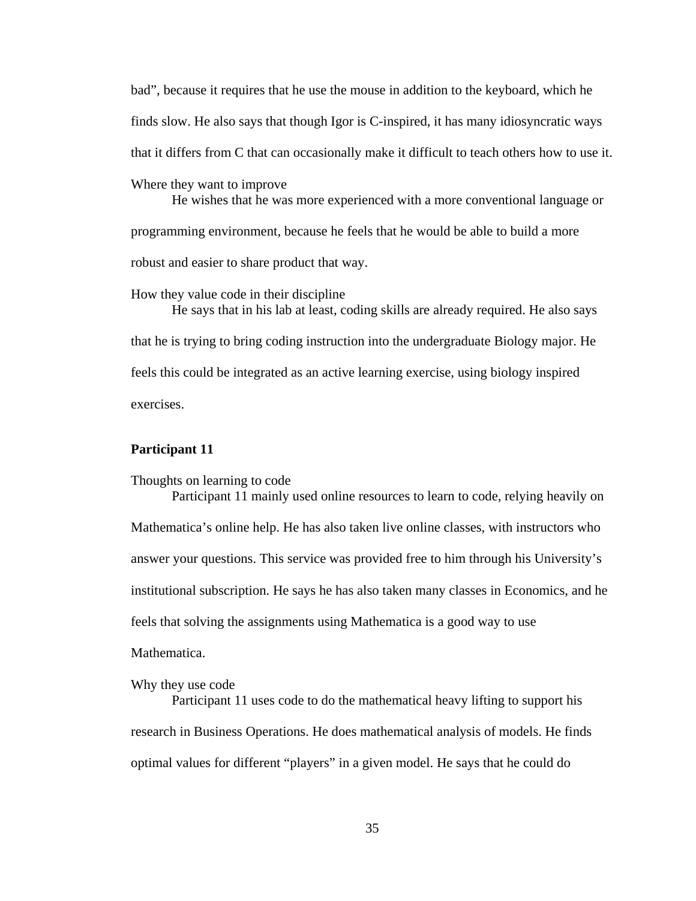bad", because it requires that he use the mouse in addition to the keyboard, which he finds slow. He also says that though Igor is C-inspired, it has many idiosyncratic ways that it differs from C that can occasionally make it difficult to teach others how to use it.

Where they want to improve

He wishes that he was more experienced with a more conventional language or programming environment, because he feels that he would be able to build a more robust and easier to share product that way.

How they value code in their discipline

He says that in his lab at least, coding skills are already required. He also says that he is trying to bring coding instruction into the undergraduate Biology major. He feels this could be integrated as an active learning exercise, using biology inspired exercises.

**Participant 11**

Thoughts on learning to code

Participant 11 mainly used online resources to learn to code, relying heavily on Mathematica's online help. He has also taken live online classes, with instructors who answer your questions. This service was provided free to him through his University's institutional subscription. He says he has also taken many classes in Economics, and he feels that solving the assignments using Mathematica is a good way to use Mathematica.

Why they use code

Participant 11 uses code to do the mathematical heavy lifting to support his research in Business Operations. He does mathematical analysis of models. He finds optimal values for different "players" in a given model. He says that he could do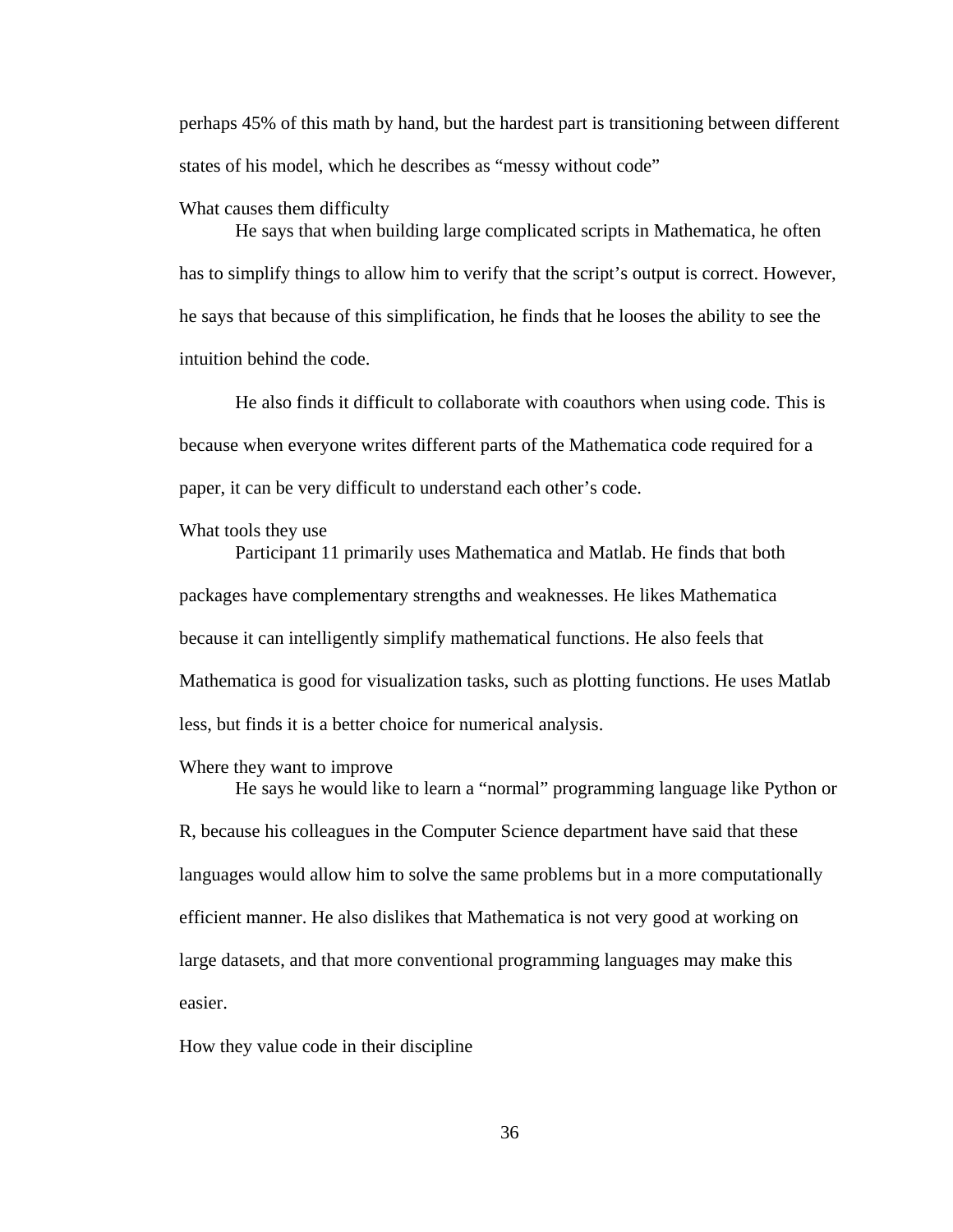perhaps 45% of this math by hand, but the hardest part is transitioning between different states of his model, which he describes as "messy without code"

### What causes them difficulty

He says that when building large complicated scripts in Mathematica, he often has to simplify things to allow him to verify that the script's output is correct. However, he says that because of this simplification, he finds that he looses the ability to see the intuition behind the code.

He also finds it difficult to collaborate with coauthors when using code. This is because when everyone writes different parts of the Mathematica code required for a paper, it can be very difficult to understand each other's code.

### What tools they use

Participant 11 primarily uses Mathematica and Matlab. He finds that both packages have complementary strengths and weaknesses. He likes Mathematica because it can intelligently simplify mathematical functions. He also feels that Mathematica is good for visualization tasks, such as plotting functions. He uses Matlab less, but finds it is a better choice for numerical analysis.

### Where they want to improve

He says he would like to learn a "normal" programming language like Python or R, because his colleagues in the Computer Science department have said that these languages would allow him to solve the same problems but in a more computationally efficient manner. He also dislikes that Mathematica is not very good at working on large datasets, and that more conventional programming languages may make this easier.

### How they value code in their discipline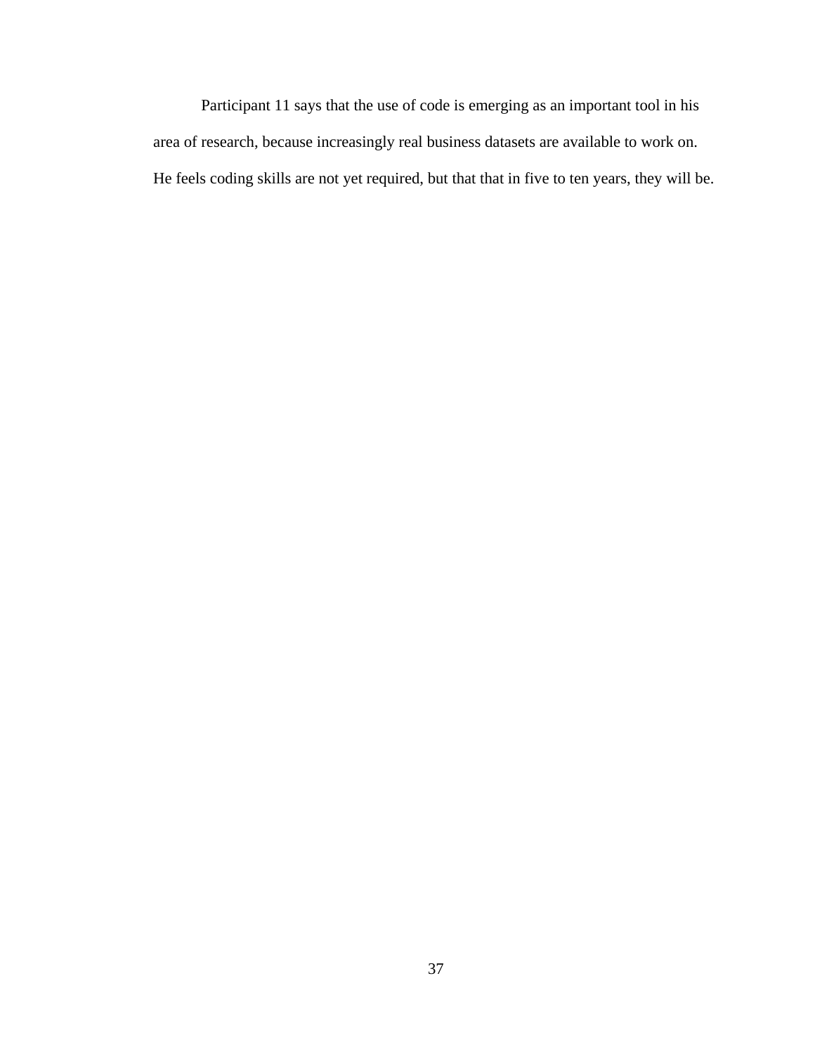Participant 11 says that the use of code is emerging as an important tool in his area of research, because increasingly real business datasets are available to work on. He feels coding skills are not yet required, but that that in five to ten years, they will be.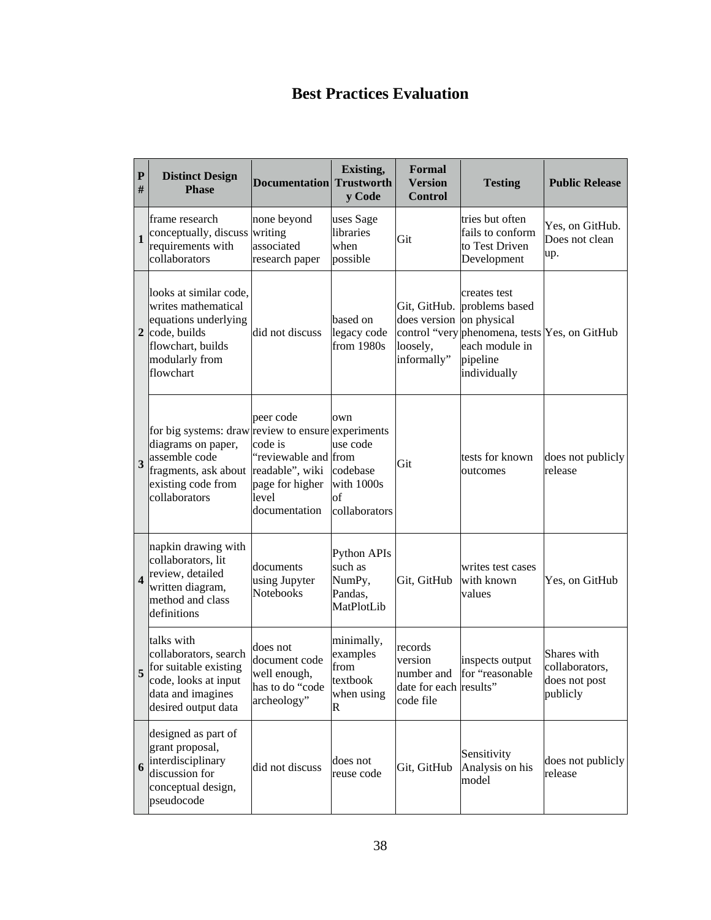# Best Practices Evaluation

| P # | Distinct Design Phase | Documentation | Existing, Trustworthy Code | Formal Version Control | Testing | Public Release |
|---|---|---|---|---|---|---|
| 1 | frame research conceptually, discuss requirements with collaborators | none beyond writing associated research paper | uses Sage libraries when possible | Git | tries but often fails to conform to Test Driven Development | Yes, on GitHub. Does not clean up. |
| 2 | looks at similar code, writes mathematical equations underlying code, builds flowchart, builds modularly from flowchart | did not discuss | based on legacy code from 1980s | Git, GitHub. does version control "very loosely, informally" | creates test problems based on physical phenomena, tests each module in pipeline individually | Yes, on GitHub |
| 3 | for big systems: draw diagrams on paper, assemble code fragments, ask about existing code from collaborators | peer code review to ensure code is "reviewable and readable", wiki page for higher level documentation | own experiments use code from codebase with 1000s of collaborators | Git | tests for known outcomes | does not publicly release |
| 4 | napkin drawing with collaborators, lit review, detailed written diagram, method and class definitions | documents using Jupyter Notebooks | Python APIs such as NumPy, Pandas, MatPlotLib | Git, GitHub | writes test cases with known values | Yes, on GitHub |
| 5 | talks with collaborators, search for suitable existing code, looks at input data and imagines desired output data | does not document code well enough, has to do "code archeology" | minimally, examples from textbook when using R | records version number and date for each code file | inspects output for "reasonable results" | Shares with collaborators, does not post publicly |
| 6 | designed as part of grant proposal, interdisciplinary discussion for conceptual design, pseudocode | did not discuss | does not reuse code | Git, GitHub | Sensitivity Analysis on his model | does not publicly release |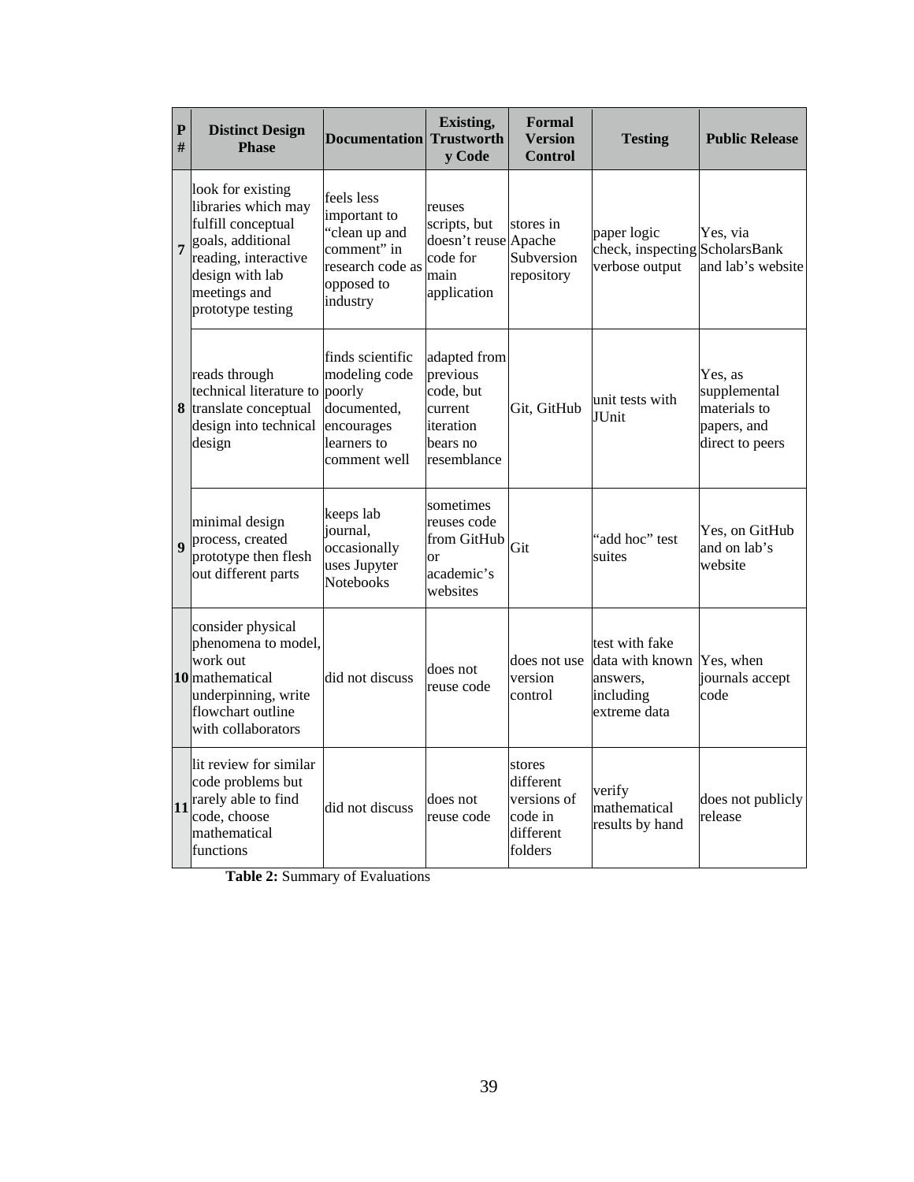| P # | Distinct Design Phase | Documentation | Existing, Trustworthy Code | Formal Version Control | Testing | Public Release |
|---|---|---|---|---|---|---|
| 7 | look for existing libraries which may fulfill conceptual goals, additional reading, interactive design with lab meetings and prototype testing | feels less important to "clean up and comment" in research code as opposed to industry | reuses scripts, but doesn't reuse code for main application | stores in Apache Subversion repository | paper logic check, inspecting verbose output | Yes, via ScholarsBank and lab's website |
| 8 | reads through technical literature to translate conceptual design into technical design | finds scientific modeling code poorly documented, encourages learners to comment well | adapted from previous code, but current iteration bears no resemblance | Git, GitHub | unit tests with JUnit | Yes, as supplemental materials to papers, and direct to peers |
| 9 | minimal design process, created prototype then flesh out different parts | keeps lab journal, occasionally uses Jupyter Notebooks | sometimes reuses code from GitHub or academic's websites | Git | "add hoc" test suites | Yes, on GitHub and on lab's website |
| 10 | consider physical phenomena to model, work out mathematical underpinning, write flowchart outline with collaborators | did not discuss | does not reuse code | does not use version control | test with fake data with known answers, including extreme data | Yes, when journals accept code |
| 11 | lit review for similar code problems but rarely able to find code, choose mathematical functions | did not discuss | does not reuse code | stores different versions of code in different folders | verify mathematical results by hand | does not publicly release |

**Table 2:** Summary of Evaluations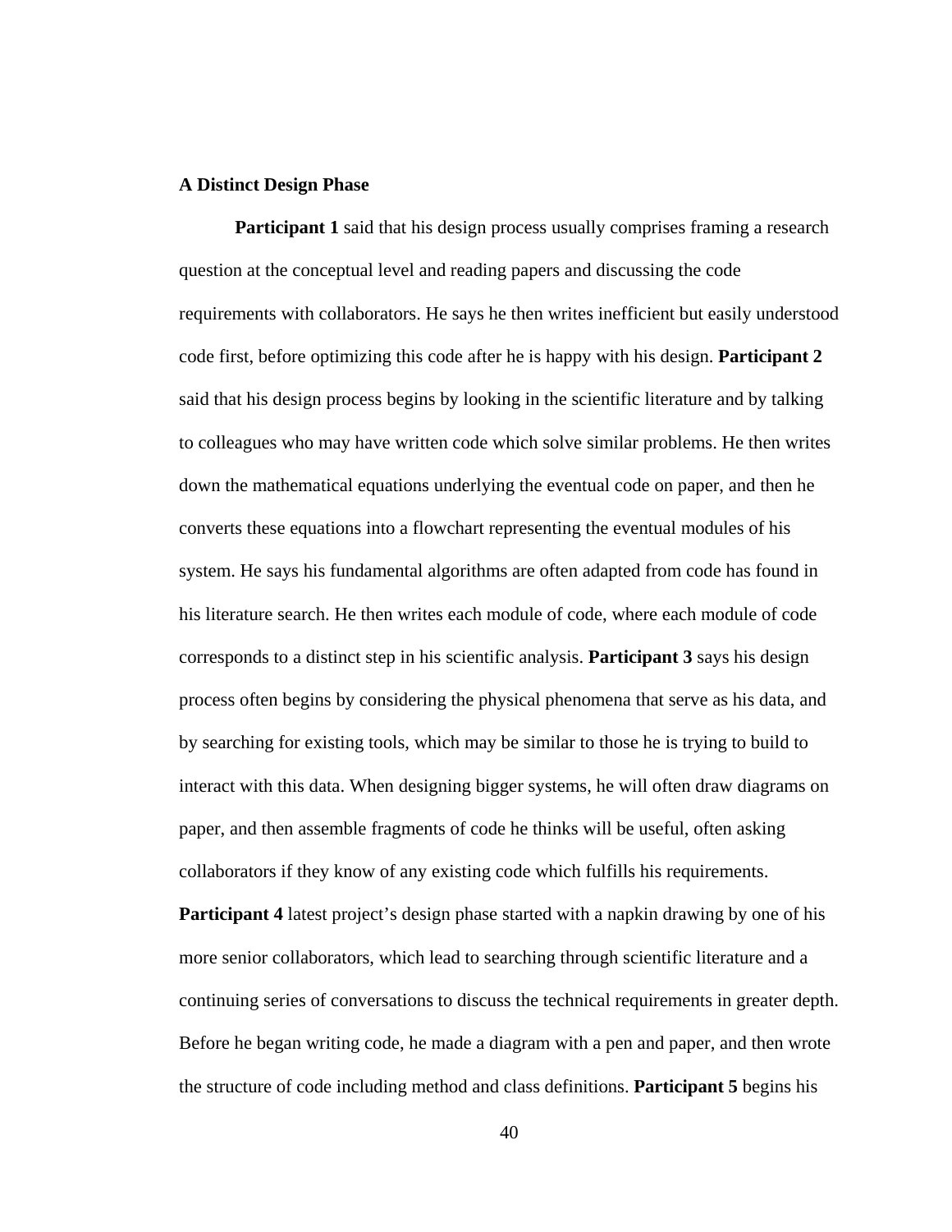### A Distinct Design Phase

**Participant 1** said that his design process usually comprises framing a research question at the conceptual level and reading papers and discussing the code requirements with collaborators. He says he then writes inefficient but easily understood code first, before optimizing this code after he is happy with his design. **Participant 2** said that his design process begins by looking in the scientific literature and by talking to colleagues who may have written code which solve similar problems. He then writes down the mathematical equations underlying the eventual code on paper, and then he converts these equations into a flowchart representing the eventual modules of his system. He says his fundamental algorithms are often adapted from code has found in his literature search. He then writes each module of code, where each module of code corresponds to a distinct step in his scientific analysis. **Participant 3** says his design process often begins by considering the physical phenomena that serve as his data, and by searching for existing tools, which may be similar to those he is trying to build to interact with this data. When designing bigger systems, he will often draw diagrams on paper, and then assemble fragments of code he thinks will be useful, often asking collaborators if they know of any existing code which fulfills his requirements. **Participant 4** latest project's design phase started with a napkin drawing by one of his more senior collaborators, which lead to searching through scientific literature and a continuing series of conversations to discuss the technical requirements in greater depth. Before he began writing code, he made a diagram with a pen and paper, and then wrote the structure of code including method and class definitions. **Participant 5** begins his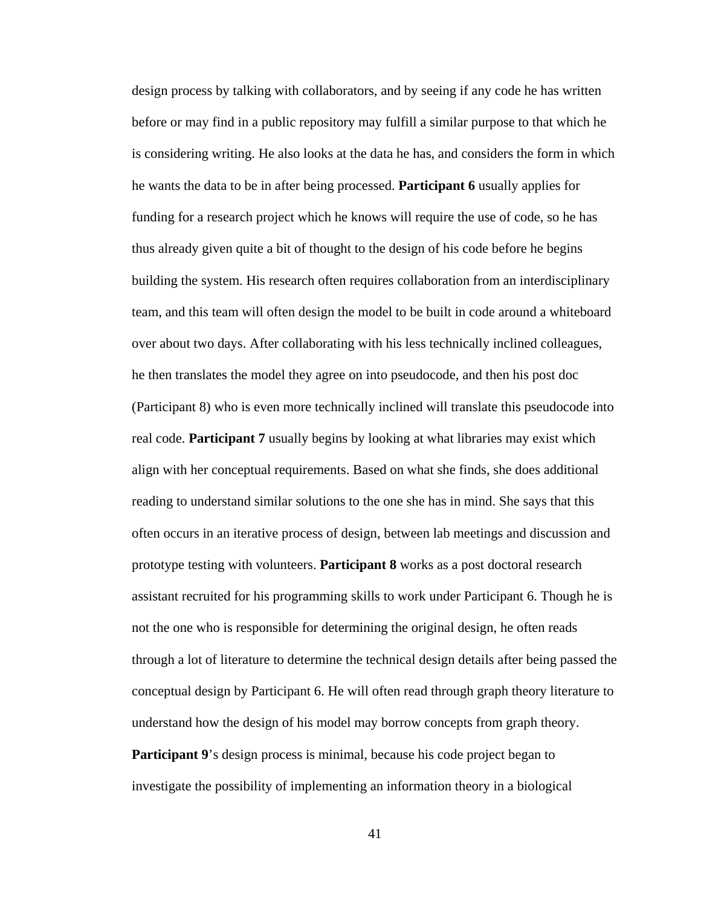design process by talking with collaborators, and by seeing if any code he has written before or may find in a public repository may fulfill a similar purpose to that which he is considering writing. He also looks at the data he has, and considers the form in which he wants the data to be in after being processed. **Participant 6** usually applies for funding for a research project which he knows will require the use of code, so he has thus already given quite a bit of thought to the design of his code before he begins building the system. His research often requires collaboration from an interdisciplinary team, and this team will often design the model to be built in code around a whiteboard over about two days. After collaborating with his less technically inclined colleagues, he then translates the model they agree on into pseudocode, and then his post doc (Participant 8) who is even more technically inclined will translate this pseudocode into real code. **Participant 7** usually begins by looking at what libraries may exist which align with her conceptual requirements. Based on what she finds, she does additional reading to understand similar solutions to the one she has in mind. She says that this often occurs in an iterative process of design, between lab meetings and discussion and prototype testing with volunteers. **Participant 8** works as a post doctoral research assistant recruited for his programming skills to work under Participant 6. Though he is not the one who is responsible for determining the original design, he often reads through a lot of literature to determine the technical design details after being passed the conceptual design by Participant 6. He will often read through graph theory literature to understand how the design of his model may borrow concepts from graph theory. **Participant 9**'s design process is minimal, because his code project began to investigate the possibility of implementing an information theory in a biological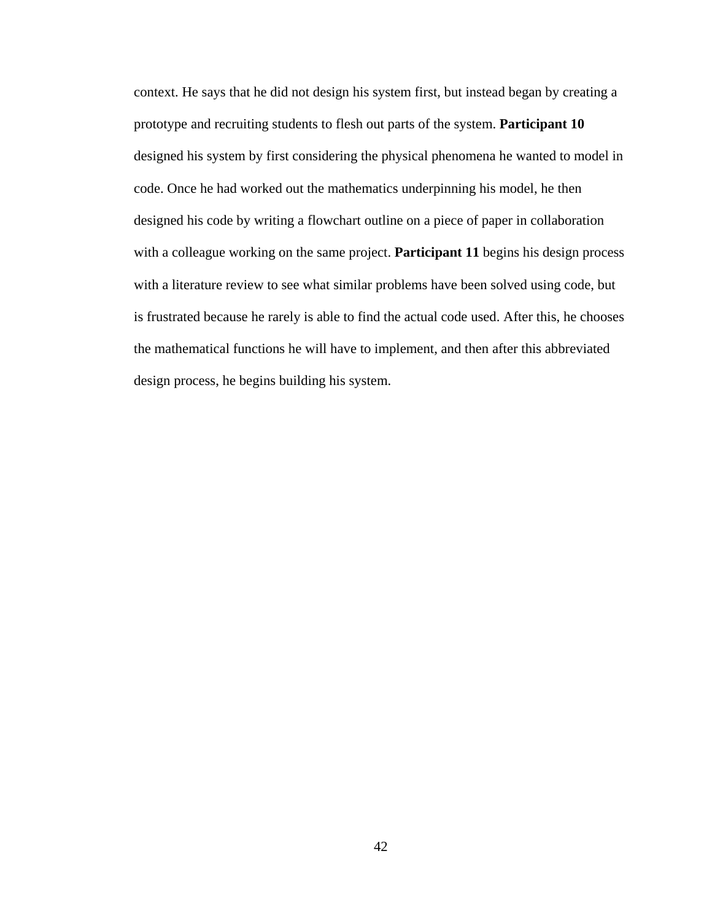context. He says that he did not design his system first, but instead began by creating a prototype and recruiting students to flesh out parts of the system. **Participant 10** designed his system by first considering the physical phenomena he wanted to model in code. Once he had worked out the mathematics underpinning his model, he then designed his code by writing a flowchart outline on a piece of paper in collaboration with a colleague working on the same project. **Participant 11** begins his design process with a literature review to see what similar problems have been solved using code, but is frustrated because he rarely is able to find the actual code used. After this, he chooses the mathematical functions he will have to implement, and then after this abbreviated design process, he begins building his system.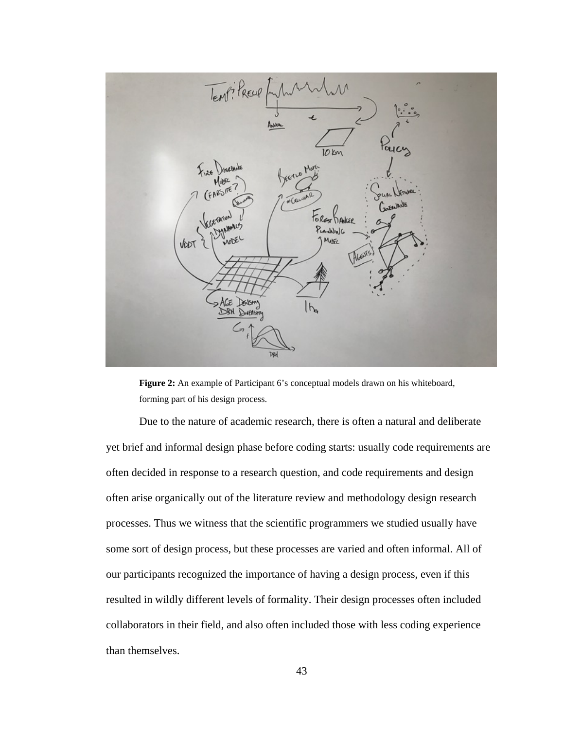**Figure 2:** An example of Participant 6's conceptual models drawn on his whiteboard, forming part of his design process.

Due to the nature of academic research, there is often a natural and deliberate yet brief and informal design phase before coding starts: usually code requirements are often decided in response to a research question, and code requirements and design often arise organically out of the literature review and methodology design research processes. Thus we witness that the scientific programmers we studied usually have some sort of design process, but these processes are varied and often informal. All of our participants recognized the importance of having a design process, even if this resulted in wildly different levels of formality. Their design processes often included collaborators in their field, and also often included those with less coding experience than themselves.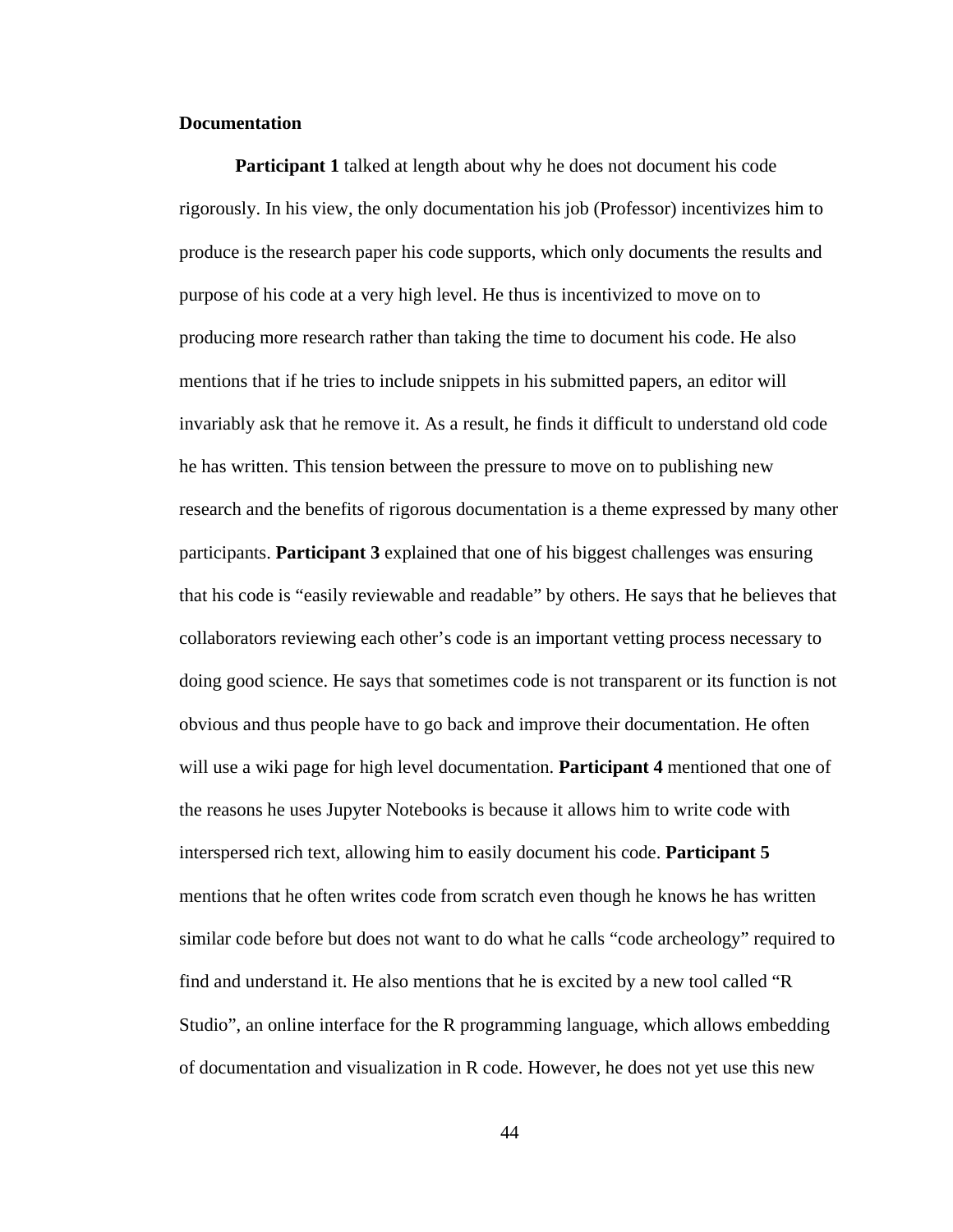**Documentation**

**Participant 1** talked at length about why he does not document his code rigorously. In his view, the only documentation his job (Professor) incentivizes him to produce is the research paper his code supports, which only documents the results and purpose of his code at a very high level. He thus is incentivized to move on to producing more research rather than taking the time to document his code. He also mentions that if he tries to include snippets in his submitted papers, an editor will invariably ask that he remove it. As a result, he finds it difficult to understand old code he has written. This tension between the pressure to move on to publishing new research and the benefits of rigorous documentation is a theme expressed by many other participants. **Participant 3** explained that one of his biggest challenges was ensuring that his code is "easily reviewable and readable" by others. He says that he believes that collaborators reviewing each other's code is an important vetting process necessary to doing good science. He says that sometimes code is not transparent or its function is not obvious and thus people have to go back and improve their documentation. He often will use a wiki page for high level documentation. **Participant 4** mentioned that one of the reasons he uses Jupyter Notebooks is because it allows him to write code with interspersed rich text, allowing him to easily document his code. **Participant 5** mentions that he often writes code from scratch even though he knows he has written similar code before but does not want to do what he calls "code archeology" required to find and understand it. He also mentions that he is excited by a new tool called "R Studio", an online interface for the R programming language, which allows embedding of documentation and visualization in R code. However, he does not yet use this new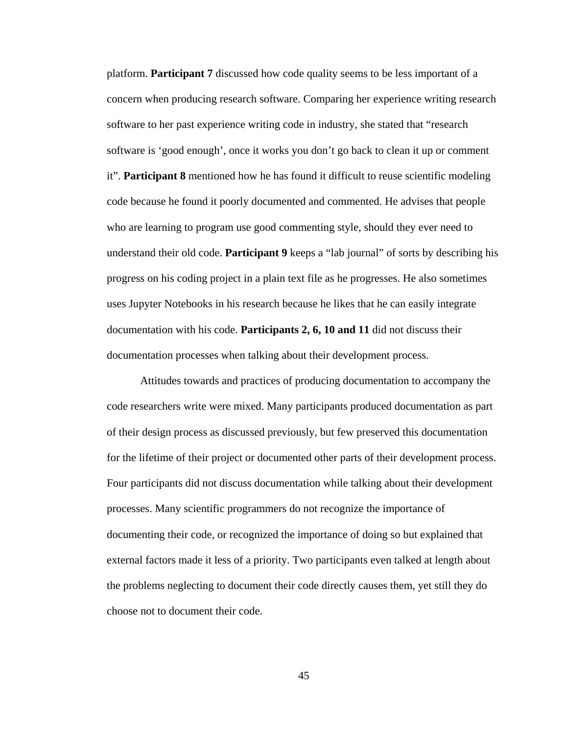platform. **Participant 7** discussed how code quality seems to be less important of a concern when producing research software. Comparing her experience writing research software to her past experience writing code in industry, she stated that "research software is 'good enough', once it works you don't go back to clean it up or comment it". **Participant 8** mentioned how he has found it difficult to reuse scientific modeling code because he found it poorly documented and commented. He advises that people who are learning to program use good commenting style, should they ever need to understand their old code. **Participant 9** keeps a "lab journal" of sorts by describing his progress on his coding project in a plain text file as he progresses. He also sometimes uses Jupyter Notebooks in his research because he likes that he can easily integrate documentation with his code. **Participants 2, 6, 10 and 11** did not discuss their documentation processes when talking about their development process.

Attitudes towards and practices of producing documentation to accompany the code researchers write were mixed. Many participants produced documentation as part of their design process as discussed previously, but few preserved this documentation for the lifetime of their project or documented other parts of their development process. Four participants did not discuss documentation while talking about their development processes. Many scientific programmers do not recognize the importance of documenting their code, or recognized the importance of doing so but explained that external factors made it less of a priority. Two participants even talked at length about the problems neglecting to document their code directly causes them, yet still they do choose not to document their code.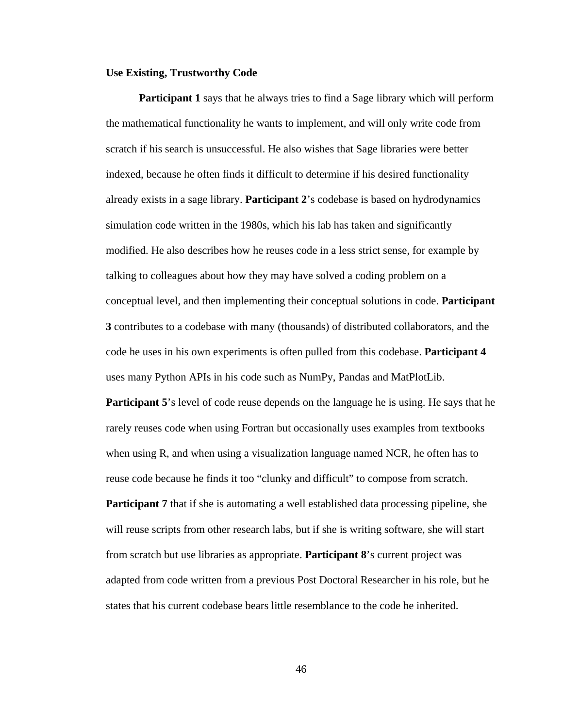**Use Existing, Trustworthy Code**

**Participant 1** says that he always tries to find a Sage library which will perform the mathematical functionality he wants to implement, and will only write code from scratch if his search is unsuccessful. He also wishes that Sage libraries were better indexed, because he often finds it difficult to determine if his desired functionality already exists in a sage library. **Participant 2**'s codebase is based on hydrodynamics simulation code written in the 1980s, which his lab has taken and significantly modified. He also describes how he reuses code in a less strict sense, for example by talking to colleagues about how they may have solved a coding problem on a conceptual level, and then implementing their conceptual solutions in code. **Participant 3** contributes to a codebase with many (thousands) of distributed collaborators, and the code he uses in his own experiments is often pulled from this codebase. **Participant 4** uses many Python APIs in his code such as NumPy, Pandas and MatPlotLib. **Participant 5**'s level of code reuse depends on the language he is using. He says that he rarely reuses code when using Fortran but occasionally uses examples from textbooks when using R, and when using a visualization language named NCR, he often has to reuse code because he finds it too "clunky and difficult" to compose from scratch. **Participant 7** that if she is automating a well established data processing pipeline, she will reuse scripts from other research labs, but if she is writing software, she will start from scratch but use libraries as appropriate. **Participant 8**'s current project was adapted from code written from a previous Post Doctoral Researcher in his role, but he states that his current codebase bears little resemblance to the code he inherited.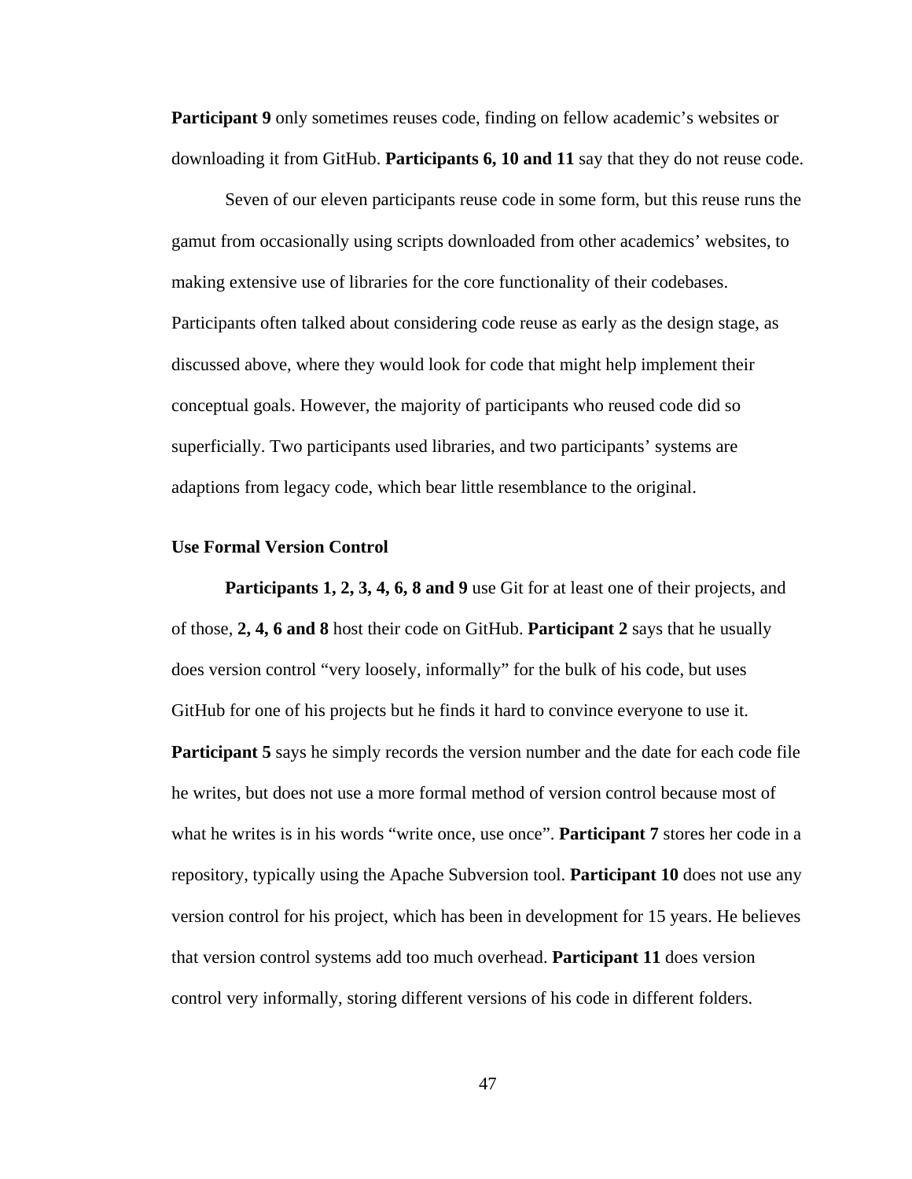**Participant 9** only sometimes reuses code, finding on fellow academic's websites or downloading it from GitHub. **Participants 6, 10 and 11** say that they do not reuse code.

Seven of our eleven participants reuse code in some form, but this reuse runs the gamut from occasionally using scripts downloaded from other academics' websites, to making extensive use of libraries for the core functionality of their codebases. Participants often talked about considering code reuse as early as the design stage, as discussed above, where they would look for code that might help implement their conceptual goals. However, the majority of participants who reused code did so superficially. Two participants used libraries, and two participants' systems are adaptions from legacy code, which bear little resemblance to the original.

### Use Formal Version Control

**Participants 1, 2, 3, 4, 6, 8 and 9** use Git for at least one of their projects, and of those, **2, 4, 6 and 8** host their code on GitHub. **Participant 2** says that he usually does version control "very loosely, informally" for the bulk of his code, but uses GitHub for one of his projects but he finds it hard to convince everyone to use it. **Participant 5** says he simply records the version number and the date for each code file he writes, but does not use a more formal method of version control because most of what he writes is in his words "write once, use once". **Participant 7** stores her code in a repository, typically using the Apache Subversion tool. **Participant 10** does not use any version control for his project, which has been in development for 15 years. He believes that version control systems add too much overhead. **Participant 11** does version control very informally, storing different versions of his code in different folders.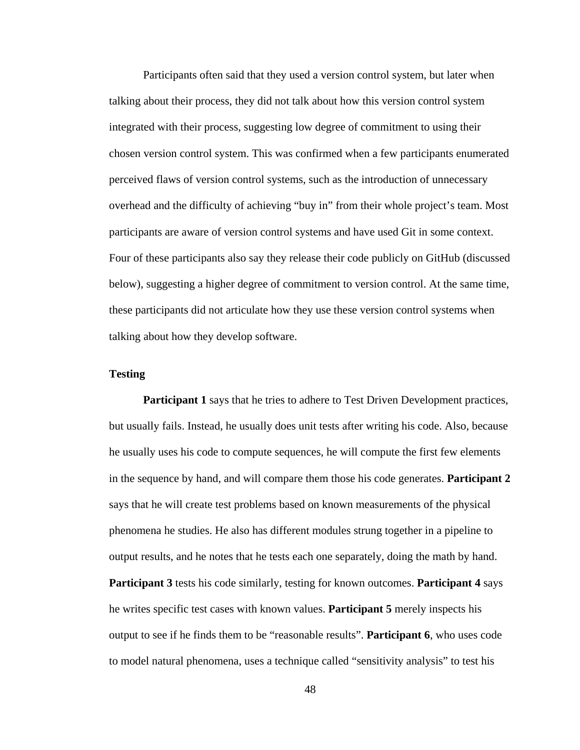Participants often said that they used a version control system, but later when talking about their process, they did not talk about how this version control system integrated with their process, suggesting low degree of commitment to using their chosen version control system. This was confirmed when a few participants enumerated perceived flaws of version control systems, such as the introduction of unnecessary overhead and the difficulty of achieving "buy in" from their whole project's team. Most participants are aware of version control systems and have used Git in some context. Four of these participants also say they release their code publicly on GitHub (discussed below), suggesting a higher degree of commitment to version control. At the same time, these participants did not articulate how they use these version control systems when talking about how they develop software.

### Testing

**Participant 1** says that he tries to adhere to Test Driven Development practices, but usually fails. Instead, he usually does unit tests after writing his code. Also, because he usually uses his code to compute sequences, he will compute the first few elements in the sequence by hand, and will compare them those his code generates. **Participant 2** says that he will create test problems based on known measurements of the physical phenomena he studies. He also has different modules strung together in a pipeline to output results, and he notes that he tests each one separately, doing the math by hand. **Participant 3** tests his code similarly, testing for known outcomes. **Participant 4** says he writes specific test cases with known values. **Participant 5** merely inspects his output to see if he finds them to be "reasonable results". **Participant 6**, who uses code to model natural phenomena, uses a technique called "sensitivity analysis" to test his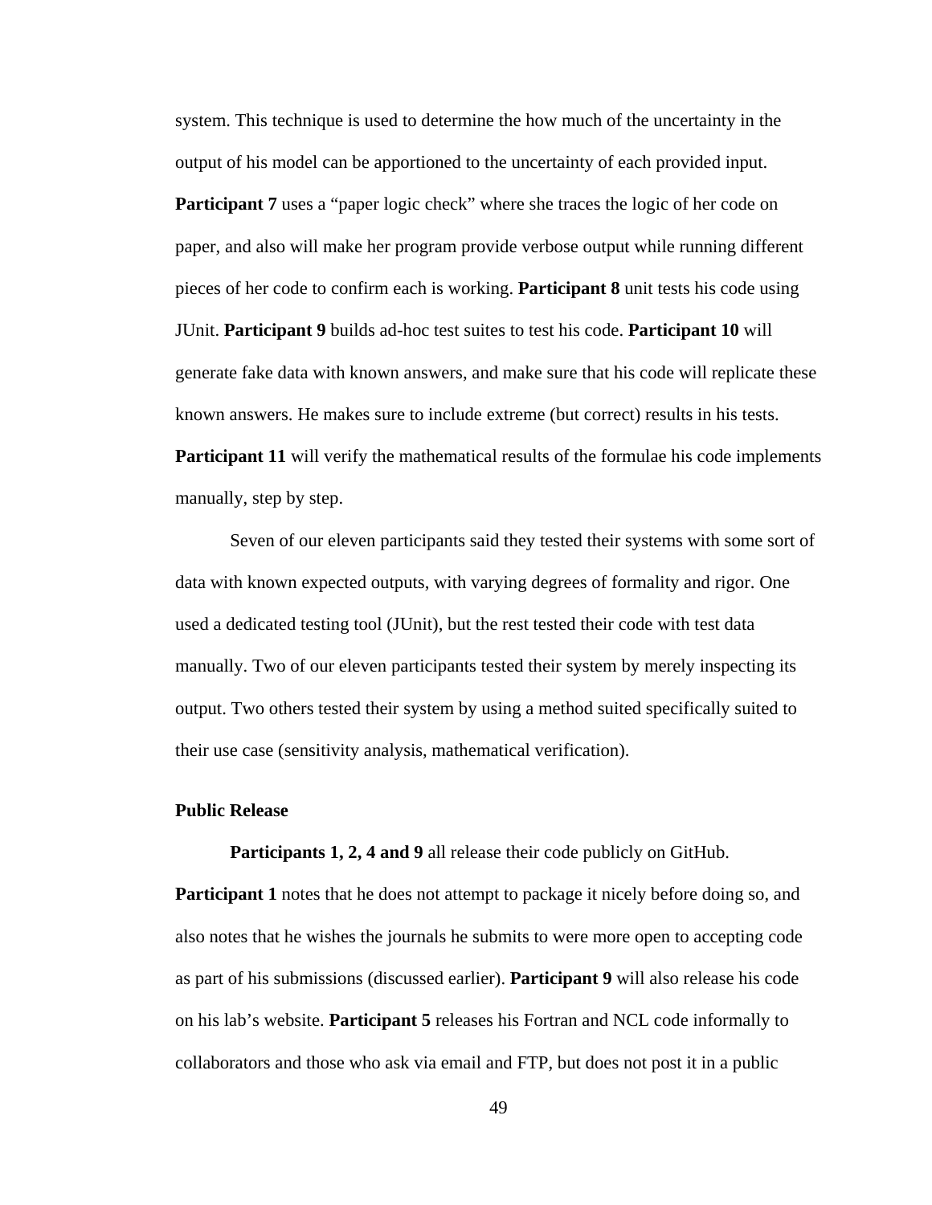system. This technique is used to determine the how much of the uncertainty in the output of his model can be apportioned to the uncertainty of each provided input. **Participant 7** uses a “paper logic check” where she traces the logic of her code on paper, and also will make her program provide verbose output while running different pieces of her code to confirm each is working. **Participant 8** unit tests his code using JUnit. **Participant 9** builds ad-hoc test suites to test his code. **Participant 10** will generate fake data with known answers, and make sure that his code will replicate these known answers. He makes sure to include extreme (but correct) results in his tests. **Participant 11** will verify the mathematical results of the formulae his code implements manually, step by step.

Seven of our eleven participants said they tested their systems with some sort of data with known expected outputs, with varying degrees of formality and rigor. One used a dedicated testing tool (JUnit), but the rest tested their code with test data manually. Two of our eleven participants tested their system by merely inspecting its output. Two others tested their system by using a method suited specifically suited to their use case (sensitivity analysis, mathematical verification).

### Public Release

**Participants 1, 2, 4 and 9** all release their code publicly on GitHub. **Participant 1** notes that he does not attempt to package it nicely before doing so, and also notes that he wishes the journals he submits to were more open to accepting code as part of his submissions (discussed earlier). **Participant 9** will also release his code on his lab’s website. **Participant 5** releases his Fortran and NCL code informally to collaborators and those who ask via email and FTP, but does not post it in a public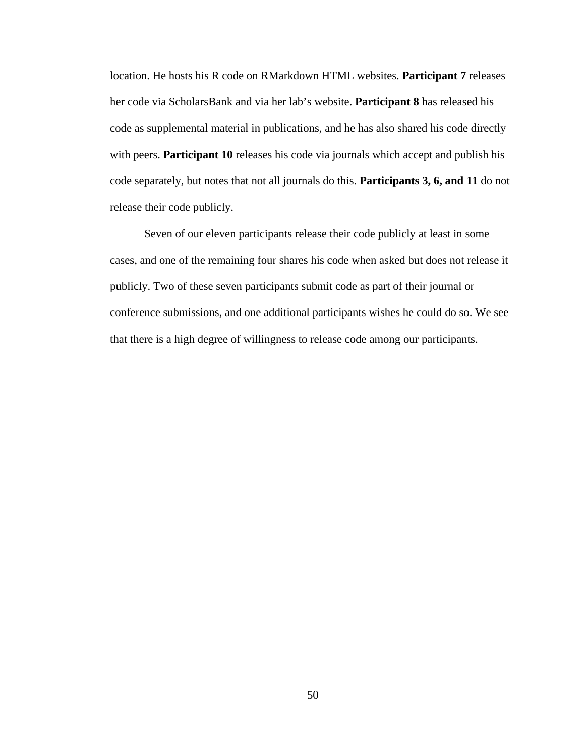location. He hosts his R code on RMarkdown HTML websites. **Participant 7** releases her code via ScholarsBank and via her lab's website. **Participant 8** has released his code as supplemental material in publications, and he has also shared his code directly with peers. **Participant 10** releases his code via journals which accept and publish his code separately, but notes that not all journals do this. **Participants 3, 6, and 11** do not release their code publicly.

Seven of our eleven participants release their code publicly at least in some cases, and one of the remaining four shares his code when asked but does not release it publicly. Two of these seven participants submit code as part of their journal or conference submissions, and one additional participants wishes he could do so. We see that there is a high degree of willingness to release code among our participants.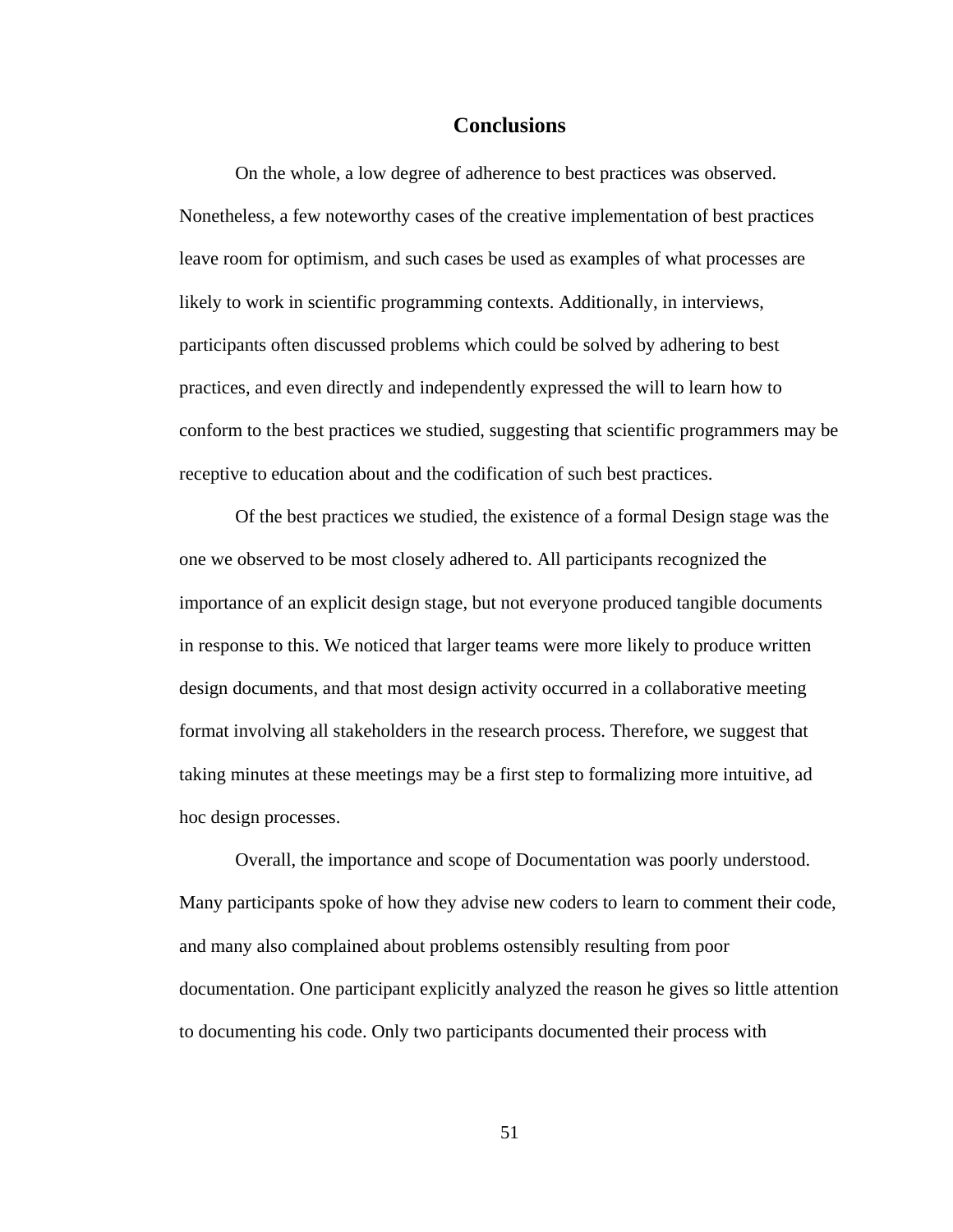## Conclusions

On the whole, a low degree of adherence to best practices was observed. Nonetheless, a few noteworthy cases of the creative implementation of best practices leave room for optimism, and such cases be used as examples of what processes are likely to work in scientific programming contexts. Additionally, in interviews, participants often discussed problems which could be solved by adhering to best practices, and even directly and independently expressed the will to learn how to conform to the best practices we studied, suggesting that scientific programmers may be receptive to education about and the codification of such best practices.

Of the best practices we studied, the existence of a formal Design stage was the one we observed to be most closely adhered to. All participants recognized the importance of an explicit design stage, but not everyone produced tangible documents in response to this. We noticed that larger teams were more likely to produce written design documents, and that most design activity occurred in a collaborative meeting format involving all stakeholders in the research process. Therefore, we suggest that taking minutes at these meetings may be a first step to formalizing more intuitive, ad hoc design processes.

Overall, the importance and scope of Documentation was poorly understood. Many participants spoke of how they advise new coders to learn to comment their code, and many also complained about problems ostensibly resulting from poor documentation. One participant explicitly analyzed the reason he gives so little attention to documenting his code. Only two participants documented their process with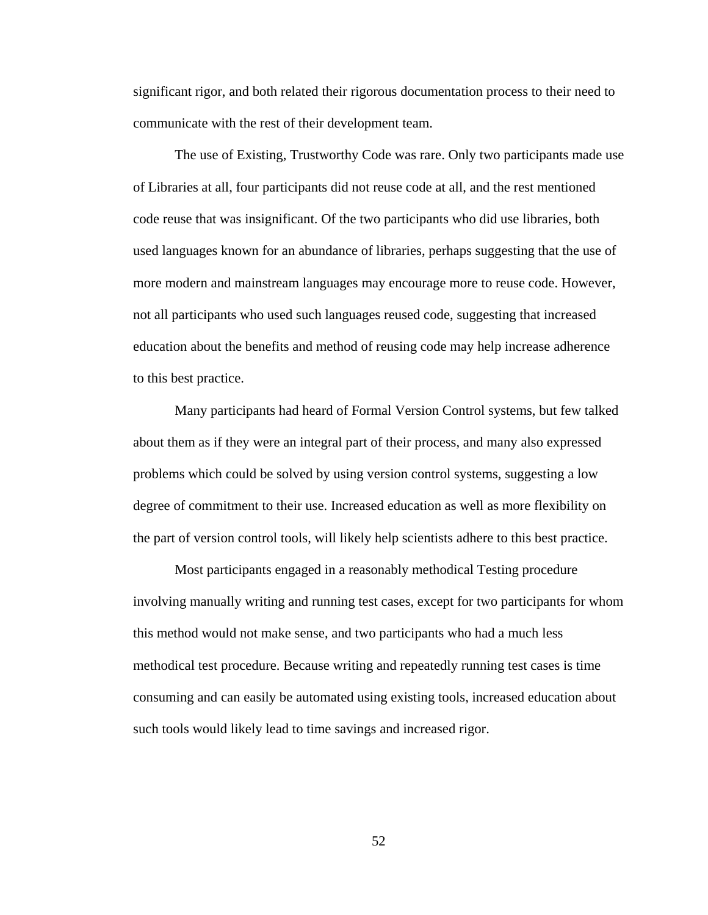significant rigor, and both related their rigorous documentation process to their need to communicate with the rest of their development team.

The use of Existing, Trustworthy Code was rare. Only two participants made use of Libraries at all, four participants did not reuse code at all, and the rest mentioned code reuse that was insignificant. Of the two participants who did use libraries, both used languages known for an abundance of libraries, perhaps suggesting that the use of more modern and mainstream languages may encourage more to reuse code. However, not all participants who used such languages reused code, suggesting that increased education about the benefits and method of reusing code may help increase adherence to this best practice.

Many participants had heard of Formal Version Control systems, but few talked about them as if they were an integral part of their process, and many also expressed problems which could be solved by using version control systems, suggesting a low degree of commitment to their use. Increased education as well as more flexibility on the part of version control tools, will likely help scientists adhere to this best practice.

Most participants engaged in a reasonably methodical Testing procedure involving manually writing and running test cases, except for two participants for whom this method would not make sense, and two participants who had a much less methodical test procedure. Because writing and repeatedly running test cases is time consuming and can easily be automated using existing tools, increased education about such tools would likely lead to time savings and increased rigor.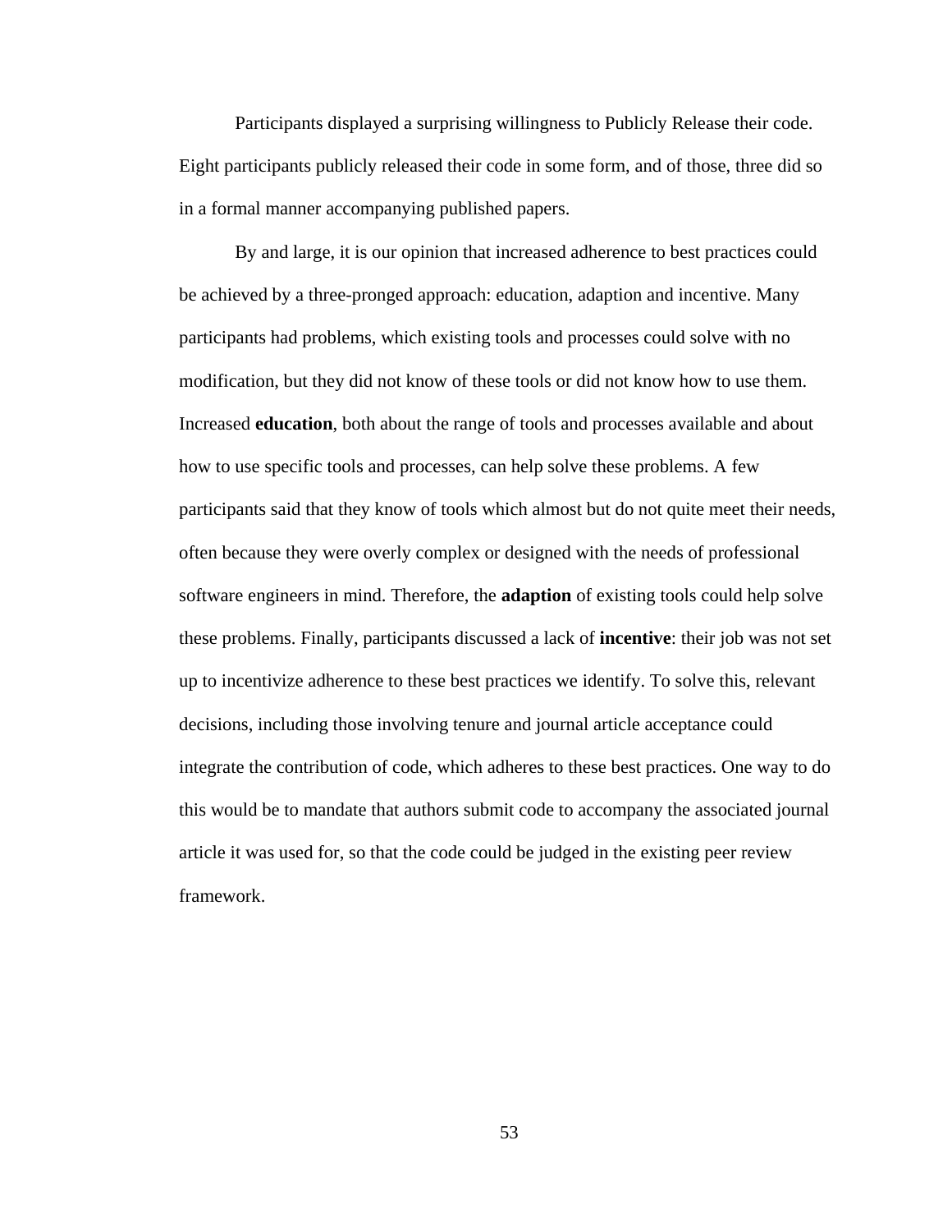Participants displayed a surprising willingness to Publicly Release their code. Eight participants publicly released their code in some form, and of those, three did so in a formal manner accompanying published papers.

By and large, it is our opinion that increased adherence to best practices could be achieved by a three-pronged approach: education, adaption and incentive. Many participants had problems, which existing tools and processes could solve with no modification, but they did not know of these tools or did not know how to use them. Increased **education**, both about the range of tools and processes available and about how to use specific tools and processes, can help solve these problems. A few participants said that they know of tools which almost but do not quite meet their needs, often because they were overly complex or designed with the needs of professional software engineers in mind. Therefore, the **adaption** of existing tools could help solve these problems. Finally, participants discussed a lack of **incentive**: their job was not set up to incentivize adherence to these best practices we identify. To solve this, relevant decisions, including those involving tenure and journal article acceptance could integrate the contribution of code, which adheres to these best practices. One way to do this would be to mandate that authors submit code to accompany the associated journal article it was used for, so that the code could be judged in the existing peer review framework.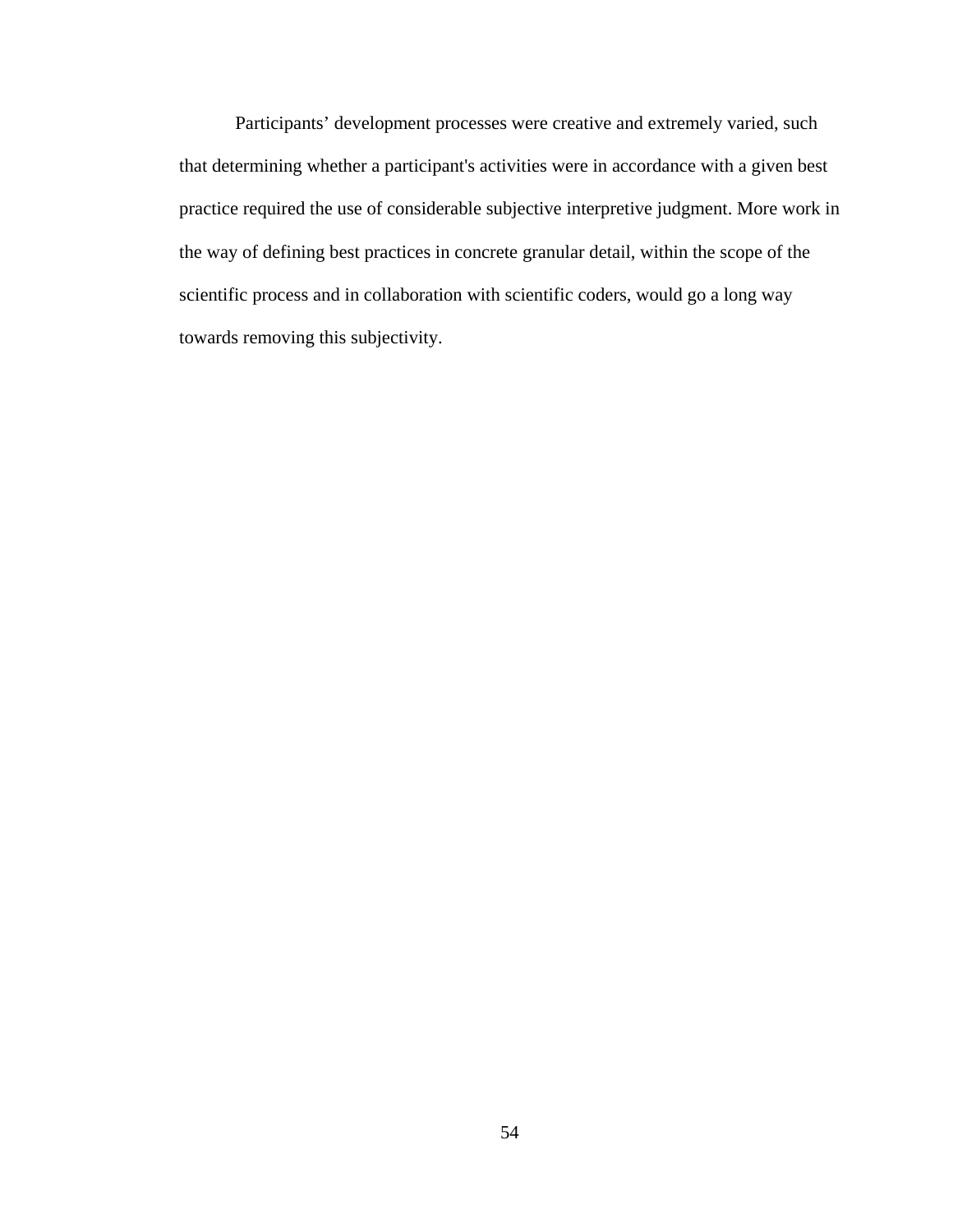Participants’ development processes were creative and extremely varied, such that determining whether a participant's activities were in accordance with a given best practice required the use of considerable subjective interpretive judgment. More work in the way of defining best practices in concrete granular detail, within the scope of the scientific process and in collaboration with scientific coders, would go a long way towards removing this subjectivity.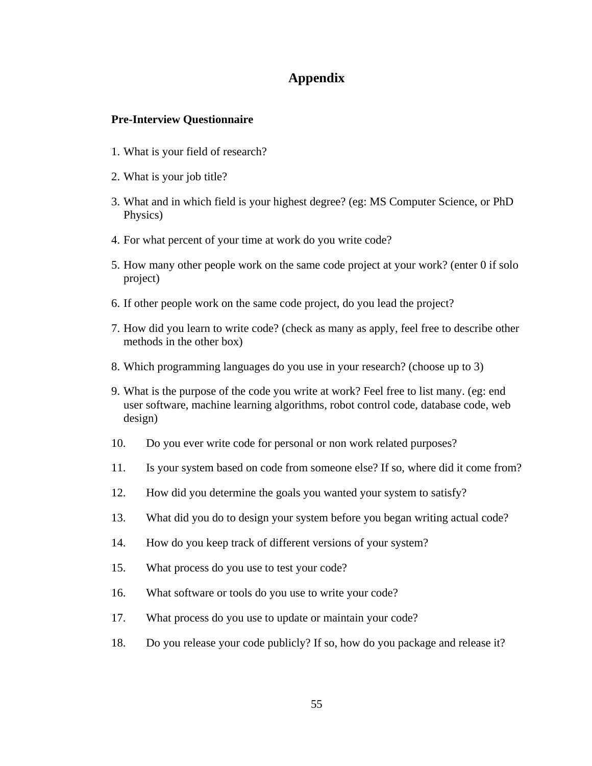# Appendix

**Pre-Interview Questionnaire**

1. What is your field of research?
2. What is your job title?
3. What and in which field is your highest degree? (eg: MS Computer Science, or PhD Physics)
4. For what percent of your time at work do you write code?
5. How many other people work on the same code project at your work? (enter 0 if solo project)
6. If other people work on the same code project, do you lead the project?
7. How did you learn to write code? (check as many as apply, feel free to describe other methods in the other box)
8. Which programming languages do you use in your research? (choose up to 3)
9. What is the purpose of the code you write at work? Feel free to list many. (eg: end user software, machine learning algorithms, robot control code, database code, web design)
10. Do you ever write code for personal or non work related purposes?
11. Is your system based on code from someone else? If so, where did it come from?
12. How did you determine the goals you wanted your system to satisfy?
13. What did you do to design your system before you began writing actual code?
14. How do you keep track of different versions of your system?
15. What process do you use to test your code?
16. What software or tools do you use to write your code?
17. What process do you use to update or maintain your code?
18. Do you release your code publicly? If so, how do you package and release it?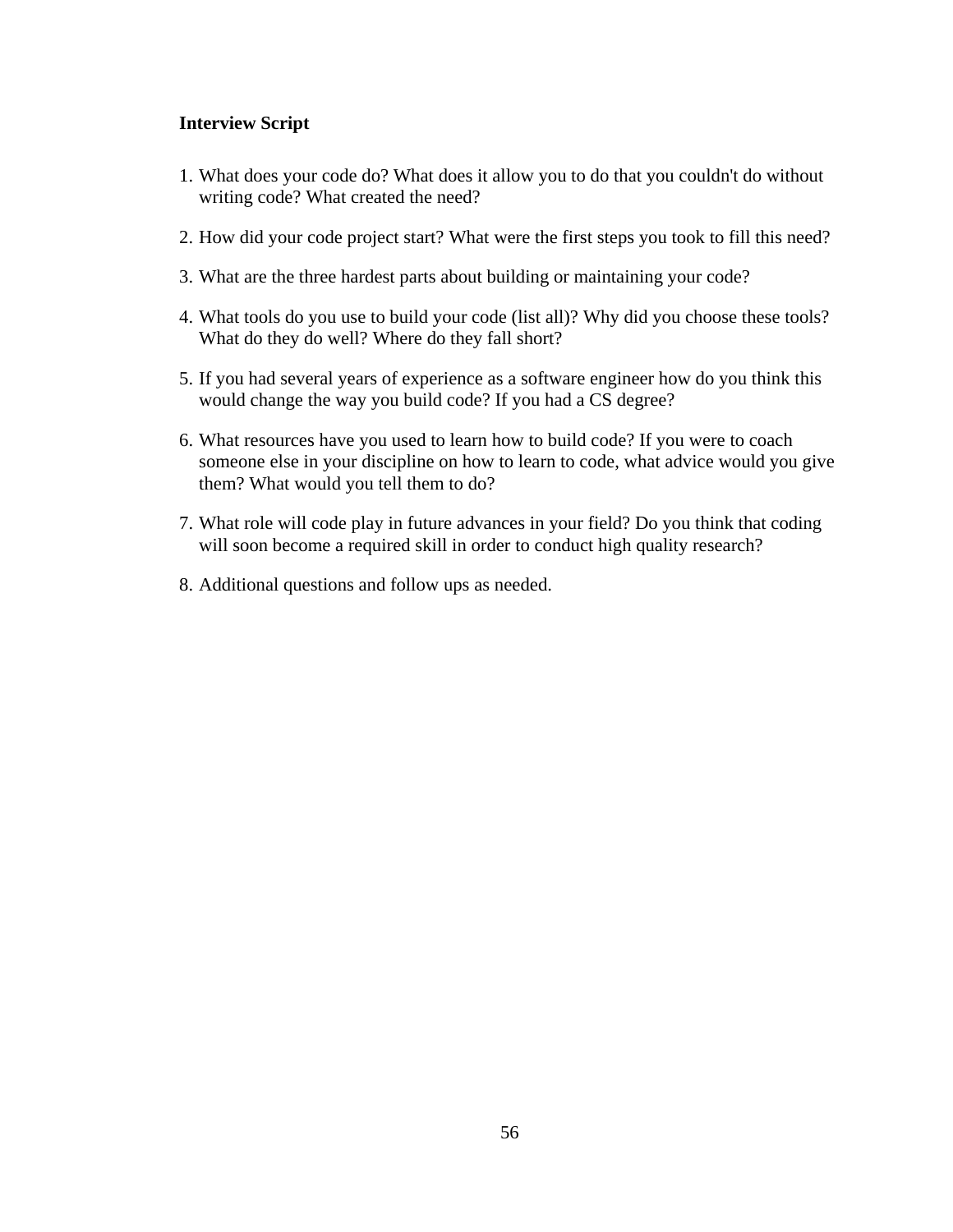**Interview Script**

1. What does your code do? What does it allow you to do that you couldn't do without writing code? What created the need?

2. How did your code project start? What were the first steps you took to fill this need?

3. What are the three hardest parts about building or maintaining your code?

4. What tools do you use to build your code (list all)? Why did you choose these tools? What do they do well? Where do they fall short?

5. If you had several years of experience as a software engineer how do you think this would change the way you build code? If you had a CS degree?

6. What resources have you used to learn how to build code? If you were to coach someone else in your discipline on how to learn to code, what advice would you give them? What would you tell them to do?

7. What role will code play in future advances in your field? Do you think that coding will soon become a required skill in order to conduct high quality research?

8. Additional questions and follow ups as needed.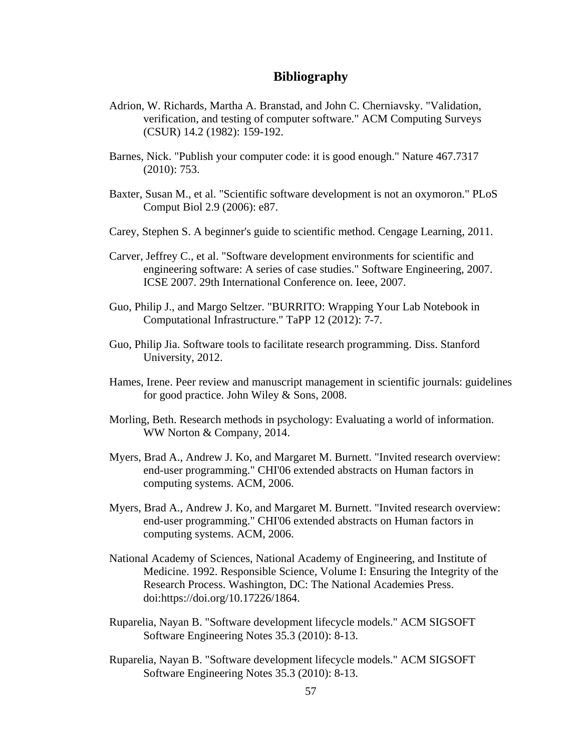# Bibliography

Adrion, W. Richards, Martha A. Branstad, and John C. Cherniavsky. "Validation, verification, and testing of computer software." ACM Computing Surveys (CSUR) 14.2 (1982): 159-192.

Barnes, Nick. "Publish your computer code: it is good enough." Nature 467.7317 (2010): 753.

Baxter, Susan M., et al. "Scientific software development is not an oxymoron." PLoS Comput Biol 2.9 (2006): e87.

Carey, Stephen S. A beginner's guide to scientific method. Cengage Learning, 2011.

Carver, Jeffrey C., et al. "Software development environments for scientific and engineering software: A series of case studies." Software Engineering, 2007. ICSE 2007. 29th International Conference on. Ieee, 2007.

Guo, Philip J., and Margo Seltzer. "BURRITO: Wrapping Your Lab Notebook in Computational Infrastructure." TaPP 12 (2012): 7-7.

Guo, Philip Jia. Software tools to facilitate research programming. Diss. Stanford University, 2012.

Hames, Irene. Peer review and manuscript management in scientific journals: guidelines for good practice. John Wiley & Sons, 2008.

Morling, Beth. Research methods in psychology: Evaluating a world of information. WW Norton & Company, 2014.

Myers, Brad A., Andrew J. Ko, and Margaret M. Burnett. "Invited research overview: end-user programming." CHI'06 extended abstracts on Human factors in computing systems. ACM, 2006.

Myers, Brad A., Andrew J. Ko, and Margaret M. Burnett. "Invited research overview: end-user programming." CHI'06 extended abstracts on Human factors in computing systems. ACM, 2006.

National Academy of Sciences, National Academy of Engineering, and Institute of Medicine. 1992. Responsible Science, Volume I: Ensuring the Integrity of the Research Process. Washington, DC: The National Academies Press. doi:https://doi.org/10.17226/1864.

Ruparelia, Nayan B. "Software development lifecycle models." ACM SIGSOFT Software Engineering Notes 35.3 (2010): 8-13.

Ruparelia, Nayan B. "Software development lifecycle models." ACM SIGSOFT Software Engineering Notes 35.3 (2010): 8-13.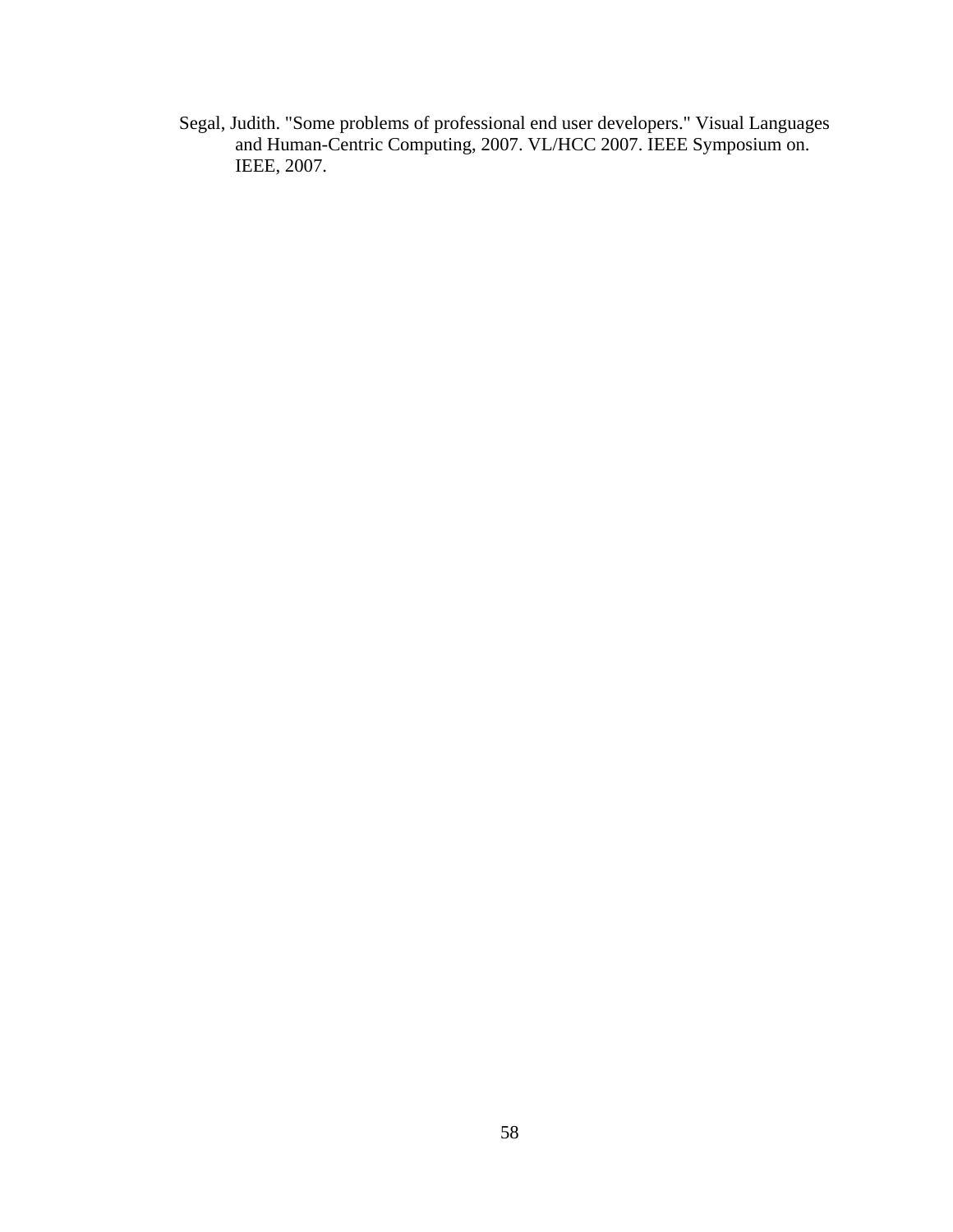Segal, Judith. "Some problems of professional end user developers." Visual Languages and Human-Centric Computing, 2007. VL/HCC 2007. IEEE Symposium on. IEEE, 2007.